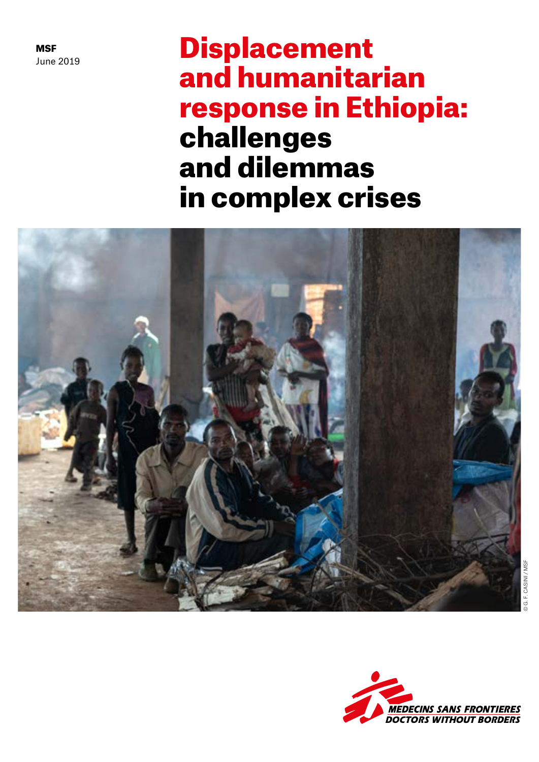MSF
June 2019

# Displacement and humanitarian response in Ethiopia: challenges and dilemmas in complex crises

© G. F. CASINI / MSF

MEDECINS SANS FRONTIERES
DOCTORS WITHOUT BORDERS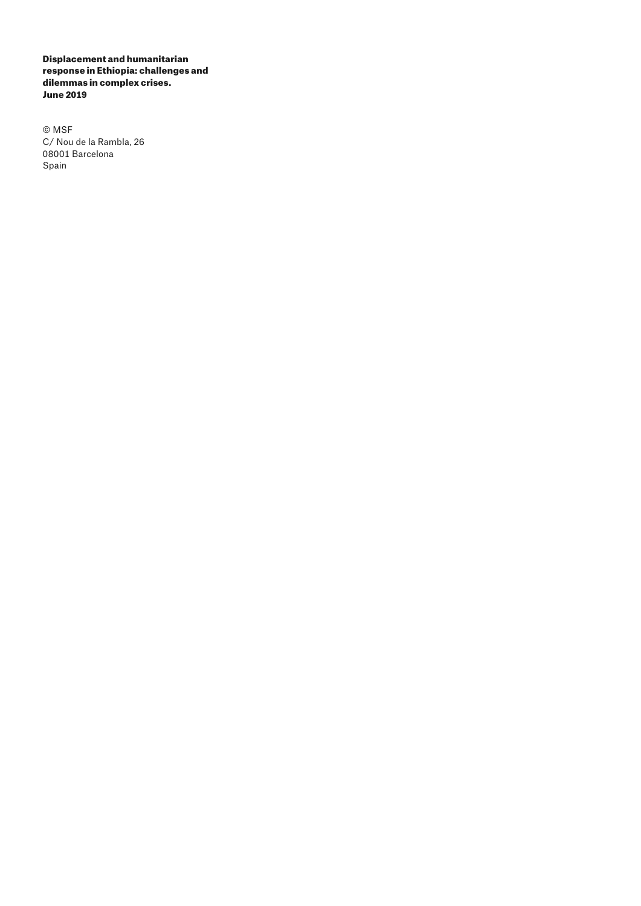**Displacement and humanitarian response in Ethiopia: challenges and dilemmas in complex crises. June 2019**

© MSF
C/ Nou de la Rambla, 26
08001 Barcelona
Spain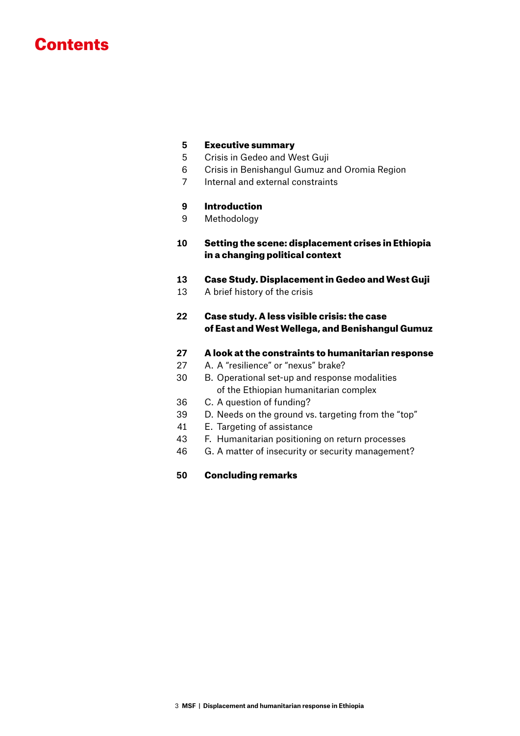# Contents

**5 Executive summary**
5 Crisis in Gedeo and West Guji
6 Crisis in Benishangul Gumuz and Oromia Region
7 Internal and external constraints

**9 Introduction**
9 Methodology

**10 Setting the scene: displacement crises in Ethiopia in a changing political context**

**13 Case Study. Displacement in Gedeo and West Guji**
13 A brief history of the crisis

**22 Case study. A less visible crisis: the case of East and West Wellega, and Benishangul Gumuz**

**27 A look at the constraints to humanitarian response**
27 A. A "resilience" or "nexus" brake?
30 B. Operational set-up and response modalities of the Ethiopian humanitarian complex
36 C. A question of funding?
39 D. Needs on the ground vs. targeting from the "top"
41 E. Targeting of assistance
43 F. Humanitarian positioning on return processes
46 G. A matter of insecurity or security management?

**50 Concluding remarks**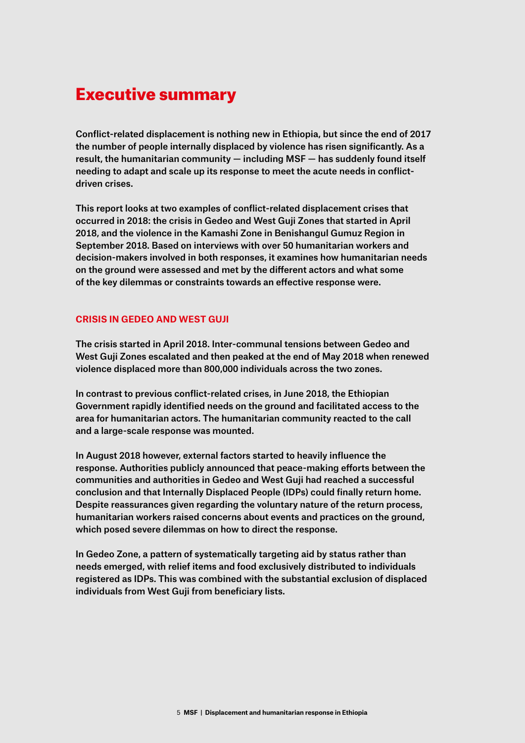# Executive summary

**Conflict-related displacement is nothing new in Ethiopia, but since the end of 2017 the number of people internally displaced by violence has risen significantly. As a result, the humanitarian community — including MSF — has suddenly found itself needing to adapt and scale up its response to meet the acute needs in conflict-driven crises.**

**This report looks at two examples of conflict-related displacement crises that occurred in 2018: the crisis in Gedeo and West Guji Zones that started in April 2018, and the violence in the Kamashi Zone in Benishangul Gumuz Region in September 2018. Based on interviews with over 50 humanitarian workers and decision-makers involved in both responses, it examines how humanitarian needs on the ground were assessed and met by the different actors and what some of the key dilemmas or constraints towards an effective response were.**

## CRISIS IN GEDEO AND WEST GUJI

**The crisis started in April 2018. Inter-communal tensions between Gedeo and West Guji Zones escalated and then peaked at the end of May 2018 when renewed violence displaced more than 800,000 individuals across the two zones.**

**In contrast to previous conflict-related crises, in June 2018, the Ethiopian Government rapidly identified needs on the ground and facilitated access to the area for humanitarian actors. The humanitarian community reacted to the call and a large-scale response was mounted.**

**In August 2018 however, external factors started to heavily influence the response. Authorities publicly announced that peace-making efforts between the communities and authorities in Gedeo and West Guji had reached a successful conclusion and that Internally Displaced People (IDPs) could finally return home. Despite reassurances given regarding the voluntary nature of the return process, humanitarian workers raised concerns about events and practices on the ground, which posed severe dilemmas on how to direct the response.**

**In Gedeo Zone, a pattern of systematically targeting aid by status rather than needs emerged, with relief items and food exclusively distributed to individuals registered as IDPs. This was combined with the substantial exclusion of displaced individuals from West Guji from beneficiary lists.**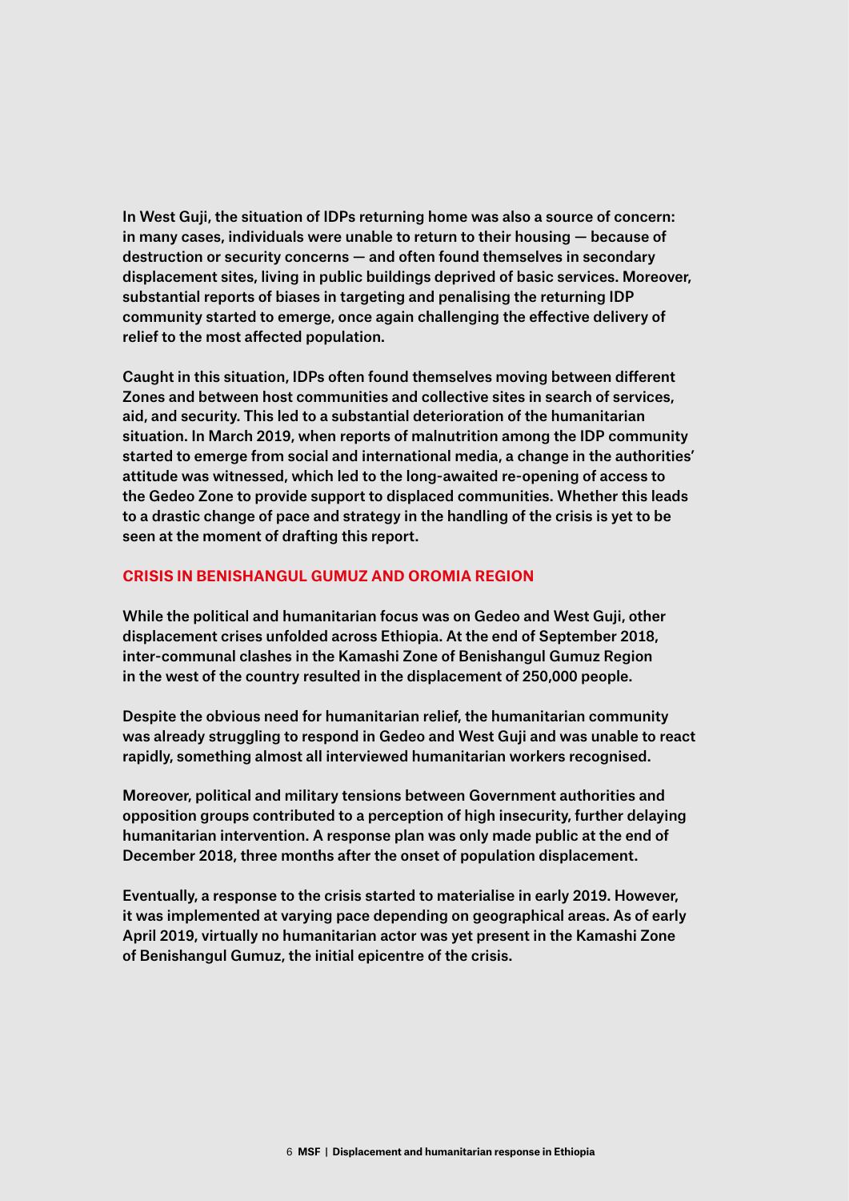In West Guji, the situation of IDPs returning home was also a source of concern: in many cases, individuals were unable to return to their housing — because of destruction or security concerns — and often found themselves in secondary displacement sites, living in public buildings deprived of basic services. Moreover, substantial reports of biases in targeting and penalising the returning IDP community started to emerge, once again challenging the effective delivery of relief to the most affected population.

Caught in this situation, IDPs often found themselves moving between different Zones and between host communities and collective sites in search of services, aid, and security. This led to a substantial deterioration of the humanitarian situation. In March 2019, when reports of malnutrition among the IDP community started to emerge from social and international media, a change in the authorities' attitude was witnessed, which led to the long-awaited re-opening of access to the Gedeo Zone to provide support to displaced communities. Whether this leads to a drastic change of pace and strategy in the handling of the crisis is yet to be seen at the moment of drafting this report.

## CRISIS IN BENISHANGUL GUMUZ AND OROMIA REGION

While the political and humanitarian focus was on Gedeo and West Guji, other displacement crises unfolded across Ethiopia. At the end of September 2018, inter-communal clashes in the Kamashi Zone of Benishangul Gumuz Region in the west of the country resulted in the displacement of 250,000 people.

Despite the obvious need for humanitarian relief, the humanitarian community was already struggling to respond in Gedeo and West Guji and was unable to react rapidly, something almost all interviewed humanitarian workers recognised.

Moreover, political and military tensions between Government authorities and opposition groups contributed to a perception of high insecurity, further delaying humanitarian intervention. A response plan was only made public at the end of December 2018, three months after the onset of population displacement.

Eventually, a response to the crisis started to materialise in early 2019. However, it was implemented at varying pace depending on geographical areas. As of early April 2019, virtually no humanitarian actor was yet present in the Kamashi Zone of Benishangul Gumuz, the initial epicentre of the crisis.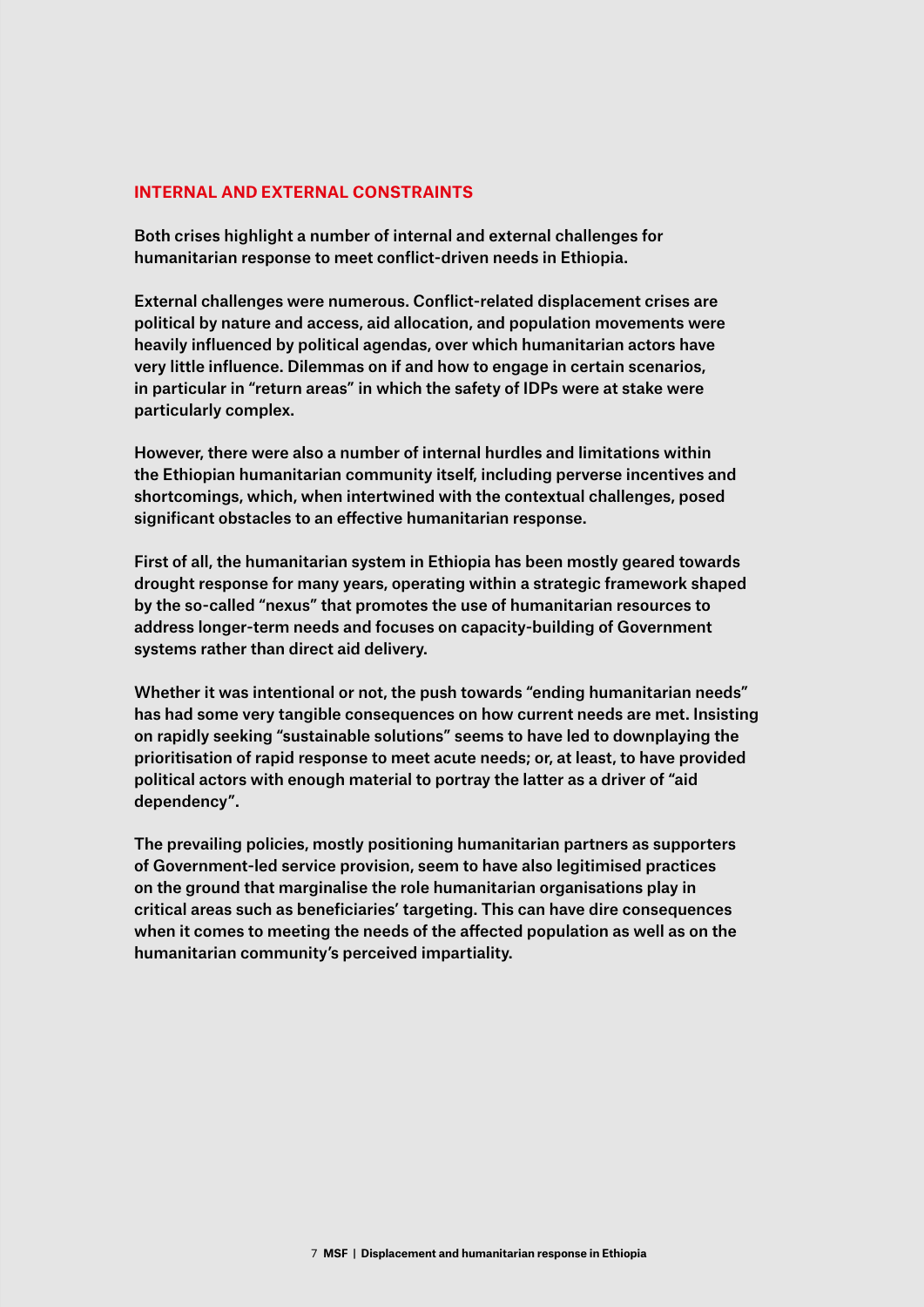## INTERNAL AND EXTERNAL CONSTRAINTS

**Both crises highlight a number of internal and external challenges for humanitarian response to meet conflict-driven needs in Ethiopia.**

**External challenges were numerous. Conflict-related displacement crises are political by nature and access, aid allocation, and population movements were heavily influenced by political agendas, over which humanitarian actors have very little influence. Dilemmas on if and how to engage in certain scenarios, in particular in "return areas" in which the safety of IDPs were at stake were particularly complex.**

**However, there were also a number of internal hurdles and limitations within the Ethiopian humanitarian community itself, including perverse incentives and shortcomings, which, when intertwined with the contextual challenges, posed significant obstacles to an effective humanitarian response.**

**First of all, the humanitarian system in Ethiopia has been mostly geared towards drought response for many years, operating within a strategic framework shaped by the so-called "nexus" that promotes the use of humanitarian resources to address longer-term needs and focuses on capacity-building of Government systems rather than direct aid delivery.**

**Whether it was intentional or not, the push towards "ending humanitarian needs" has had some very tangible consequences on how current needs are met. Insisting on rapidly seeking "sustainable solutions" seems to have led to downplaying the prioritisation of rapid response to meet acute needs; or, at least, to have provided political actors with enough material to portray the latter as a driver of "aid dependency".**

**The prevailing policies, mostly positioning humanitarian partners as supporters of Government-led service provision, seem to have also legitimised practices on the ground that marginalise the role humanitarian organisations play in critical areas such as beneficiaries' targeting. This can have dire consequences when it comes to meeting the needs of the affected population as well as on the humanitarian community's perceived impartiality.**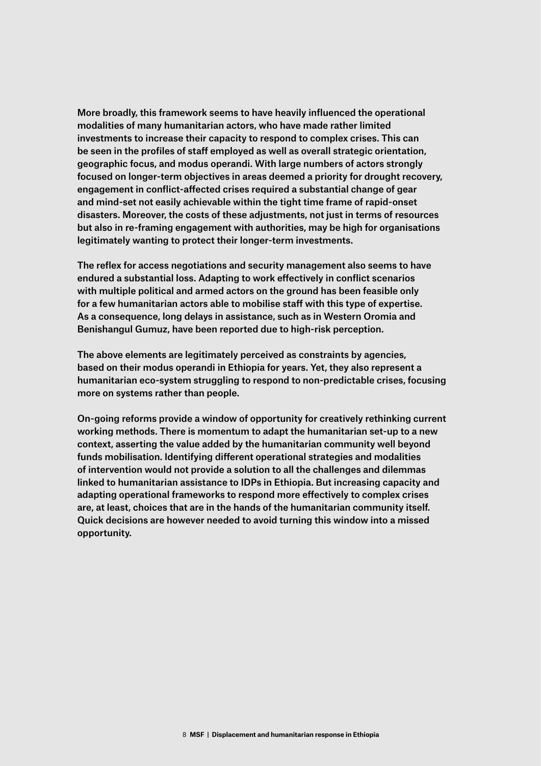More broadly, this framework seems to have heavily influenced the operational modalities of many humanitarian actors, who have made rather limited investments to increase their capacity to respond to complex crises. This can be seen in the profiles of staff employed as well as overall strategic orientation, geographic focus, and modus operandi. With large numbers of actors strongly focused on longer-term objectives in areas deemed a priority for drought recovery, engagement in conflict-affected crises required a substantial change of gear and mind-set not easily achievable within the tight time frame of rapid-onset disasters. Moreover, the costs of these adjustments, not just in terms of resources but also in re-framing engagement with authorities, may be high for organisations legitimately wanting to protect their longer-term investments.

The reflex for access negotiations and security management also seems to have endured a substantial loss. Adapting to work effectively in conflict scenarios with multiple political and armed actors on the ground has been feasible only for a few humanitarian actors able to mobilise staff with this type of expertise. As a consequence, long delays in assistance, such as in Western Oromia and Benishangul Gumuz, have been reported due to high-risk perception.

The above elements are legitimately perceived as constraints by agencies, based on their modus operandi in Ethiopia for years. Yet, they also represent a humanitarian eco-system struggling to respond to non-predictable crises, focusing more on systems rather than people.

On-going reforms provide a window of opportunity for creatively rethinking current working methods. There is momentum to adapt the humanitarian set-up to a new context, asserting the value added by the humanitarian community well beyond funds mobilisation. Identifying different operational strategies and modalities of intervention would not provide a solution to all the challenges and dilemmas linked to humanitarian assistance to IDPs in Ethiopia. But increasing capacity and adapting operational frameworks to respond more effectively to complex crises are, at least, choices that are in the hands of the humanitarian community itself. Quick decisions are however needed to avoid turning this window into a missed opportunity.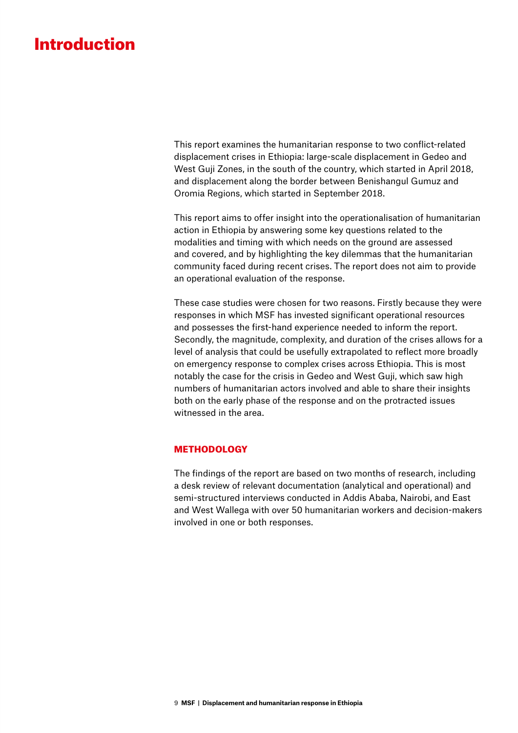# Introduction

This report examines the humanitarian response to two conflict-related displacement crises in Ethiopia: large-scale displacement in Gedeo and West Guji Zones, in the south of the country, which started in April 2018, and displacement along the border between Benishangul Gumuz and Oromia Regions, which started in September 2018.

This report aims to offer insight into the operationalisation of humanitarian action in Ethiopia by answering some key questions related to the modalities and timing with which needs on the ground are assessed and covered, and by highlighting the key dilemmas that the humanitarian community faced during recent crises. The report does not aim to provide an operational evaluation of the response.

These case studies were chosen for two reasons. Firstly because they were responses in which MSF has invested significant operational resources and possesses the first-hand experience needed to inform the report. Secondly, the magnitude, complexity, and duration of the crises allows for a level of analysis that could be usefully extrapolated to reflect more broadly on emergency response to complex crises across Ethiopia. This is most notably the case for the crisis in Gedeo and West Guji, which saw high numbers of humanitarian actors involved and able to share their insights both on the early phase of the response and on the protracted issues witnessed in the area.

## METHODOLOGY

The findings of the report are based on two months of research, including a desk review of relevant documentation (analytical and operational) and semi-structured interviews conducted in Addis Ababa, Nairobi, and East and West Wallega with over 50 humanitarian workers and decision-makers involved in one or both responses.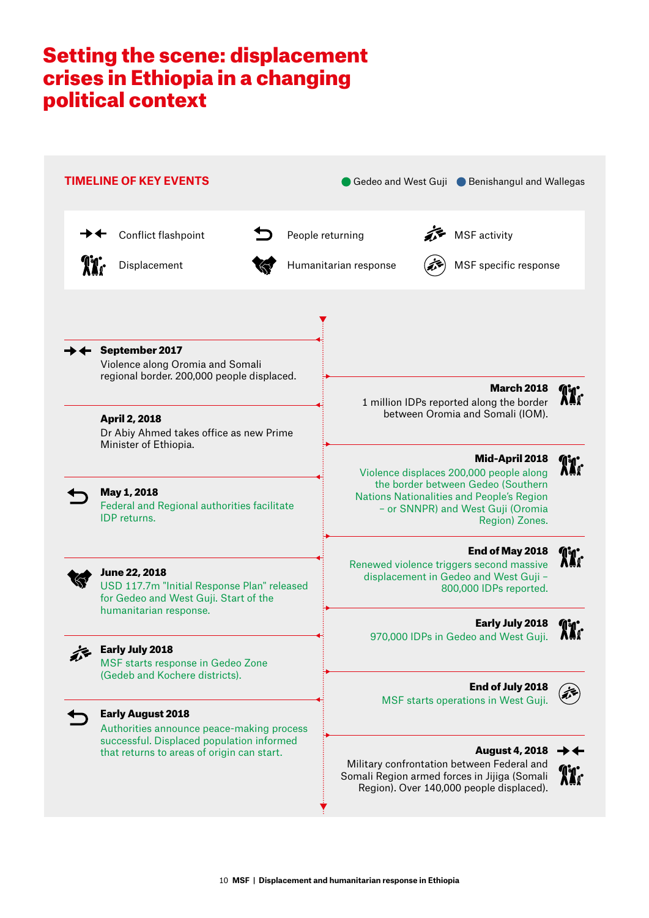# Setting the scene: displacement crises in Ethiopia in a changing political context

## TIMELINE OF KEY EVENTS

● Gedeo and West Guji ● Benishangul and Wallegas

**Legend:** Conflict flashpoint · Displacement · People returning · Humanitarian response · MSF activity · MSF specific response

**September 2017**
Violence along Oromia and Somali regional border. 200,000 people displaced.

**March 2018**
1 million IDPs reported along the border between Oromia and Somali (IOM).

**April 2, 2018**
Dr Abiy Ahmed takes office as new Prime Minister of Ethiopia.

**Mid-April 2018**
Violence displaces 200,000 people along the border between Gedeo (Southern Nations Nationalities and People's Region – or SNNPR) and West Guji (Oromia Region) Zones.

**May 1, 2018**
Federal and Regional authorities facilitate IDP returns.

**End of May 2018**
Renewed violence triggers second massive displacement in Gedeo and West Guji – 800,000 IDPs reported.

**June 22, 2018**
USD 117.7m "Initial Response Plan" released for Gedeo and West Guji. Start of the humanitarian response.

**Early July 2018**
970,000 IDPs in Gedeo and West Guji.

**Early July 2018**
MSF starts response in Gedeo Zone (Gedeb and Kochere districts).

**End of July 2018**
MSF starts operations in West Guji.

**Early August 2018**
Authorities announce peace-making process successful. Displaced population informed that returns to areas of origin can start.

**August 4, 2018**
Military confrontation between Federal and Somali Region armed forces in Jijiga (Somali Region). Over 140,000 people displaced).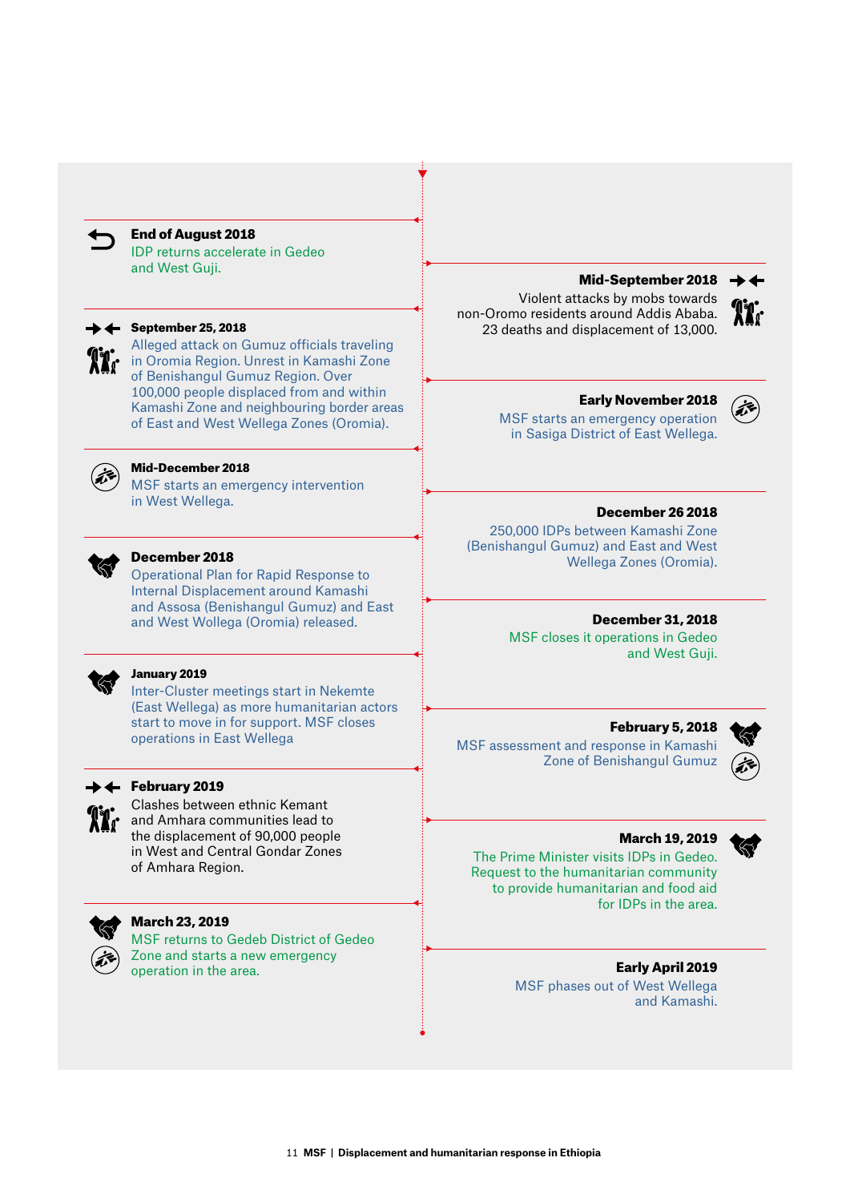**End of August 2018**
IDP returns accelerate in Gedeo and West Guji.

**Mid-September 2018**
Violent attacks by mobs towards non-Oromo residents around Addis Ababa. 23 deaths and displacement of 13,000.

**September 25, 2018**
Alleged attack on Gumuz officials traveling in Oromia Region. Unrest in Kamashi Zone of Benishangul Gumuz Region. Over 100,000 people displaced from and within Kamashi Zone and neighbouring border areas of East and West Wellega Zones (Oromia).

**Early November 2018**
MSF starts an emergency operation in Sasiga District of East Wellega.

**Mid-December 2018**
MSF starts an emergency intervention in West Wellega.

**December 26 2018**
250,000 IDPs between Kamashi Zone (Benishangul Gumuz) and East and West Wellega Zones (Oromia).

**December 2018**
Operational Plan for Rapid Response to Internal Displacement around Kamashi and Assosa (Benishangul Gumuz) and East and West Wollega (Oromia) released.

**December 31, 2018**
MSF closes it operations in Gedeo and West Guji.

**January 2019**
Inter-Cluster meetings start in Nekemte (East Wellega) as more humanitarian actors start to move in for support. MSF closes operations in East Wellega

**February 5, 2018**
MSF assessment and response in Kamashi Zone of Benishangul Gumuz

**February 2019**
Clashes between ethnic Kemant and Amhara communities lead to the displacement of 90,000 people in West and Central Gondar Zones of Amhara Region.

**March 19, 2019**
The Prime Minister visits IDPs in Gedeo. Request to the humanitarian community to provide humanitarian and food aid for IDPs in the area.

**March 23, 2019**
MSF returns to Gedeb District of Gedeo Zone and starts a new emergency operation in the area.

**Early April 2019**
MSF phases out of West Wellega and Kamashi.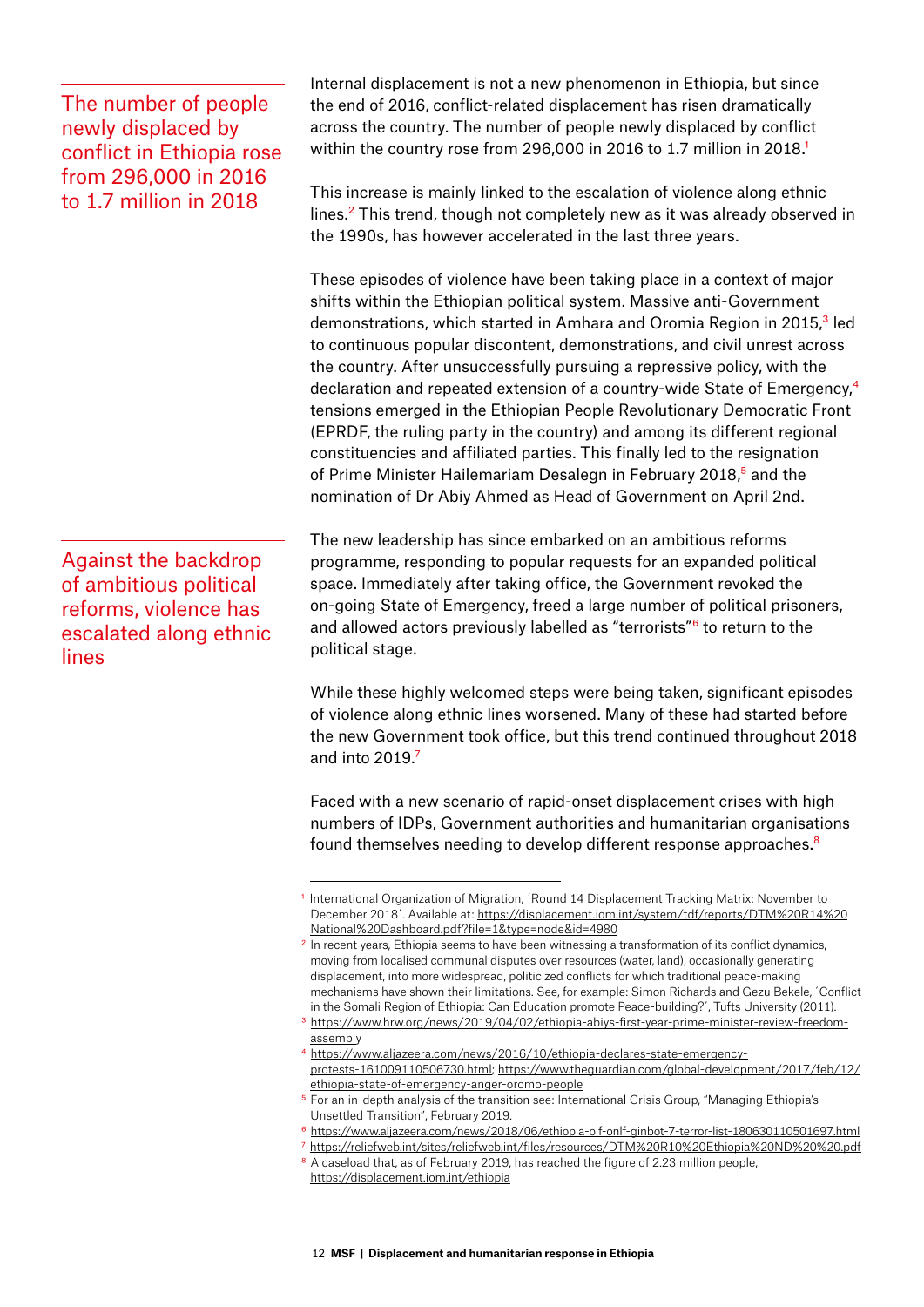> The number of people newly displaced by conflict in Ethiopia rose from 296,000 in 2016 to 1.7 million in 2018

Internal displacement is not a new phenomenon in Ethiopia, but since the end of 2016, conflict-related displacement has risen dramatically across the country. The number of people newly displaced by conflict within the country rose from 296,000 in 2016 to 1.7 million in 2018.[1]

This increase is mainly linked to the escalation of violence along ethnic lines.[2] This trend, though not completely new as it was already observed in the 1990s, has however accelerated in the last three years.

These episodes of violence have been taking place in a context of major shifts within the Ethiopian political system. Massive anti-Government demonstrations, which started in Amhara and Oromia Region in 2015,[3] led to continuous popular discontent, demonstrations, and civil unrest across the country. After unsuccessfully pursuing a repressive policy, with the declaration and repeated extension of a country-wide State of Emergency,[4] tensions emerged in the Ethiopian People Revolutionary Democratic Front (EPRDF, the ruling party in the country) and among its different regional constituencies and affiliated parties. This finally led to the resignation of Prime Minister Hailemariam Desalegn in February 2018,[5] and the nomination of Dr Abiy Ahmed as Head of Government on April 2nd.

> Against the backdrop of ambitious political reforms, violence has escalated along ethnic lines

The new leadership has since embarked on an ambitious reforms programme, responding to popular requests for an expanded political space. Immediately after taking office, the Government revoked the on-going State of Emergency, freed a large number of political prisoners, and allowed actors previously labelled as "terrorists"[6] to return to the political stage.

While these highly welcomed steps were being taken, significant episodes of violence along ethnic lines worsened. Many of these had started before the new Government took office, but this trend continued throughout 2018 and into 2019.[7]

Faced with a new scenario of rapid-onset displacement crises with high numbers of IDPs, Government authorities and humanitarian organisations found themselves needing to develop different response approaches.[8]

---

[1] International Organization of Migration, ´Round 14 Displacement Tracking Matrix: November to December 2018´. Available at: https://displacement.iom.int/system/tdf/reports/DTM%20R14%20National%20Dashboard.pdf?file=1&type=node&id=4980

[2] In recent years, Ethiopia seems to have been witnessing a transformation of its conflict dynamics, moving from localised communal disputes over resources (water, land), occasionally generating displacement, into more widespread, politicized conflicts for which traditional peace-making mechanisms have shown their limitations. See, for example: Simon Richards and Gezu Bekele, ´Conflict in the Somali Region of Ethiopia: Can Education promote Peace-building?´, Tufts University (2011).

[3] https://www.hrw.org/news/2019/04/02/ethiopia-abiys-first-year-prime-minister-review-freedom-assembly

[4] https://www.aljazeera.com/news/2016/10/ethiopia-declares-state-emergency-protests-161009110506730.html; https://www.theguardian.com/global-development/2017/feb/12/ethiopia-state-of-emergency-anger-oromo-people

[5] For an in-depth analysis of the transition see: International Crisis Group, "Managing Ethiopia's Unsettled Transition", February 2019.

[6] https://www.aljazeera.com/news/2018/06/ethiopia-olf-onlf-ginbot-7-terror-list-180630110501697.html

[7] https://reliefweb.int/sites/reliefweb.int/files/resources/DTM%20R10%20Ethiopia%20ND%20%20.pdf

[8] A caseload that, as of February 2019, has reached the figure of 2.23 million people, https://displacement.iom.int/ethiopia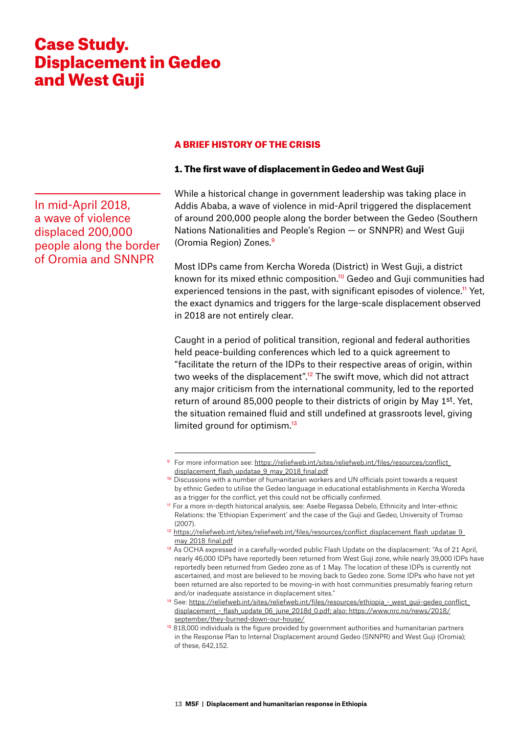# Case Study. Displacement in Gedeo and West Guji

## A BRIEF HISTORY OF THE CRISIS

### 1. The first wave of displacement in Gedeo and West Guji

In mid-April 2018, a wave of violence displaced 200,000 people along the border of Oromia and SNNPR

While a historical change in government leadership was taking place in Addis Ababa, a wave of violence in mid-April triggered the displacement of around 200,000 people along the border between the Gedeo (Southern Nations Nationalities and People's Region — or SNNPR) and West Guji (Oromia Region) Zones.[9]

Most IDPs came from Kercha Woreda (District) in West Guji, a district known for its mixed ethnic composition.[10] Gedeo and Guji communities had experienced tensions in the past, with significant episodes of violence.[11] Yet, the exact dynamics and triggers for the large-scale displacement observed in 2018 are not entirely clear.

Caught in a period of political transition, regional and federal authorities held peace-building conferences which led to a quick agreement to "facilitate the return of the IDPs to their respective areas of origin, within two weeks of the displacement".[12] The swift move, which did not attract any major criticism from the international community, led to the reported return of around 85,000 people to their districts of origin by May 1st. Yet, the situation remained fluid and still undefined at grassroots level, giving limited ground for optimism.[13]

---

[9] For more information see: https://reliefweb.int/sites/reliefweb.int/files/resources/conflict_displacement_flash_updatae_9_may_2018_final.pdf

[10] Discussions with a number of humanitarian workers and UN officials point towards a request by ethnic Gedeo to utilise the Gedeo language in educational establishments in Kercha Woreda as a trigger for the conflict, yet this could not be officially confirmed.

[11] For a more in-depth historical analysis, see: Asebe Regassa Debelo, Ethnicity and Inter-ethnic Relations: the 'Ethiopian Experiment' and the case of the Guji and Gedeo, University of Tromso (2007).

[12] https://reliefweb.int/sites/reliefweb.int/files/resources/conflict_displacement_flash_updatae_9_may_2018_final.pdf

[13] As OCHA expressed in a carefully-worded public Flash Update on the displacement: "As of 21 April, nearly 46,000 IDPs have reportedly been returned from West Guji zone, while nearly 39,000 IDPs have reportedly been returned from Gedeo zone as of 1 May. The location of these IDPs is currently not ascertained, and most are believed to be moving back to Gedeo zone. Some IDPs who have not yet been returned are also reported to be moving-in with host communities presumably fearing return and/or inadequate assistance in displacement sites."

[14] See: https://reliefweb.int/sites/reliefweb.int/files/resources/ethiopia_-_west_guji-gedeo_conflict_displacement_-_flash_update_06_june_2018d_0.pdf; also: https://www.nrc.no/news/2018/september/they-burned-down-our-house/

[15] 818,000 individuals is the figure provided by government authorities and humanitarian partners in the Response Plan to Internal Displacement around Gedeo (SNNPR) and West Guji (Oromia); of these, 642,152.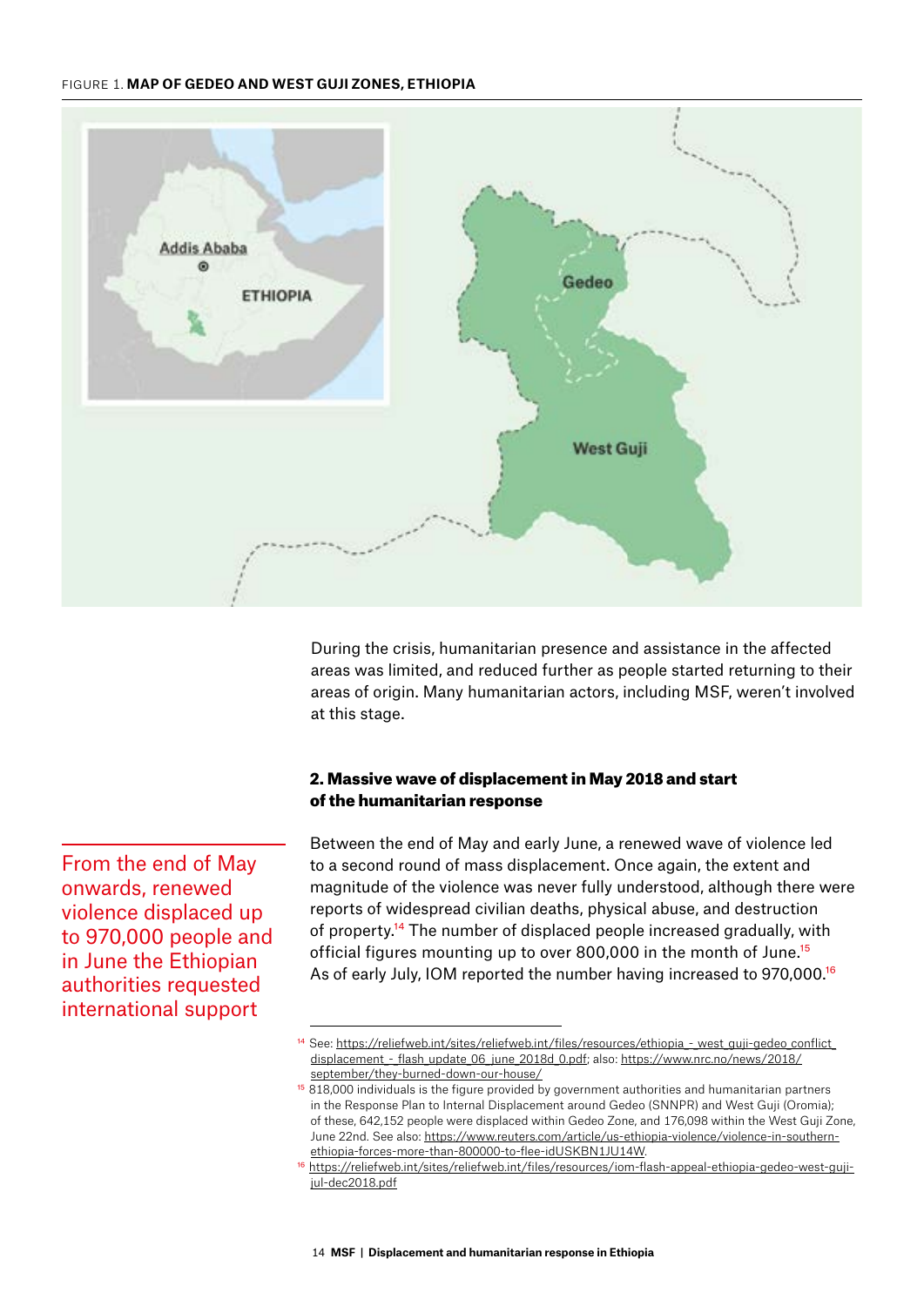FIGURE 1. **MAP OF GEDEO AND WEST GUJI ZONES, ETHIOPIA**

During the crisis, humanitarian presence and assistance in the affected areas was limited, and reduced further as people started returning to their areas of origin. Many humanitarian actors, including MSF, weren't involved at this stage.

### 2. Massive wave of displacement in May 2018 and start of the humanitarian response

> From the end of May onwards, renewed violence displaced up to 970,000 people and in June the Ethiopian authorities requested international support

Between the end of May and early June, a renewed wave of violence led to a second round of mass displacement. Once again, the extent and magnitude of the violence was never fully understood, although there were reports of widespread civilian deaths, physical abuse, and destruction of property.[14] The number of displaced people increased gradually, with official figures mounting up to over 800,000 in the month of June.[15] As of early July, IOM reported the number having increased to 970,000.[16]

---

[14] See: https://reliefweb.int/sites/reliefweb.int/files/resources/ethiopia_-_west_guji-gedeo_conflict_displacement_-_flash_update_06_june_2018d_0.pdf; also: https://www.nrc.no/news/2018/september/they-burned-down-our-house/

[15] 818,000 individuals is the figure provided by government authorities and humanitarian partners in the Response Plan to Internal Displacement around Gedeo (SNNPR) and West Guji (Oromia); of these, 642,152 people were displaced within Gedeo Zone, and 176,098 within the West Guji Zone, June 22nd. See also: https://www.reuters.com/article/us-ethiopia-violence/violence-in-southern-ethiopia-forces-more-than-800000-to-flee-idUSKBN1JU14W.

[16] https://reliefweb.int/sites/reliefweb.int/files/resources/iom-flash-appeal-ethiopia-gedeo-west-guji-jul-dec2018.pdf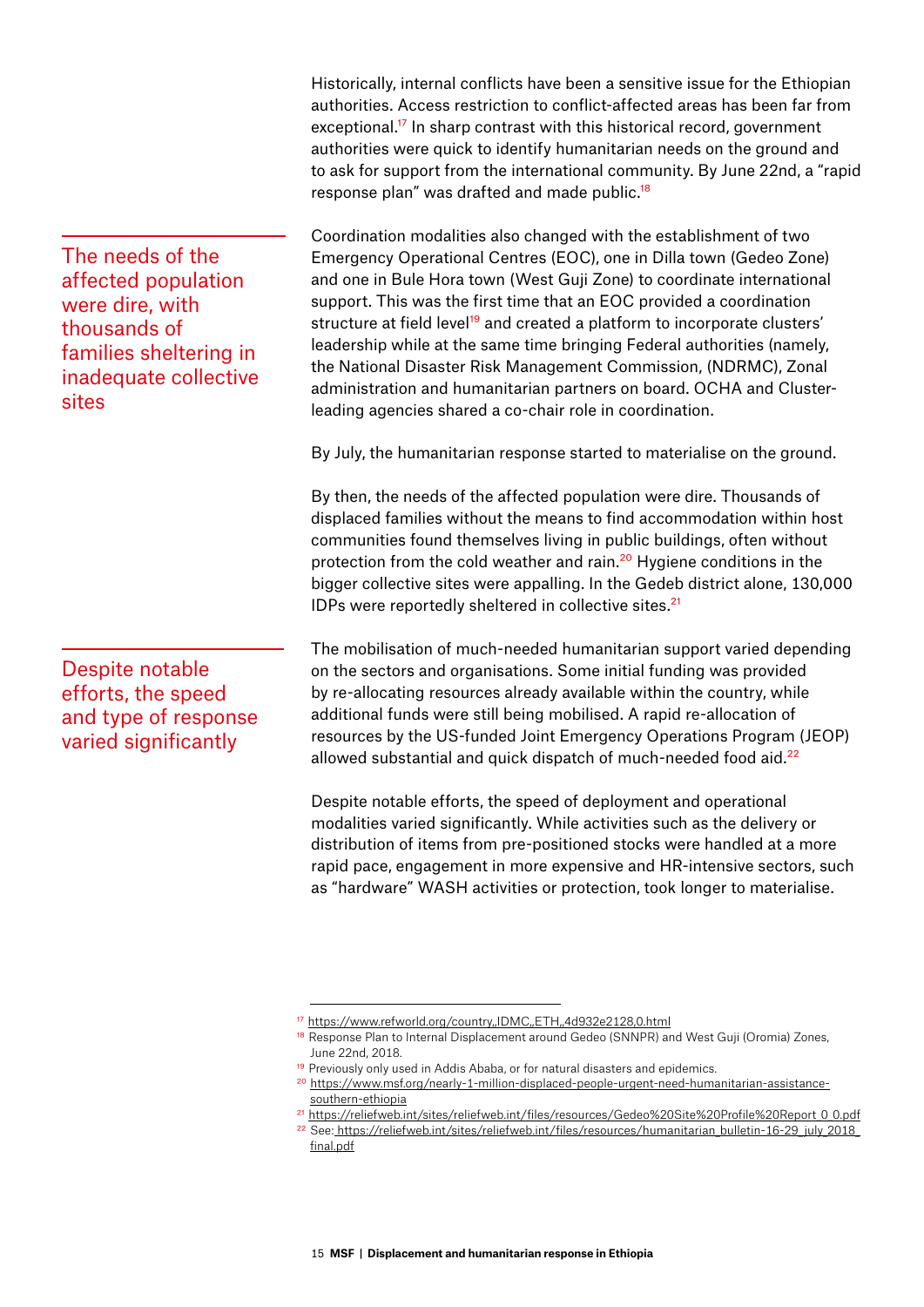Historically, internal conflicts have been a sensitive issue for the Ethiopian authorities. Access restriction to conflict-affected areas has been far from exceptional.[17] In sharp contrast with this historical record, government authorities were quick to identify humanitarian needs on the ground and to ask for support from the international community. By June 22nd, a "rapid response plan" was drafted and made public.[18]

> The needs of the affected population were dire, with thousands of families sheltering in inadequate collective sites

Coordination modalities also changed with the establishment of two Emergency Operational Centres (EOC), one in Dilla town (Gedeo Zone) and one in Bule Hora town (West Guji Zone) to coordinate international support. This was the first time that an EOC provided a coordination structure at field level[19] and created a platform to incorporate clusters' leadership while at the same time bringing Federal authorities (namely, the National Disaster Risk Management Commission, (NDRMC), Zonal administration and humanitarian partners on board. OCHA and Cluster-leading agencies shared a co-chair role in coordination.

By July, the humanitarian response started to materialise on the ground.

By then, the needs of the affected population were dire. Thousands of displaced families without the means to find accommodation within host communities found themselves living in public buildings, often without protection from the cold weather and rain.[20] Hygiene conditions in the bigger collective sites were appalling. In the Gedeb district alone, 130,000 IDPs were reportedly sheltered in collective sites.[21]

> Despite notable efforts, the speed and type of response varied significantly

The mobilisation of much-needed humanitarian support varied depending on the sectors and organisations. Some initial funding was provided by re-allocating resources already available within the country, while additional funds were still being mobilised. A rapid re-allocation of resources by the US-funded Joint Emergency Operations Program (JEOP) allowed substantial and quick dispatch of much-needed food aid.[22]

Despite notable efforts, the speed of deployment and operational modalities varied significantly. While activities such as the delivery or distribution of items from pre-positioned stocks were handled at a more rapid pace, engagement in more expensive and HR-intensive sectors, such as "hardware" WASH activities or protection, took longer to materialise.

---

[17] https://www.refworld.org/country,,IDMC,,ETH,,4d932e2128,0.html

[18] Response Plan to Internal Displacement around Gedeo (SNNPR) and West Guji (Oromia) Zones, June 22nd, 2018.

[19] Previously only used in Addis Ababa, or for natural disasters and epidemics.

[20] https://www.msf.org/nearly-1-million-displaced-people-urgent-need-humanitarian-assistance-southern-ethiopia

[21] https://reliefweb.int/sites/reliefweb.int/files/resources/Gedeo%20Site%20Profile%20Report_0_0.pdf

[22] See: https://reliefweb.int/sites/reliefweb.int/files/resources/humanitarian_bulletin-16-29_july_2018_final.pdf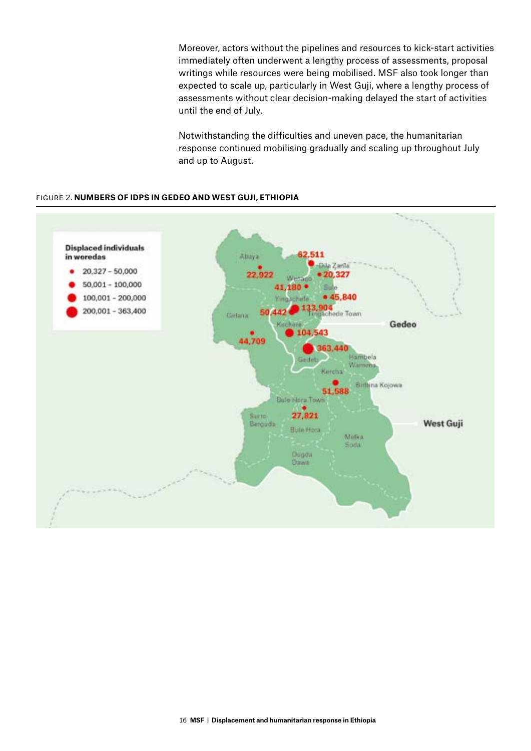Moreover, actors without the pipelines and resources to kick-start activities immediately often underwent a lengthy process of assessments, proposal writings while resources were being mobilised. MSF also took longer than expected to scale up, particularly in West Guji, where a lengthy process of assessments without clear decision-making delayed the start of activities until the end of July.

Notwithstanding the difficulties and uneven pace, the humanitarian response continued mobilising gradually and scaling up throughout July and up to August.

FIGURE 2. **NUMBERS OF IDPS IN GEDEO AND WEST GUJI, ETHIOPIA**

**Displaced individuals in woredas**

- 20,327 – 50,000
- 50,001 – 100,000
- 100,001 – 200,000
- 200,001 – 363,400

Gedeo

West Guji

Abaya 22,922; Dila Zuria 62,511; Wenago 41,180; Bule 20,327; Yirgachefe 45,840; Gelana 44,709; 50,442; Yirgachefe Town 133,904; Kochere 104,543; Gedeb 363,440; Hambela Wamena; Kercha 51,588; Birbirsa Kojowa; Bule Hora Town 27,821; Suro Berguda; Bule Hora; Melka Soda; Dugda Dawa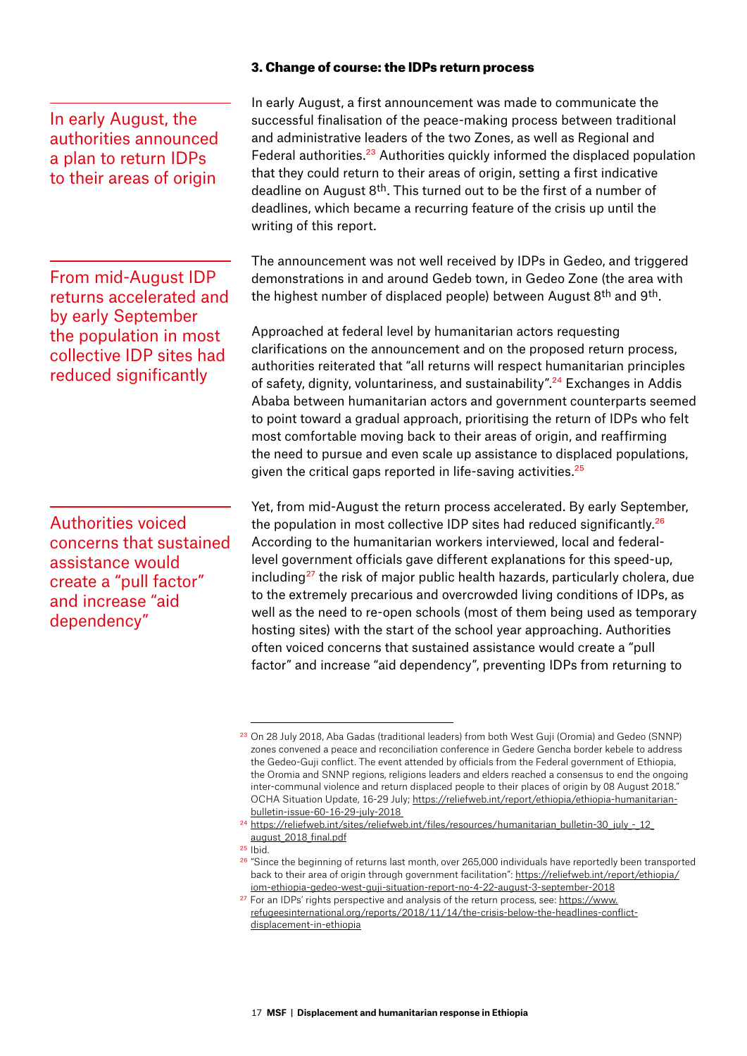### 3. Change of course: the IDPs return process

In early August, the authorities announced a plan to return IDPs to their areas of origin

In early August, a first announcement was made to communicate the successful finalisation of the peace-making process between traditional and administrative leaders of the two Zones, as well as Regional and Federal authorities.[23] Authorities quickly informed the displaced population that they could return to their areas of origin, setting a first indicative deadline on August 8th. This turned out to be the first of a number of deadlines, which became a recurring feature of the crisis up until the writing of this report.

From mid-August IDP returns accelerated and by early September the population in most collective IDP sites had reduced significantly

The announcement was not well received by IDPs in Gedeo, and triggered demonstrations in and around Gedeb town, in Gedeo Zone (the area with the highest number of displaced people) between August 8th and 9th.

Approached at federal level by humanitarian actors requesting clarifications on the announcement and on the proposed return process, authorities reiterated that "all returns will respect humanitarian principles of safety, dignity, voluntariness, and sustainability".[24] Exchanges in Addis Ababa between humanitarian actors and government counterparts seemed to point toward a gradual approach, prioritising the return of IDPs who felt most comfortable moving back to their areas of origin, and reaffirming the need to pursue and even scale up assistance to displaced populations, given the critical gaps reported in life-saving activities.[25]

Authorities voiced concerns that sustained assistance would create a "pull factor" and increase "aid dependency"

Yet, from mid-August the return process accelerated. By early September, the population in most collective IDP sites had reduced significantly.[26] According to the humanitarian workers interviewed, local and federal-level government officials gave different explanations for this speed-up, including[27] the risk of major public health hazards, particularly cholera, due to the extremely precarious and overcrowded living conditions of IDPs, as well as the need to re-open schools (most of them being used as temporary hosting sites) with the start of the school year approaching. Authorities often voiced concerns that sustained assistance would create a "pull factor" and increase "aid dependency", preventing IDPs from returning to

---

[23] On 28 July 2018, Aba Gadas (traditional leaders) from both West Guji (Oromia) and Gedeo (SNNP) zones convened a peace and reconciliation conference in Gedere Gencha border kebele to address the Gedeo-Guji conflict. The event attended by officials from the Federal government of Ethiopia, the Oromia and SNNP regions, religions leaders and elders reached a consensus to end the ongoing inter-communal violence and return displaced people to their places of origin by 08 August 2018." OCHA Situation Update, 16-29 July; https://reliefweb.int/report/ethiopia/ethiopia-humanitarian-bulletin-issue-60-16-29-july-2018

[24] https://reliefweb.int/sites/reliefweb.int/files/resources/humanitarian_bulletin-30_july_-_12_august_2018_final.pdf

[25] Ibid.

[26] "Since the beginning of returns last month, over 265,000 individuals have reportedly been transported back to their area of origin through government facilitation": https://reliefweb.int/report/ethiopia/iom-ethiopia-gedeo-west-guji-situation-report-no-4-22-august-3-september-2018

[27] For an IDPs' rights perspective and analysis of the return process, see: https://www.refugeesinternational.org/reports/2018/11/14/the-crisis-below-the-headlines-conflict-displacement-in-ethiopia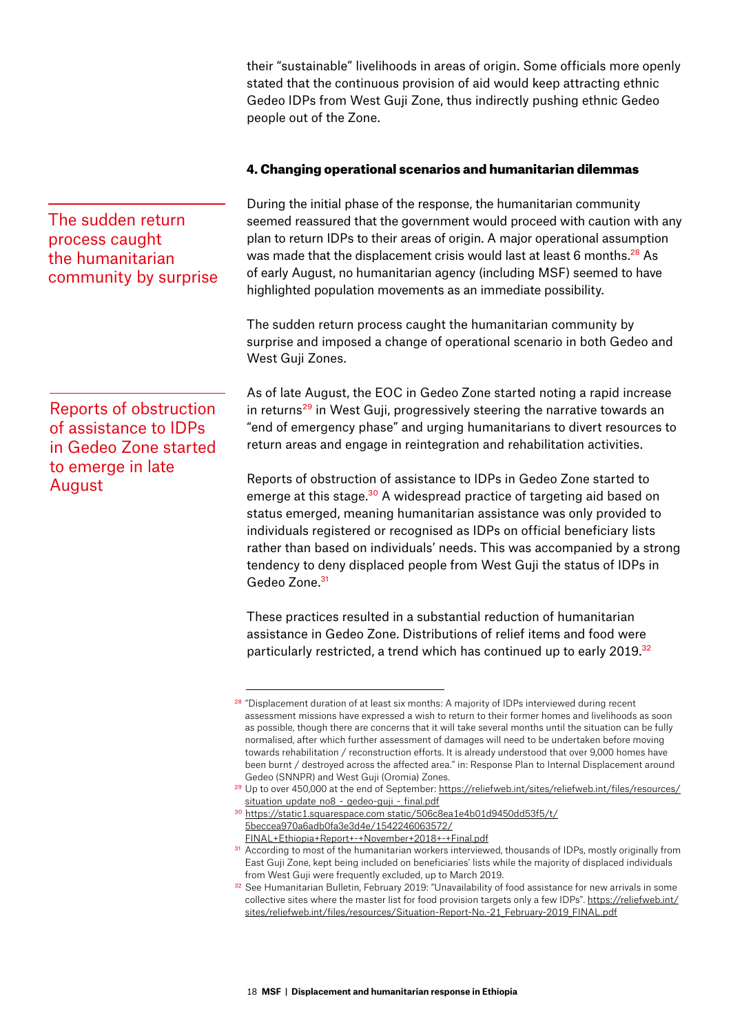their "sustainable" livelihoods in areas of origin. Some officials more openly stated that the continuous provision of aid would keep attracting ethnic Gedeo IDPs from West Guji Zone, thus indirectly pushing ethnic Gedeo people out of the Zone.

### 4. Changing operational scenarios and humanitarian dilemmas

> The sudden return process caught the humanitarian community by surprise

During the initial phase of the response, the humanitarian community seemed reassured that the government would proceed with caution with any plan to return IDPs to their areas of origin. A major operational assumption was made that the displacement crisis would last at least 6 months.[28] As of early August, no humanitarian agency (including MSF) seemed to have highlighted population movements as an immediate possibility.

The sudden return process caught the humanitarian community by surprise and imposed a change of operational scenario in both Gedeo and West Guji Zones.

> Reports of obstruction of assistance to IDPs in Gedeo Zone started to emerge in late August

As of late August, the EOC in Gedeo Zone started noting a rapid increase in returns[29] in West Guji, progressively steering the narrative towards an "end of emergency phase" and urging humanitarians to divert resources to return areas and engage in reintegration and rehabilitation activities.

Reports of obstruction of assistance to IDPs in Gedeo Zone started to emerge at this stage.[30] A widespread practice of targeting aid based on status emerged, meaning humanitarian assistance was only provided to individuals registered or recognised as IDPs on official beneficiary lists rather than based on individuals' needs. This was accompanied by a strong tendency to deny displaced people from West Guji the status of IDPs in Gedeo Zone.[31]

These practices resulted in a substantial reduction of humanitarian assistance in Gedeo Zone. Distributions of relief items and food were particularly restricted, a trend which has continued up to early 2019.[32]

---

[28] "Displacement duration of at least six months: A majority of IDPs interviewed during recent assessment missions have expressed a wish to return to their former homes and livelihoods as soon as possible, though there are concerns that it will take several months until the situation can be fully normalised, after which further assessment of damages will need to be undertaken before moving towards rehabilitation / reconstruction efforts. It is already understood that over 9,000 homes have been burnt / destroyed across the affected area." in: Response Plan to Internal Displacement around Gedeo (SNNPR) and West Guji (Oromia) Zones.

[29] Up to over 450,000 at the end of September: https://reliefweb.int/sites/reliefweb.int/files/resources/situation_update_no8_-_gedeo-guji_-_final.pdf

[30] https://static1.squarespace.com static/506c8ea1e4b01d9450dd53f5/t/5beccea970a6adb0fa3e3d4e/1542246063572/FINAL+Ethiopia+Report+-+November+2018+-+Final.pdf

[31] According to most of the humanitarian workers interviewed, thousands of IDPs, mostly originally from East Guji Zone, kept being included on beneficiaries' lists while the majority of displaced individuals from West Guji were frequently excluded, up to March 2019.

[32] See Humanitarian Bulletin, February 2019: "Unavailability of food assistance for new arrivals in some collective sites where the master list for food provision targets only a few IDPs". https://reliefweb.int/sites/reliefweb.int/files/resources/Situation-Report-No.-21_February-2019_FINAL.pdf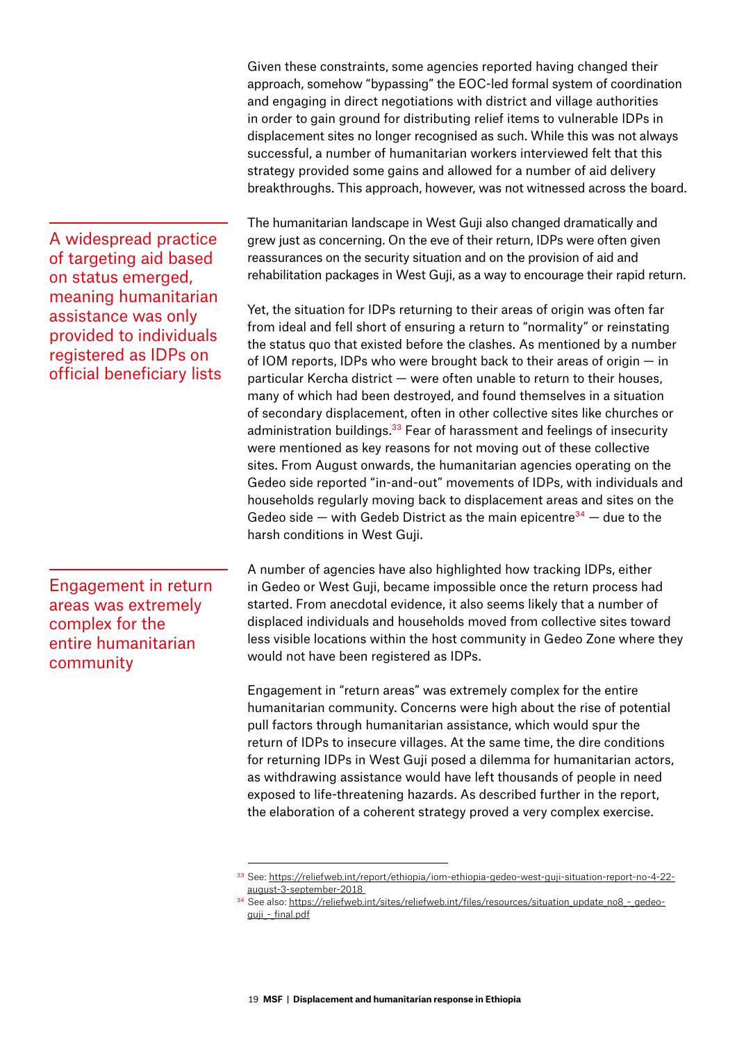Given these constraints, some agencies reported having changed their approach, somehow "bypassing" the EOC-led formal system of coordination and engaging in direct negotiations with district and village authorities in order to gain ground for distributing relief items to vulnerable IDPs in displacement sites no longer recognised as such. While this was not always successful, a number of humanitarian workers interviewed felt that this strategy provided some gains and allowed for a number of aid delivery breakthroughs. This approach, however, was not witnessed across the board.

> A widespread practice of targeting aid based on status emerged, meaning humanitarian assistance was only provided to individuals registered as IDPs on official beneficiary lists

The humanitarian landscape in West Guji also changed dramatically and grew just as concerning. On the eve of their return, IDPs were often given reassurances on the security situation and on the provision of aid and rehabilitation packages in West Guji, as a way to encourage their rapid return.

Yet, the situation for IDPs returning to their areas of origin was often far from ideal and fell short of ensuring a return to "normality" or reinstating the status quo that existed before the clashes. As mentioned by a number of IOM reports, IDPs who were brought back to their areas of origin — in particular Kercha district — were often unable to return to their houses, many of which had been destroyed, and found themselves in a situation of secondary displacement, often in other collective sites like churches or administration buildings.[33] Fear of harassment and feelings of insecurity were mentioned as key reasons for not moving out of these collective sites. From August onwards, the humanitarian agencies operating on the Gedeo side reported "in-and-out" movements of IDPs, with individuals and households regularly moving back to displacement areas and sites on the Gedeo side — with Gedeb District as the main epicentre[34] — due to the harsh conditions in West Guji.

> Engagement in return areas was extremely complex for the entire humanitarian community

A number of agencies have also highlighted how tracking IDPs, either in Gedeo or West Guji, became impossible once the return process had started. From anecdotal evidence, it also seems likely that a number of displaced individuals and households moved from collective sites toward less visible locations within the host community in Gedeo Zone where they would not have been registered as IDPs.

Engagement in "return areas" was extremely complex for the entire humanitarian community. Concerns were high about the rise of potential pull factors through humanitarian assistance, which would spur the return of IDPs to insecure villages. At the same time, the dire conditions for returning IDPs in West Guji posed a dilemma for humanitarian actors, as withdrawing assistance would have left thousands of people in need exposed to life-threatening hazards. As described further in the report, the elaboration of a coherent strategy proved a very complex exercise.

---

[33] See: https://reliefweb.int/report/ethiopia/iom-ethiopia-gedeo-west-guji-situation-report-no-4-22-august-3-september-2018

[34] See also: https://reliefweb.int/sites/reliefweb.int/files/resources/situation_update_no8_-_gedeo-guji_-_final.pdf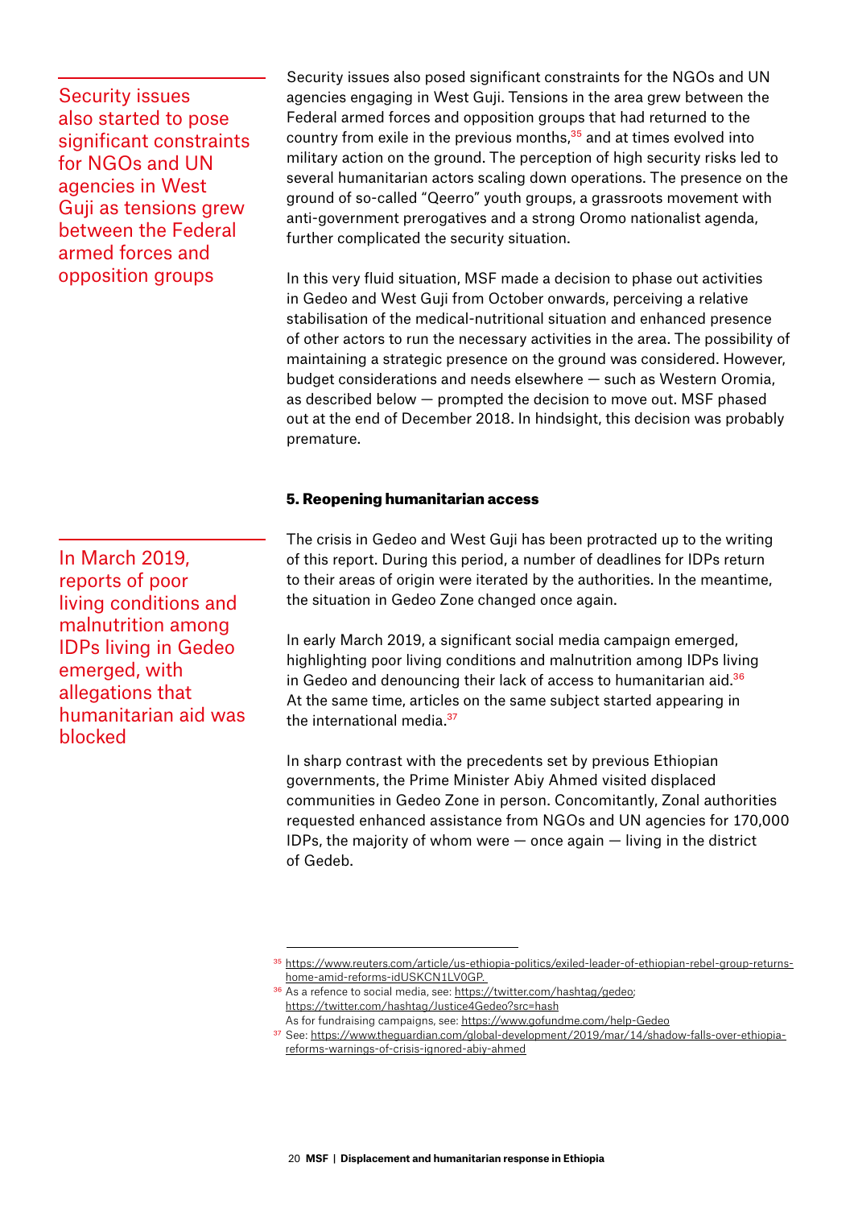> Security issues also started to pose significant constraints for NGOs and UN agencies in West Guji as tensions grew between the Federal armed forces and opposition groups

Security issues also posed significant constraints for the NGOs and UN agencies engaging in West Guji. Tensions in the area grew between the Federal armed forces and opposition groups that had returned to the country from exile in the previous months,[35] and at times evolved into military action on the ground. The perception of high security risks led to several humanitarian actors scaling down operations. The presence on the ground of so-called "Qeerro" youth groups, a grassroots movement with anti-government prerogatives and a strong Oromo nationalist agenda, further complicated the security situation.

In this very fluid situation, MSF made a decision to phase out activities in Gedeo and West Guji from October onwards, perceiving a relative stabilisation of the medical-nutritional situation and enhanced presence of other actors to run the necessary activities in the area. The possibility of maintaining a strategic presence on the ground was considered. However, budget considerations and needs elsewhere — such as Western Oromia, as described below — prompted the decision to move out. MSF phased out at the end of December 2018. In hindsight, this decision was probably premature.

#### 5. Reopening humanitarian access

> In March 2019, reports of poor living conditions and malnutrition among IDPs living in Gedeo emerged, with allegations that humanitarian aid was blocked

The crisis in Gedeo and West Guji has been protracted up to the writing of this report. During this period, a number of deadlines for IDPs return to their areas of origin were iterated by the authorities. In the meantime, the situation in Gedeo Zone changed once again.

In early March 2019, a significant social media campaign emerged, highlighting poor living conditions and malnutrition among IDPs living in Gedeo and denouncing their lack of access to humanitarian aid.[36] At the same time, articles on the same subject started appearing in the international media.[37]

In sharp contrast with the precedents set by previous Ethiopian governments, the Prime Minister Abiy Ahmed visited displaced communities in Gedeo Zone in person. Concomitantly, Zonal authorities requested enhanced assistance from NGOs and UN agencies for 170,000 IDPs, the majority of whom were — once again — living in the district of Gedeb.

---

[35] https://www.reuters.com/article/us-ethiopia-politics/exiled-leader-of-ethiopian-rebel-group-returns-home-amid-reforms-idUSKCN1LV0GP.

[36] As a refence to social media, see: https://twitter.com/hashtag/gedeo; https://twitter.com/hashtag/Justice4Gedeo?src=hash
As for fundraising campaigns, see: https://www.gofundme.com/help-Gedeo

[37] See: https://www.theguardian.com/global-development/2019/mar/14/shadow-falls-over-ethiopia-reforms-warnings-of-crisis-ignored-abiy-ahmed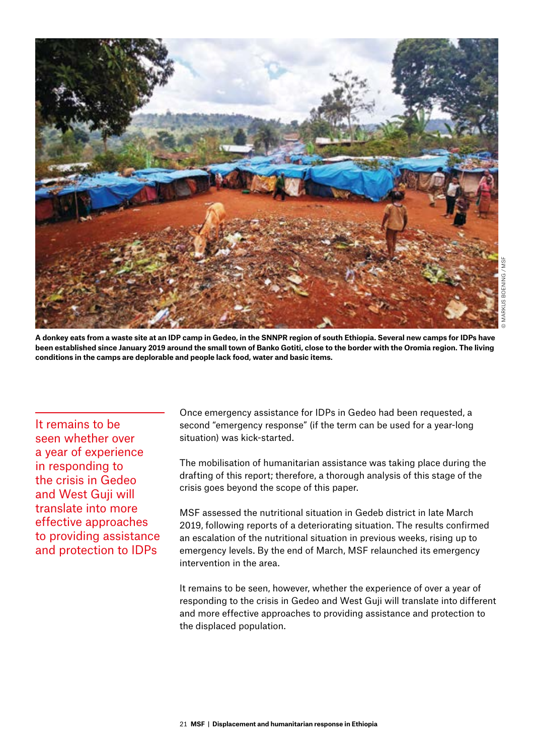A donkey eats from a waste site at an IDP camp in Gedeo, in the SNNPR region of south Ethiopia. Several new camps for IDPs have been established since January 2019 around the small town of Banko Gotiti, close to the border with the Oromia region. The living conditions in the camps are deplorable and people lack food, water and basic items.

© MARKUS BOENING / MSF

> It remains to be seen whether over a year of experience in responding to the crisis in Gedeo and West Guji will translate into more effective approaches to providing assistance and protection to IDPs

Once emergency assistance for IDPs in Gedeo had been requested, a second "emergency response" (if the term can be used for a year-long situation) was kick-started.

The mobilisation of humanitarian assistance was taking place during the drafting of this report; therefore, a thorough analysis of this stage of the crisis goes beyond the scope of this paper.

MSF assessed the nutritional situation in Gedeb district in late March 2019, following reports of a deteriorating situation. The results confirmed an escalation of the nutritional situation in previous weeks, rising up to emergency levels. By the end of March, MSF relaunched its emergency intervention in the area.

It remains to be seen, however, whether the experience of over a year of responding to the crisis in Gedeo and West Guji will translate into different and more effective approaches to providing assistance and protection to the displaced population.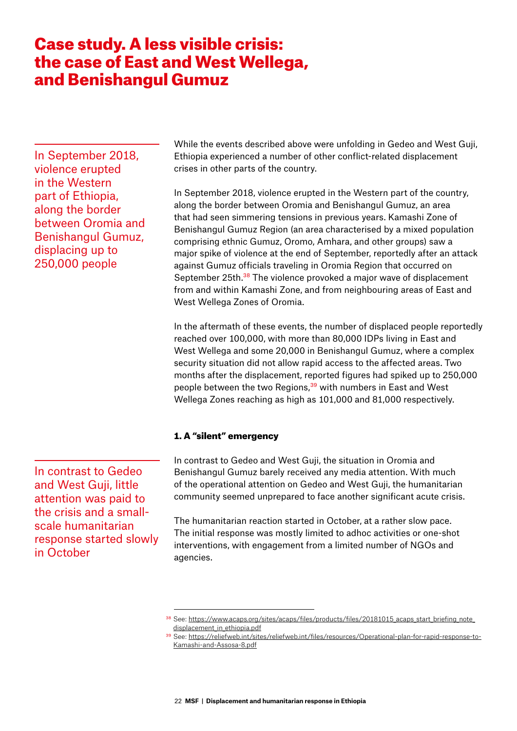# Case study. A less visible crisis: the case of East and West Wellega, and Benishangul Gumuz

> In September 2018, violence erupted in the Western part of Ethiopia, along the border between Oromia and Benishangul Gumuz, displacing up to 250,000 people

While the events described above were unfolding in Gedeo and West Guji, Ethiopia experienced a number of other conflict-related displacement crises in other parts of the country.

In September 2018, violence erupted in the Western part of the country, along the border between Oromia and Benishangul Gumuz, an area that had seen simmering tensions in previous years. Kamashi Zone of Benishangul Gumuz Region (an area characterised by a mixed population comprising ethnic Gumuz, Oromo, Amhara, and other groups) saw a major spike of violence at the end of September, reportedly after an attack against Gumuz officials traveling in Oromia Region that occurred on September 25th.[38] The violence provoked a major wave of displacement from and within Kamashi Zone, and from neighbouring areas of East and West Wellega Zones of Oromia.

In the aftermath of these events, the number of displaced people reportedly reached over 100,000, with more than 80,000 IDPs living in East and West Wellega and some 20,000 in Benishangul Gumuz, where a complex security situation did not allow rapid access to the affected areas. Two months after the displacement, reported figures had spiked up to 250,000 people between the two Regions,[39] with numbers in East and West Wellega Zones reaching as high as 101,000 and 81,000 respectively.

### 1. A "silent" emergency

> In contrast to Gedeo and West Guji, little attention was paid to the crisis and a small-scale humanitarian response started slowly in October

In contrast to Gedeo and West Guji, the situation in Oromia and Benishangul Gumuz barely received any media attention. With much of the operational attention on Gedeo and West Guji, the humanitarian community seemed unprepared to face another significant acute crisis.

The humanitarian reaction started in October, at a rather slow pace. The initial response was mostly limited to adhoc activities or one-shot interventions, with engagement from a limited number of NGOs and agencies.

---

[38] See: https://www.acaps.org/sites/acaps/files/products/files/20181015_acaps_start_briefing_note_displacement_in_ethiopia.pdf

[39] See: https://reliefweb.int/sites/reliefweb.int/files/resources/Operational-plan-for-rapid-response-to-Kamashi-and-Assosa-8.pdf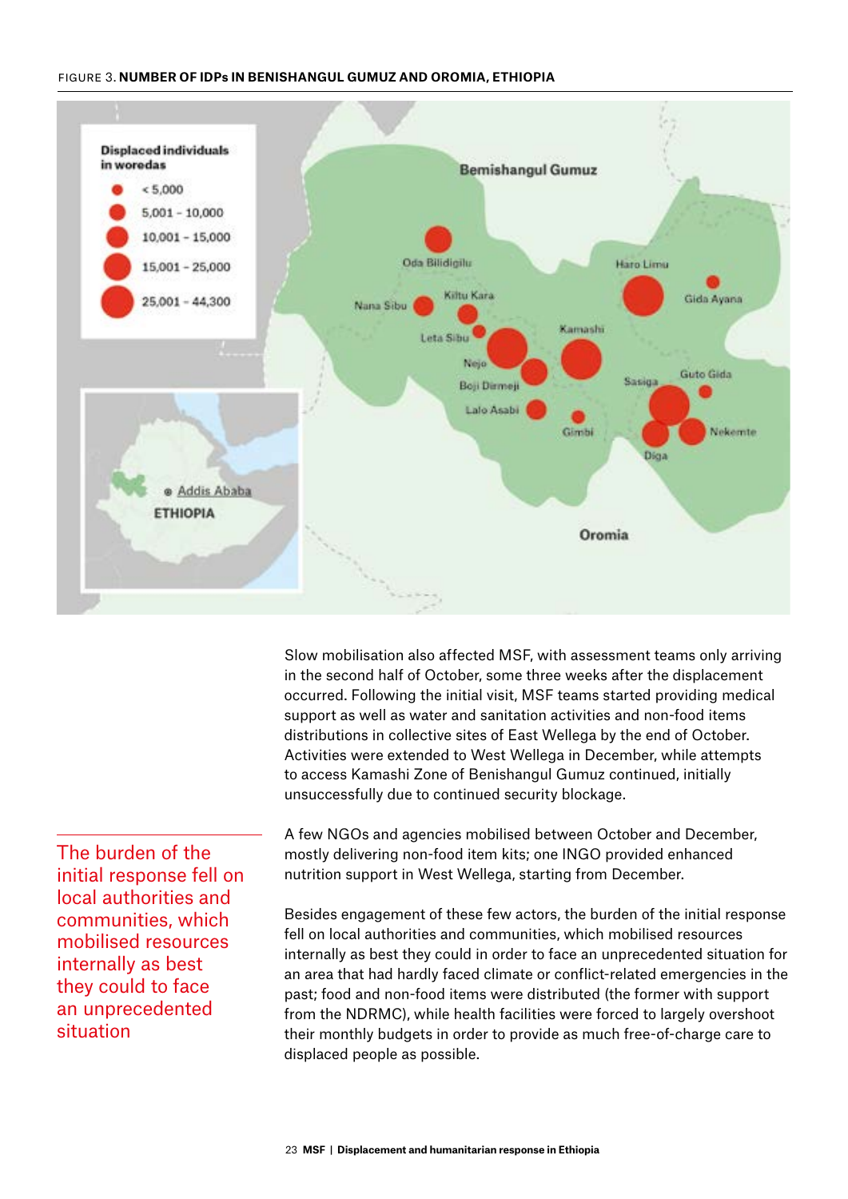FIGURE 3. **NUMBER OF IDPs IN BENISHANGUL GUMUZ AND OROMIA, ETHIOPIA**

Slow mobilisation also affected MSF, with assessment teams only arriving in the second half of October, some three weeks after the displacement occurred. Following the initial visit, MSF teams started providing medical support as well as water and sanitation activities and non-food items distributions in collective sites of East Wellega by the end of October. Activities were extended to West Wellega in December, while attempts to access Kamashi Zone of Benishangul Gumuz continued, initially unsuccessfully due to continued security blockage.

A few NGOs and agencies mobilised between October and December, mostly delivering non-food item kits; one INGO provided enhanced nutrition support in West Wellega, starting from December.

> The burden of the initial response fell on local authorities and communities, which mobilised resources internally as best they could to face an unprecedented situation

Besides engagement of these few actors, the burden of the initial response fell on local authorities and communities, which mobilised resources internally as best they could in order to face an unprecedented situation for an area that had hardly faced climate or conflict-related emergencies in the past; food and non-food items were distributed (the former with support from the NDRMC), while health facilities were forced to largely overshoot their monthly budgets in order to provide as much free-of-charge care to displaced people as possible.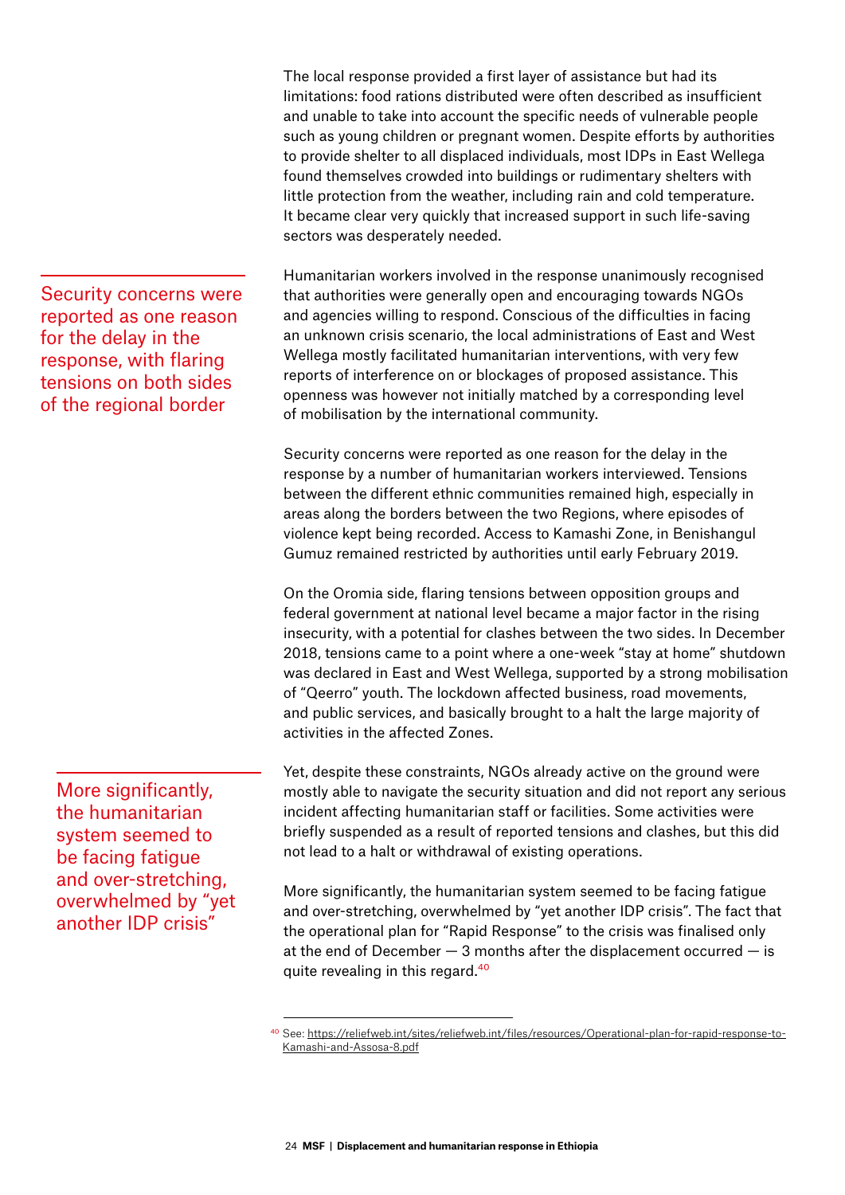The local response provided a first layer of assistance but had its limitations: food rations distributed were often described as insufficient and unable to take into account the specific needs of vulnerable people such as young children or pregnant women. Despite efforts by authorities to provide shelter to all displaced individuals, most IDPs in East Wellega found themselves crowded into buildings or rudimentary shelters with little protection from the weather, including rain and cold temperature. It became clear very quickly that increased support in such life-saving sectors was desperately needed.

> Security concerns were reported as one reason for the delay in the response, with flaring tensions on both sides of the regional border

Humanitarian workers involved in the response unanimously recognised that authorities were generally open and encouraging towards NGOs and agencies willing to respond. Conscious of the difficulties in facing an unknown crisis scenario, the local administrations of East and West Wellega mostly facilitated humanitarian interventions, with very few reports of interference on or blockages of proposed assistance. This openness was however not initially matched by a corresponding level of mobilisation by the international community.

Security concerns were reported as one reason for the delay in the response by a number of humanitarian workers interviewed. Tensions between the different ethnic communities remained high, especially in areas along the borders between the two Regions, where episodes of violence kept being recorded. Access to Kamashi Zone, in Benishangul Gumuz remained restricted by authorities until early February 2019.

On the Oromia side, flaring tensions between opposition groups and federal government at national level became a major factor in the rising insecurity, with a potential for clashes between the two sides. In December 2018, tensions came to a point where a one-week "stay at home" shutdown was declared in East and West Wellega, supported by a strong mobilisation of "Qeerro" youth. The lockdown affected business, road movements, and public services, and basically brought to a halt the large majority of activities in the affected Zones.

> More significantly, the humanitarian system seemed to be facing fatigue and over-stretching, overwhelmed by "yet another IDP crisis"

Yet, despite these constraints, NGOs already active on the ground were mostly able to navigate the security situation and did not report any serious incident affecting humanitarian staff or facilities. Some activities were briefly suspended as a result of reported tensions and clashes, but this did not lead to a halt or withdrawal of existing operations.

More significantly, the humanitarian system seemed to be facing fatigue and over-stretching, overwhelmed by "yet another IDP crisis". The fact that the operational plan for "Rapid Response" to the crisis was finalised only at the end of December — 3 months after the displacement occurred — is quite revealing in this regard.[40]

---

[40] See: https://reliefweb.int/sites/reliefweb.int/files/resources/Operational-plan-for-rapid-response-to-Kamashi-and-Assosa-8.pdf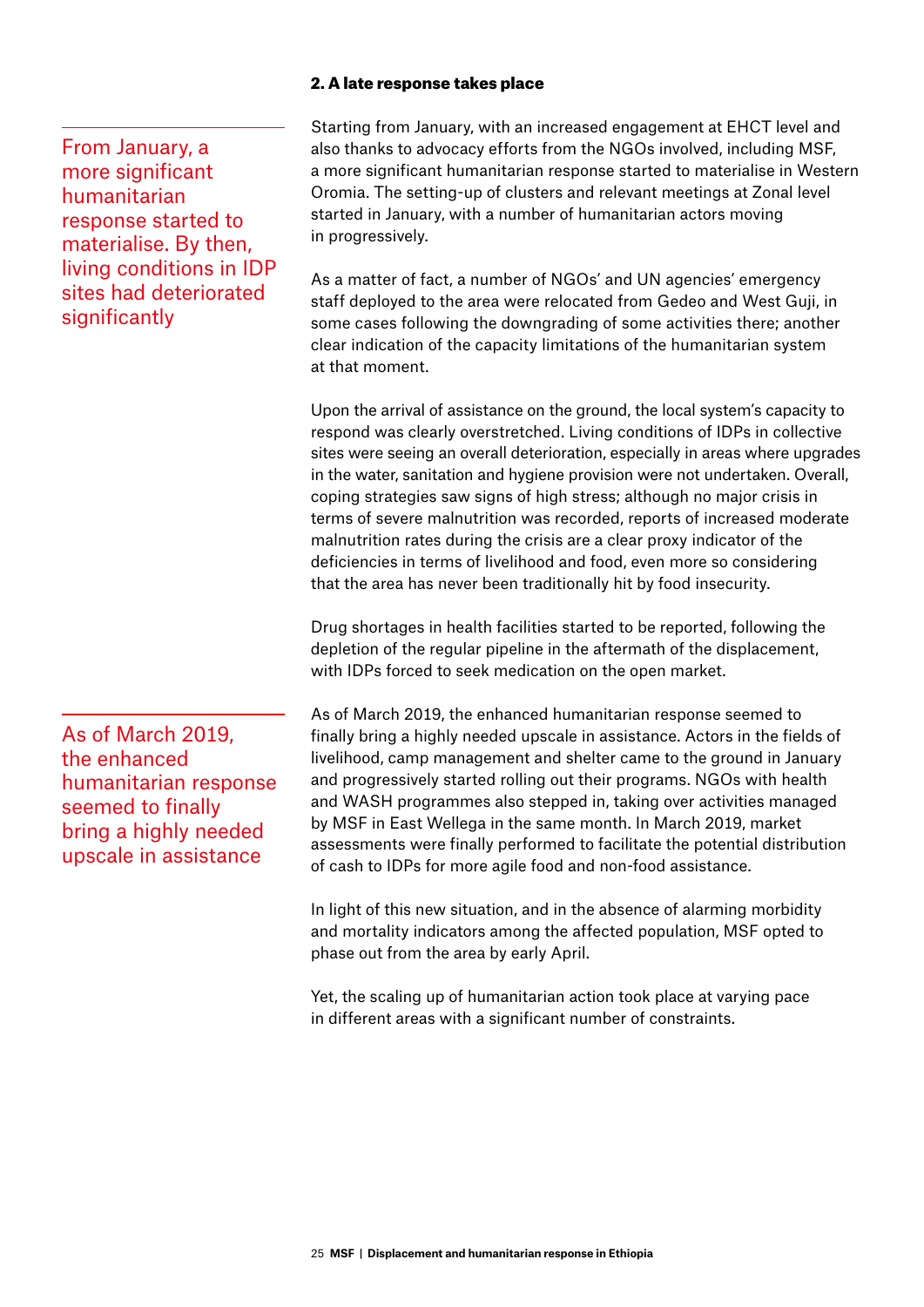### 2. A late response takes place

> From January, a more significant humanitarian response started to materialise. By then, living conditions in IDP sites had deteriorated significantly

Starting from January, with an increased engagement at EHCT level and also thanks to advocacy efforts from the NGOs involved, including MSF, a more significant humanitarian response started to materialise in Western Oromia. The setting-up of clusters and relevant meetings at Zonal level started in January, with a number of humanitarian actors moving in progressively.

As a matter of fact, a number of NGOs' and UN agencies' emergency staff deployed to the area were relocated from Gedeo and West Guji, in some cases following the downgrading of some activities there; another clear indication of the capacity limitations of the humanitarian system at that moment.

Upon the arrival of assistance on the ground, the local system's capacity to respond was clearly overstretched. Living conditions of IDPs in collective sites were seeing an overall deterioration, especially in areas where upgrades in the water, sanitation and hygiene provision were not undertaken. Overall, coping strategies saw signs of high stress; although no major crisis in terms of severe malnutrition was recorded, reports of increased moderate malnutrition rates during the crisis are a clear proxy indicator of the deficiencies in terms of livelihood and food, even more so considering that the area has never been traditionally hit by food insecurity.

Drug shortages in health facilities started to be reported, following the depletion of the regular pipeline in the aftermath of the displacement, with IDPs forced to seek medication on the open market.

> As of March 2019, the enhanced humanitarian response seemed to finally bring a highly needed upscale in assistance

As of March 2019, the enhanced humanitarian response seemed to finally bring a highly needed upscale in assistance. Actors in the fields of livelihood, camp management and shelter came to the ground in January and progressively started rolling out their programs. NGOs with health and WASH programmes also stepped in, taking over activities managed by MSF in East Wellega in the same month. In March 2019, market assessments were finally performed to facilitate the potential distribution of cash to IDPs for more agile food and non-food assistance.

In light of this new situation, and in the absence of alarming morbidity and mortality indicators among the affected population, MSF opted to phase out from the area by early April.

Yet, the scaling up of humanitarian action took place at varying pace in different areas with a significant number of constraints.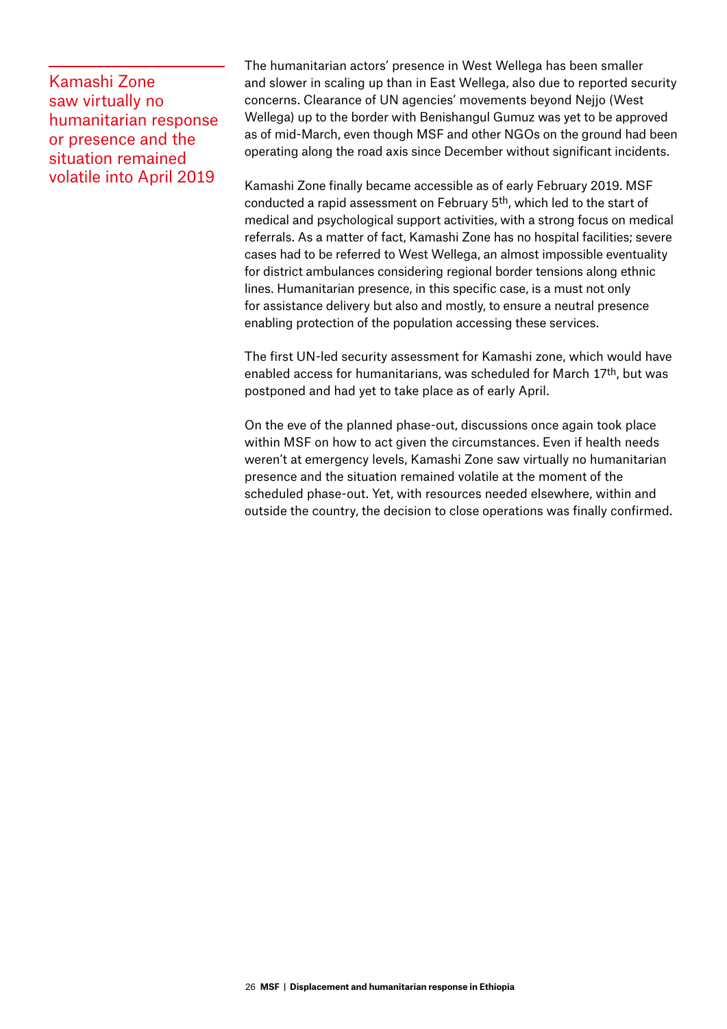> Kamashi Zone saw virtually no humanitarian response or presence and the situation remained volatile into April 2019

The humanitarian actors' presence in West Wellega has been smaller and slower in scaling up than in East Wellega, also due to reported security concerns. Clearance of UN agencies' movements beyond Nejjo (West Wellega) up to the border with Benishangul Gumuz was yet to be approved as of mid-March, even though MSF and other NGOs on the ground had been operating along the road axis since December without significant incidents.

Kamashi Zone finally became accessible as of early February 2019. MSF conducted a rapid assessment on February 5th, which led to the start of medical and psychological support activities, with a strong focus on medical referrals. As a matter of fact, Kamashi Zone has no hospital facilities; severe cases had to be referred to West Wellega, an almost impossible eventuality for district ambulances considering regional border tensions along ethnic lines. Humanitarian presence, in this specific case, is a must not only for assistance delivery but also and mostly, to ensure a neutral presence enabling protection of the population accessing these services.

The first UN-led security assessment for Kamashi zone, which would have enabled access for humanitarians, was scheduled for March 17th, but was postponed and had yet to take place as of early April.

On the eve of the planned phase-out, discussions once again took place within MSF on how to act given the circumstances. Even if health needs weren't at emergency levels, Kamashi Zone saw virtually no humanitarian presence and the situation remained volatile at the moment of the scheduled phase-out. Yet, with resources needed elsewhere, within and outside the country, the decision to close operations was finally confirmed.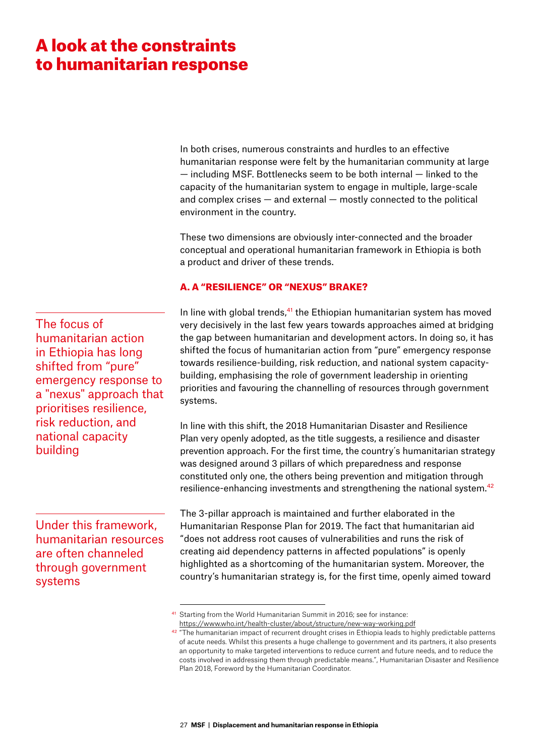# A look at the constraints to humanitarian response

In both crises, numerous constraints and hurdles to an effective humanitarian response were felt by the humanitarian community at large — including MSF. Bottlenecks seem to be both internal — linked to the capacity of the humanitarian system to engage in multiple, large-scale and complex crises — and external — mostly connected to the political environment in the country.

These two dimensions are obviously inter-connected and the broader conceptual and operational humanitarian framework in Ethiopia is both a product and driver of these trends.

### A. A "RESILIENCE" OR "NEXUS" BRAKE?

> The focus of humanitarian action in Ethiopia has long shifted from "pure" emergency response to a "nexus" approach that prioritises resilience, risk reduction, and national capacity building

In line with global trends,[41] the Ethiopian humanitarian system has moved very decisively in the last few years towards approaches aimed at bridging the gap between humanitarian and development actors. In doing so, it has shifted the focus of humanitarian action from "pure" emergency response towards resilience-building, risk reduction, and national system capacity-building, emphasising the role of government leadership in orienting priorities and favouring the channelling of resources through government systems.

In line with this shift, the 2018 Humanitarian Disaster and Resilience Plan very openly adopted, as the title suggests, a resilience and disaster prevention approach. For the first time, the country's humanitarian strategy was designed around 3 pillars of which preparedness and response constituted only one, the others being prevention and mitigation through resilience-enhancing investments and strengthening the national system.[42]

> Under this framework, humanitarian resources are often channeled through government systems

The 3-pillar approach is maintained and further elaborated in the Humanitarian Response Plan for 2019. The fact that humanitarian aid "does not address root causes of vulnerabilities and runs the risk of creating aid dependency patterns in affected populations" is openly highlighted as a shortcoming of the humanitarian system. Moreover, the country's humanitarian strategy is, for the first time, openly aimed toward

---

[41] Starting from the World Humanitarian Summit in 2016; see for instance: https://www.who.int/health-cluster/about/structure/new-way-working.pdf

[42] "The humanitarian impact of recurrent drought crises in Ethiopia leads to highly predictable patterns of acute needs. Whilst this presents a huge challenge to government and its partners, it also presents an opportunity to make targeted interventions to reduce current and future needs, and to reduce the costs involved in addressing them through predictable means.", Humanitarian Disaster and Resilience Plan 2018, Foreword by the Humanitarian Coordinator.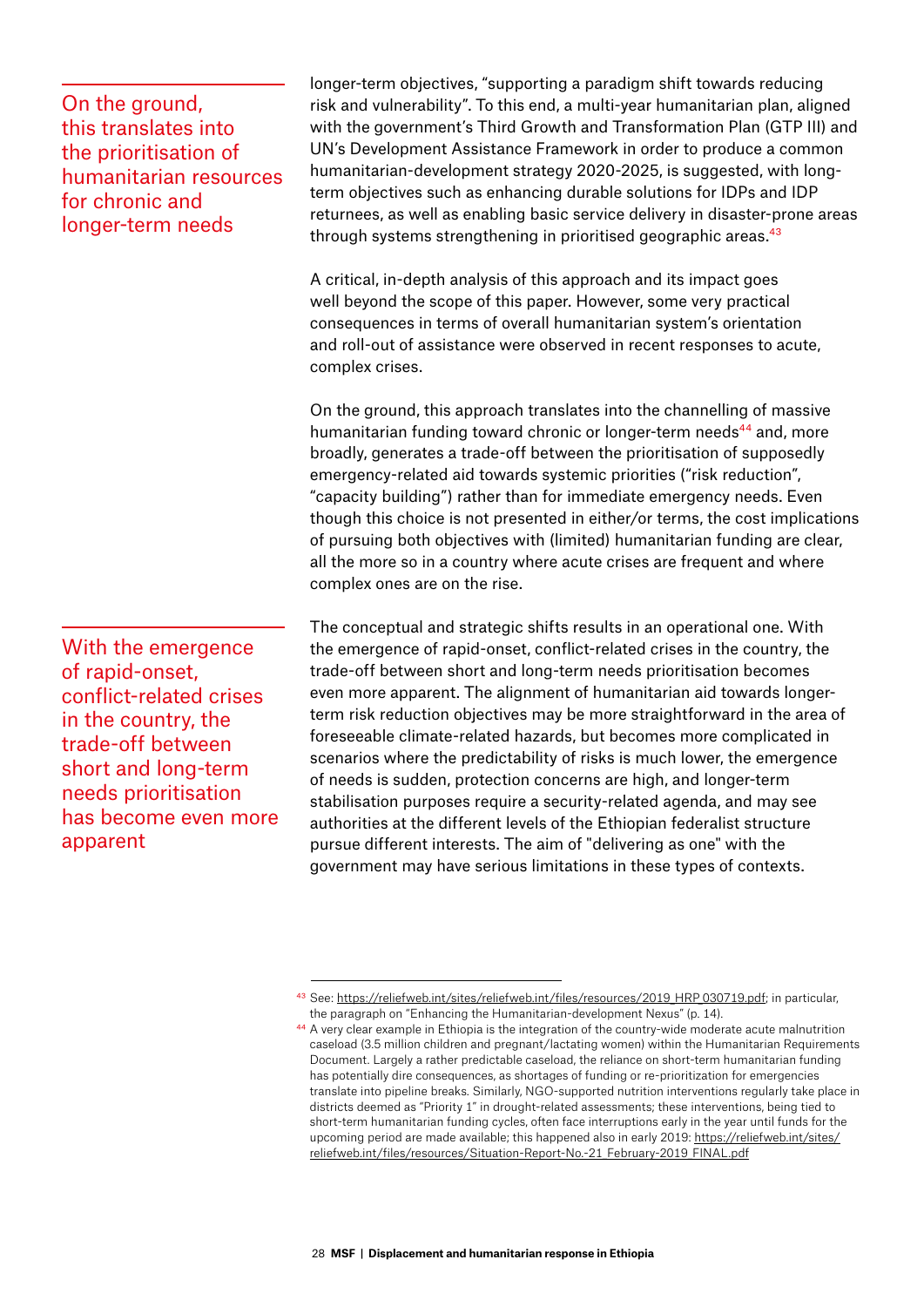> On the ground, this translates into the prioritisation of humanitarian resources for chronic and longer-term needs

longer-term objectives, "supporting a paradigm shift towards reducing risk and vulnerability". To this end, a multi-year humanitarian plan, aligned with the government's Third Growth and Transformation Plan (GTP III) and UN's Development Assistance Framework in order to produce a common humanitarian-development strategy 2020-2025, is suggested, with long-term objectives such as enhancing durable solutions for IDPs and IDP returnees, as well as enabling basic service delivery in disaster-prone areas through systems strengthening in prioritised geographic areas.[43]

A critical, in-depth analysis of this approach and its impact goes well beyond the scope of this paper. However, some very practical consequences in terms of overall humanitarian system's orientation and roll-out of assistance were observed in recent responses to acute, complex crises.

On the ground, this approach translates into the channelling of massive humanitarian funding toward chronic or longer-term needs[44] and, more broadly, generates a trade-off between the prioritisation of supposedly emergency-related aid towards systemic priorities ("risk reduction", "capacity building") rather than for immediate emergency needs. Even though this choice is not presented in either/or terms, the cost implications of pursuing both objectives with (limited) humanitarian funding are clear, all the more so in a country where acute crises are frequent and where complex ones are on the rise.

> With the emergence of rapid-onset, conflict-related crises in the country, the trade-off between short and long-term needs prioritisation has become even more apparent

The conceptual and strategic shifts results in an operational one. With the emergence of rapid-onset, conflict-related crises in the country, the trade-off between short and long-term needs prioritisation becomes even more apparent. The alignment of humanitarian aid towards longer-term risk reduction objectives may be more straightforward in the area of foreseeable climate-related hazards, but becomes more complicated in scenarios where the predictability of risks is much lower, the emergence of needs is sudden, protection concerns are high, and longer-term stabilisation purposes require a security-related agenda, and may see authorities at the different levels of the Ethiopian federalist structure pursue different interests. The aim of "delivering as one" with the government may have serious limitations in these types of contexts.

---

[43] See: https://reliefweb.int/sites/reliefweb.int/files/resources/2019_HRP_030719.pdf; in particular, the paragraph on "Enhancing the Humanitarian-development Nexus" (p. 14).

[44] A very clear example in Ethiopia is the integration of the country-wide moderate acute malnutrition caseload (3.5 million children and pregnant/lactating women) within the Humanitarian Requirements Document. Largely a rather predictable caseload, the reliance on short-term humanitarian funding has potentially dire consequences, as shortages of funding or re-prioritization for emergencies translate into pipeline breaks. Similarly, NGO-supported nutrition interventions regularly take place in districts deemed as "Priority 1" in drought-related assessments; these interventions, being tied to short-term humanitarian funding cycles, often face interruptions early in the year until funds for the upcoming period are made available; this happened also in early 2019: https://reliefweb.int/sites/reliefweb.int/files/resources/Situation-Report-No.-21_February-2019_FINAL.pdf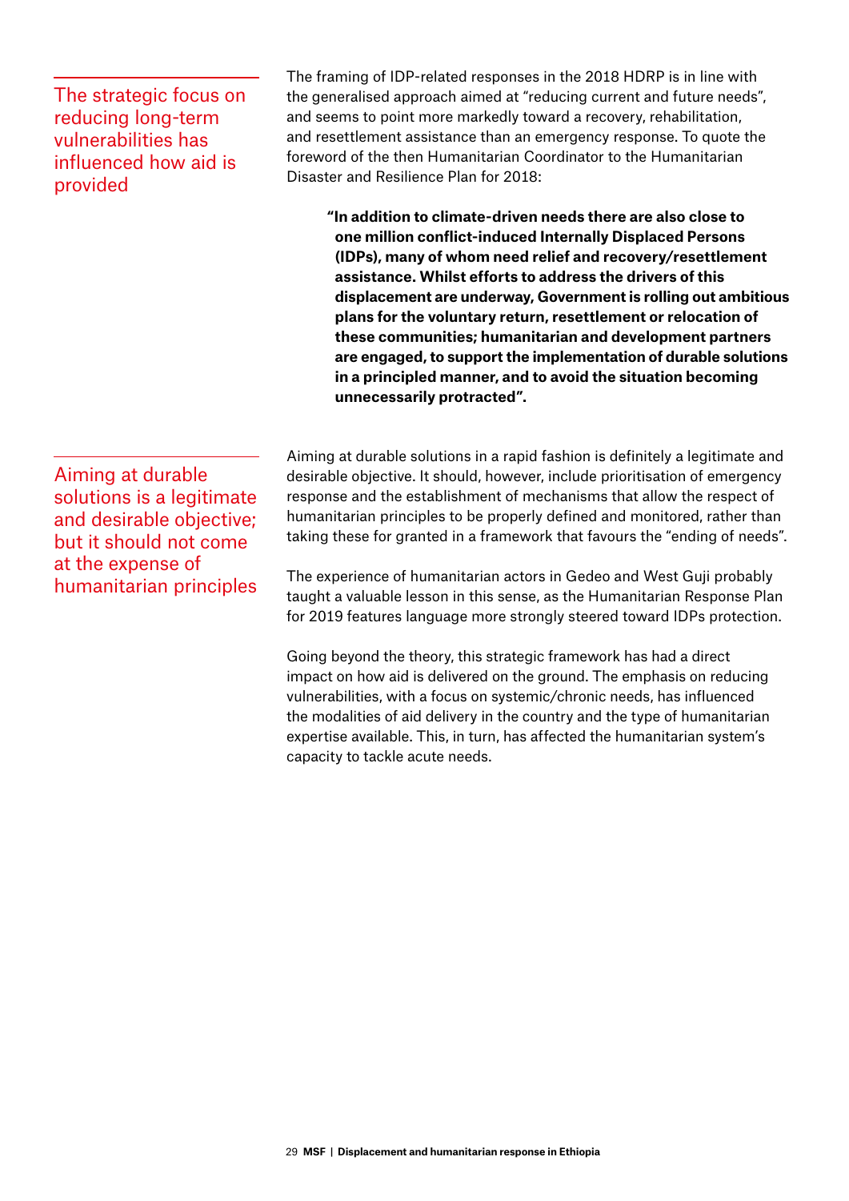> The strategic focus on reducing long-term vulnerabilities has influenced how aid is provided

The framing of IDP-related responses in the 2018 HDRP is in line with the generalised approach aimed at "reducing current and future needs", and seems to point more markedly toward a recovery, rehabilitation, and resettlement assistance than an emergency response. To quote the foreword of the then Humanitarian Coordinator to the Humanitarian Disaster and Resilience Plan for 2018:

> **"In addition to climate-driven needs there are also close to one million conflict-induced Internally Displaced Persons (IDPs), many of whom need relief and recovery/resettlement assistance. Whilst efforts to address the drivers of this displacement are underway, Government is rolling out ambitious plans for the voluntary return, resettlement or relocation of these communities; humanitarian and development partners are engaged, to support the implementation of durable solutions in a principled manner, and to avoid the situation becoming unnecessarily protracted".**

> Aiming at durable solutions is a legitimate and desirable objective; but it should not come at the expense of humanitarian principles

Aiming at durable solutions in a rapid fashion is definitely a legitimate and desirable objective. It should, however, include prioritisation of emergency response and the establishment of mechanisms that allow the respect of humanitarian principles to be properly defined and monitored, rather than taking these for granted in a framework that favours the "ending of needs".

The experience of humanitarian actors in Gedeo and West Guji probably taught a valuable lesson in this sense, as the Humanitarian Response Plan for 2019 features language more strongly steered toward IDPs protection.

Going beyond the theory, this strategic framework has had a direct impact on how aid is delivered on the ground. The emphasis on reducing vulnerabilities, with a focus on systemic/chronic needs, has influenced the modalities of aid delivery in the country and the type of humanitarian expertise available. This, in turn, has affected the humanitarian system's capacity to tackle acute needs.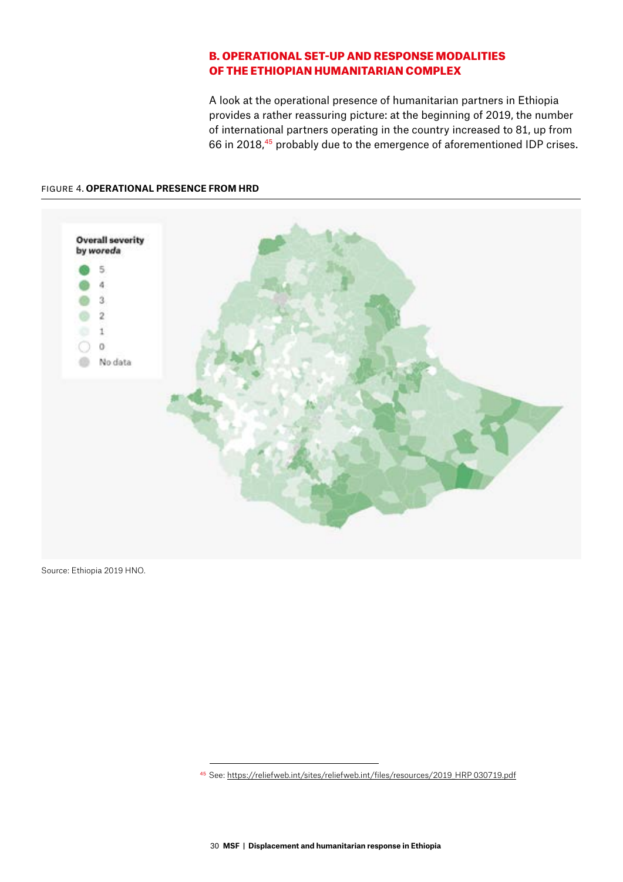## B. OPERATIONAL SET-UP AND RESPONSE MODALITIES OF THE ETHIOPIAN HUMANITARIAN COMPLEX

A look at the operational presence of humanitarian partners in Ethiopia provides a rather reassuring picture: at the beginning of 2019, the number of international partners operating in the country increased to 81, up from 66 in 2018,[45] probably due to the emergence of aforementioned IDP crises.

FIGURE 4. **OPERATIONAL PRESENCE FROM HRD**

**Overall severity by *woreda***

- 5
- 4
- 3
- 2
- 1
- 0
- No data

Source: Ethiopia 2019 HNO.

[45] See: https://reliefweb.int/sites/reliefweb.int/files/resources/2019_HRP_030719.pdf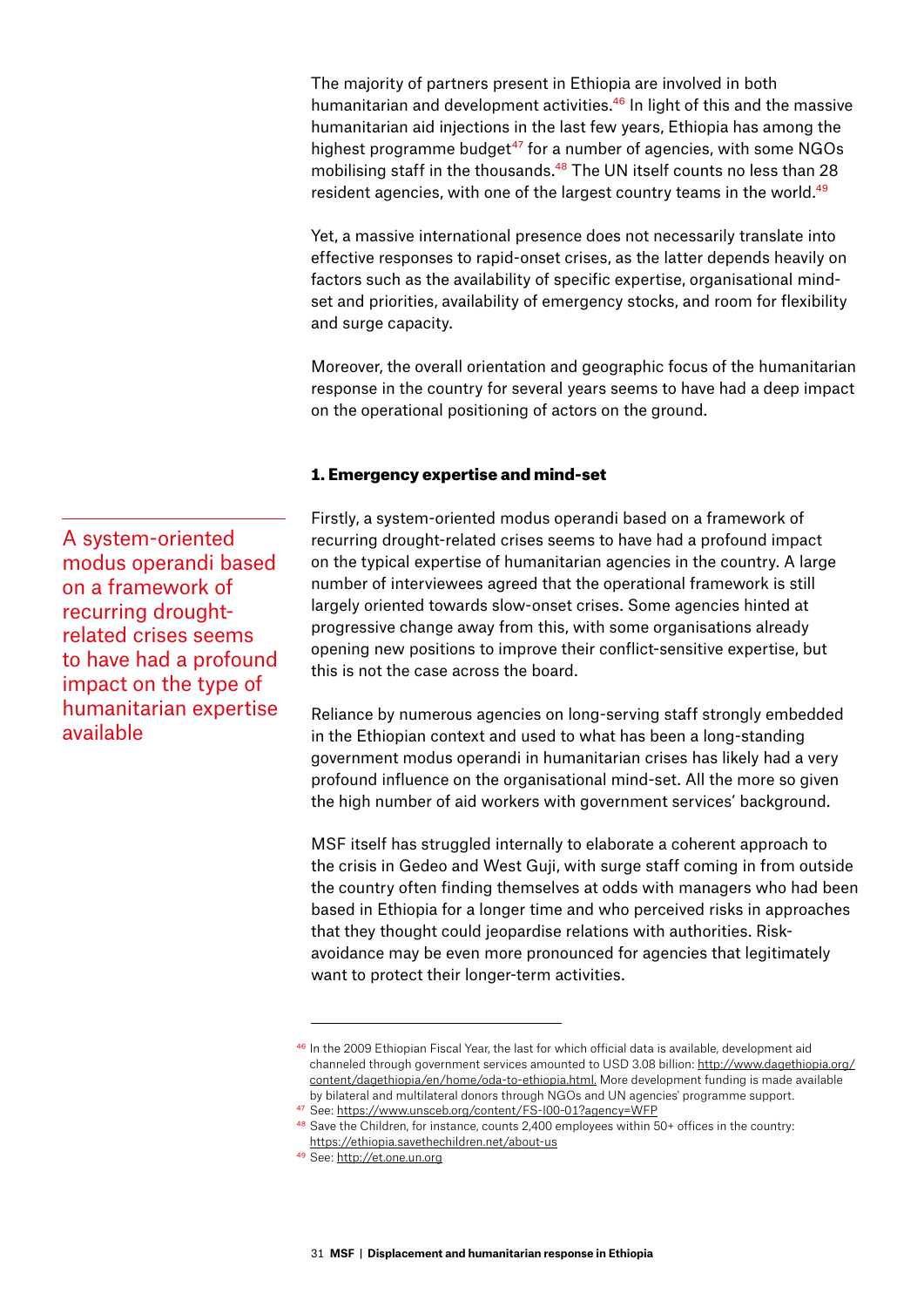The majority of partners present in Ethiopia are involved in both humanitarian and development activities.[46] In light of this and the massive humanitarian aid injections in the last few years, Ethiopia has among the highest programme budget[47] for a number of agencies, with some NGOs mobilising staff in the thousands.[48] The UN itself counts no less than 28 resident agencies, with one of the largest country teams in the world.[49]

Yet, a massive international presence does not necessarily translate into effective responses to rapid-onset crises, as the latter depends heavily on factors such as the availability of specific expertise, organisational mind-set and priorities, availability of emergency stocks, and room for flexibility and surge capacity.

Moreover, the overall orientation and geographic focus of the humanitarian response in the country for several years seems to have had a deep impact on the operational positioning of actors on the ground.

### 1. Emergency expertise and mind-set

> A system-oriented modus operandi based on a framework of recurring drought-related crises seems to have had a profound impact on the type of humanitarian expertise available

Firstly, a system-oriented modus operandi based on a framework of recurring drought-related crises seems to have had a profound impact on the typical expertise of humanitarian agencies in the country. A large number of interviewees agreed that the operational framework is still largely oriented towards slow-onset crises. Some agencies hinted at progressive change away from this, with some organisations already opening new positions to improve their conflict-sensitive expertise, but this is not the case across the board.

Reliance by numerous agencies on long-serving staff strongly embedded in the Ethiopian context and used to what has been a long-standing government modus operandi in humanitarian crises has likely had a very profound influence on the organisational mind-set. All the more so given the high number of aid workers with government services' background.

MSF itself has struggled internally to elaborate a coherent approach to the crisis in Gedeo and West Guji, with surge staff coming in from outside the country often finding themselves at odds with managers who had been based in Ethiopia for a longer time and who perceived risks in approaches that they thought could jeopardise relations with authorities. Risk-avoidance may be even more pronounced for agencies that legitimately want to protect their longer-term activities.

---

[46] In the 2009 Ethiopian Fiscal Year, the last for which official data is available, development aid channeled through government services amounted to USD 3.08 billion: http://www.dagethiopia.org/content/dagethiopia/en/home/oda-to-ethiopia.html. More development funding is made available by bilateral and multilateral donors through NGOs and UN agencies' programme support.

[47] See: https://www.unsceb.org/content/FS-I00-01?agency=WFP

[48] Save the Children, for instance, counts 2,400 employees within 50+ offices in the country: https://ethiopia.savethechildren.net/about-us

[49] See: http://et.one.un.org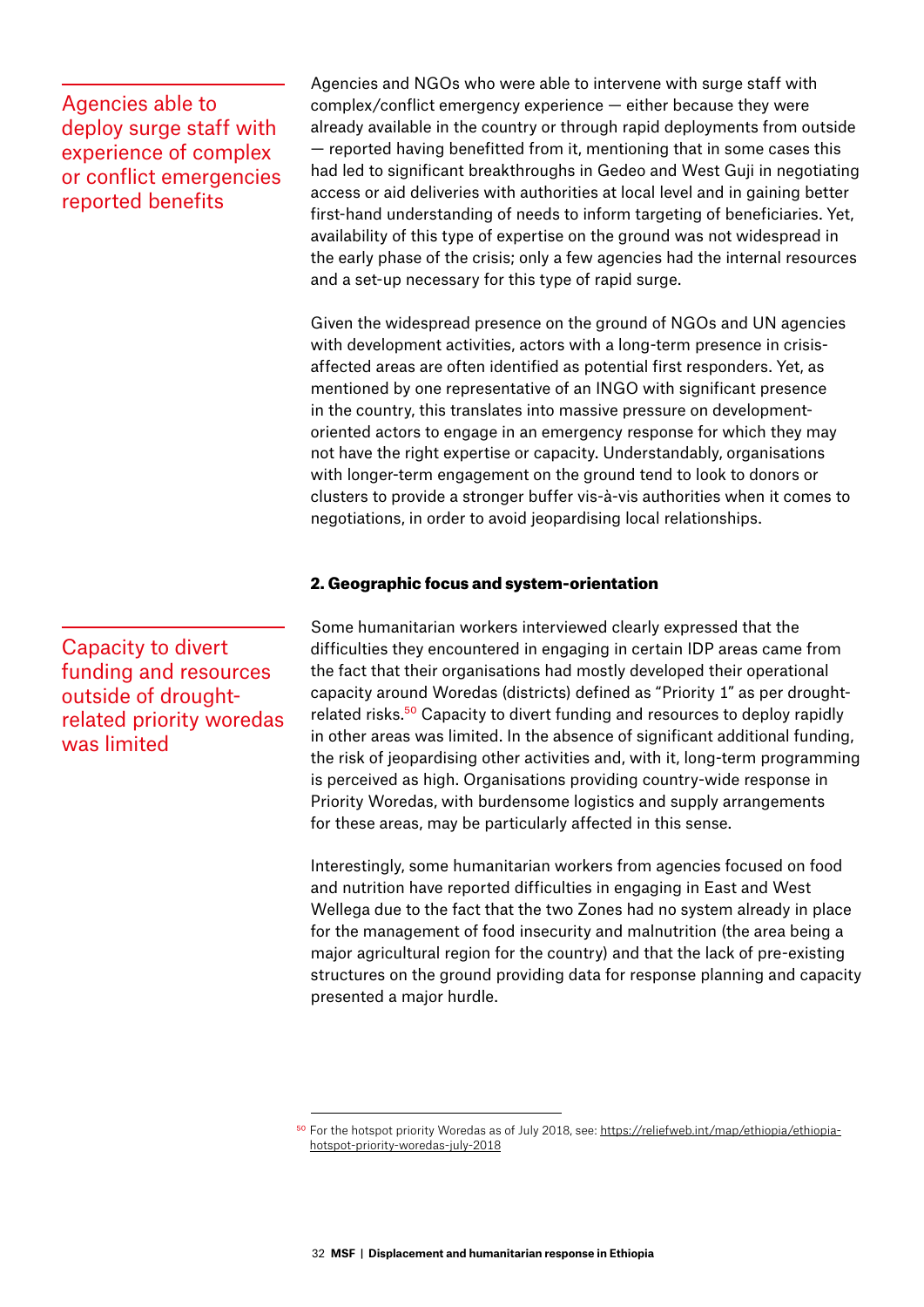Agencies able to deploy surge staff with experience of complex or conflict emergencies reported benefits

Agencies and NGOs who were able to intervene with surge staff with complex/conflict emergency experience — either because they were already available in the country or through rapid deployments from outside — reported having benefitted from it, mentioning that in some cases this had led to significant breakthroughs in Gedeo and West Guji in negotiating access or aid deliveries with authorities at local level and in gaining better first-hand understanding of needs to inform targeting of beneficiaries. Yet, availability of this type of expertise on the ground was not widespread in the early phase of the crisis; only a few agencies had the internal resources and a set-up necessary for this type of rapid surge.

Given the widespread presence on the ground of NGOs and UN agencies with development activities, actors with a long-term presence in crisis-affected areas are often identified as potential first responders. Yet, as mentioned by one representative of an INGO with significant presence in the country, this translates into massive pressure on development-oriented actors to engage in an emergency response for which they may not have the right expertise or capacity. Understandably, organisations with longer-term engagement on the ground tend to look to donors or clusters to provide a stronger buffer vis-à-vis authorities when it comes to negotiations, in order to avoid jeopardising local relationships.

### 2. Geographic focus and system-orientation

Capacity to divert funding and resources outside of drought-related priority woredas was limited

Some humanitarian workers interviewed clearly expressed that the difficulties they encountered in engaging in certain IDP areas came from the fact that their organisations had mostly developed their operational capacity around Woredas (districts) defined as "Priority 1" as per drought-related risks.[50] Capacity to divert funding and resources to deploy rapidly in other areas was limited. In the absence of significant additional funding, the risk of jeopardising other activities and, with it, long-term programming is perceived as high. Organisations providing country-wide response in Priority Woredas, with burdensome logistics and supply arrangements for these areas, may be particularly affected in this sense.

Interestingly, some humanitarian workers from agencies focused on food and nutrition have reported difficulties in engaging in East and West Wellega due to the fact that the two Zones had no system already in place for the management of food insecurity and malnutrition (the area being a major agricultural region for the country) and that the lack of pre-existing structures on the ground providing data for response planning and capacity presented a major hurdle.

[50] For the hotspot priority Woredas as of July 2018, see: https://reliefweb.int/map/ethiopia/ethiopia-hotspot-priority-woredas-july-2018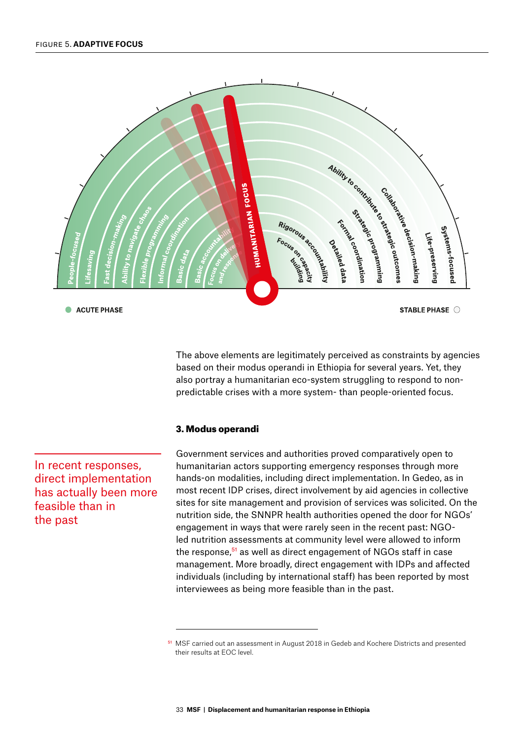FIGURE 5. **ADAPTIVE FOCUS**

People-focused | Lifesaving | Fast decision-making | Ability to navigate chaos | Flexible programming | Informal coordination | Basic data | Basic accountability | Focus on delivery and response

**HUMANITARIAN FOCUS**

Focus on capacity building | Rigorous accountability | Detailed data | Formal coordination | Strategic programming | Ability to contribute to strategic outcomes | Collaborative decision-making | Life-preserving | Systems-focused

**ACUTE PHASE** — **STABLE PHASE**

The above elements are legitimately perceived as constraints by agencies based on their modus operandi in Ethiopia for several years. Yet, they also portray a humanitarian eco-system struggling to respond to non-predictable crises with a more system- than people-oriented focus.

### 3. Modus operandi

> In recent responses, direct implementation has actually been more feasible than in the past

Government services and authorities proved comparatively open to humanitarian actors supporting emergency responses through more hands-on modalities, including direct implementation. In Gedeo, as in most recent IDP crises, direct involvement by aid agencies in collective sites for site management and provision of services was solicited. On the nutrition side, the SNNPR health authorities opened the door for NGOs' engagement in ways that were rarely seen in the recent past: NGO-led nutrition assessments at community level were allowed to inform the response,[51] as well as direct engagement of NGOs staff in case management. More broadly, direct engagement with IDPs and affected individuals (including by international staff) has been reported by most interviewees as being more feasible than in the past.

[51] MSF carried out an assessment in August 2018 in Gedeb and Kochere Districts and presented their results at EOC level.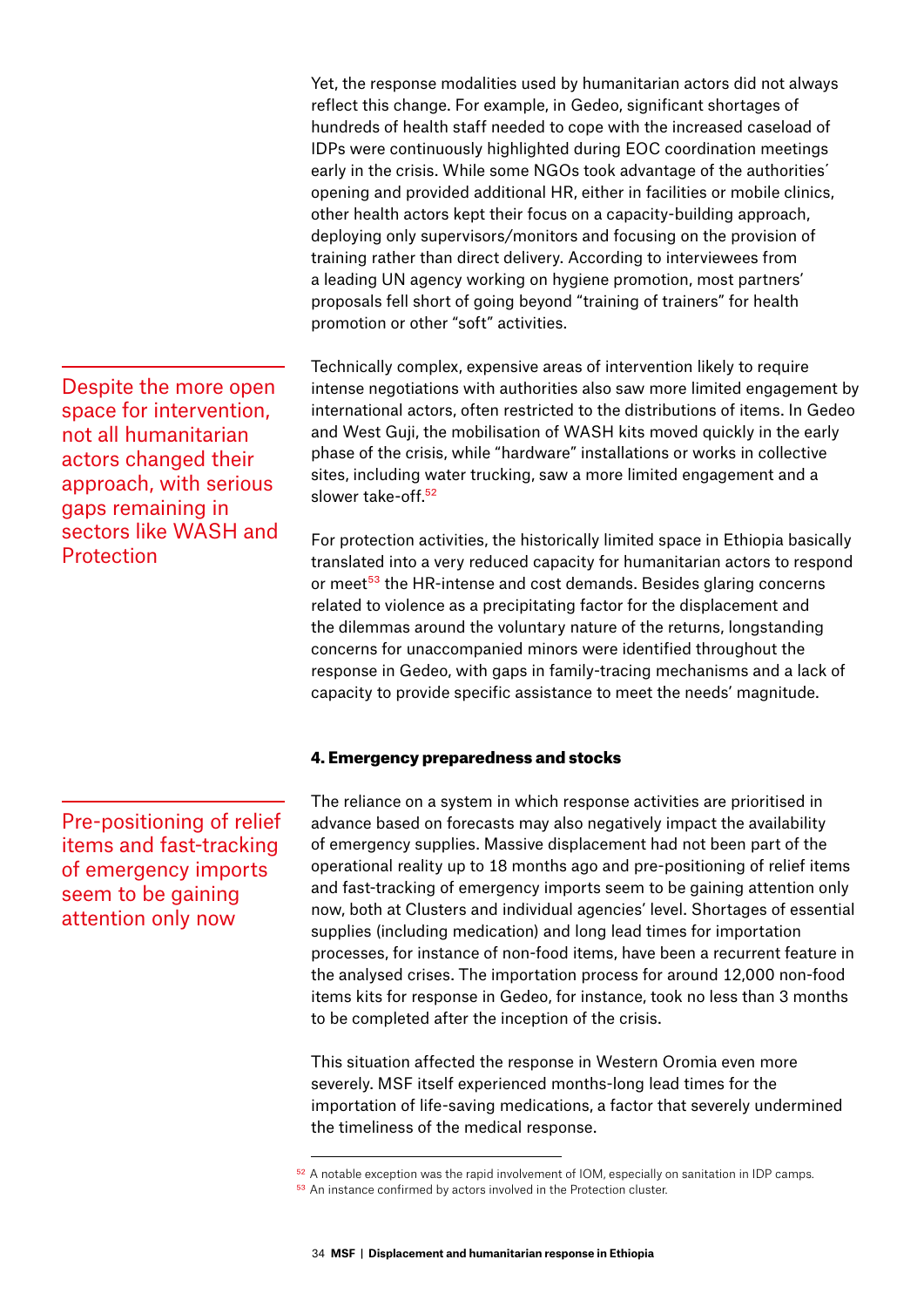Yet, the response modalities used by humanitarian actors did not always reflect this change. For example, in Gedeo, significant shortages of hundreds of health staff needed to cope with the increased caseload of IDPs were continuously highlighted during EOC coordination meetings early in the crisis. While some NGOs took advantage of the authorities´ opening and provided additional HR, either in facilities or mobile clinics, other health actors kept their focus on a capacity-building approach, deploying only supervisors/monitors and focusing on the provision of training rather than direct delivery. According to interviewees from a leading UN agency working on hygiene promotion, most partners' proposals fell short of going beyond "training of trainers" for health promotion or other "soft" activities.

> Despite the more open space for intervention, not all humanitarian actors changed their approach, with serious gaps remaining in sectors like WASH and Protection

Technically complex, expensive areas of intervention likely to require intense negotiations with authorities also saw more limited engagement by international actors, often restricted to the distributions of items. In Gedeo and West Guji, the mobilisation of WASH kits moved quickly in the early phase of the crisis, while "hardware" installations or works in collective sites, including water trucking, saw a more limited engagement and a slower take-off.[52]

For protection activities, the historically limited space in Ethiopia basically translated into a very reduced capacity for humanitarian actors to respond or meet[53] the HR-intense and cost demands. Besides glaring concerns related to violence as a precipitating factor for the displacement and the dilemmas around the voluntary nature of the returns, longstanding concerns for unaccompanied minors were identified throughout the response in Gedeo, with gaps in family-tracing mechanisms and a lack of capacity to provide specific assistance to meet the needs' magnitude.

#### 4. Emergency preparedness and stocks

> Pre-positioning of relief items and fast-tracking of emergency imports seem to be gaining attention only now

The reliance on a system in which response activities are prioritised in advance based on forecasts may also negatively impact the availability of emergency supplies. Massive displacement had not been part of the operational reality up to 18 months ago and pre-positioning of relief items and fast-tracking of emergency imports seem to be gaining attention only now, both at Clusters and individual agencies' level. Shortages of essential supplies (including medication) and long lead times for importation processes, for instance of non-food items, have been a recurrent feature in the analysed crises. The importation process for around 12,000 non-food items kits for response in Gedeo, for instance, took no less than 3 months to be completed after the inception of the crisis.

This situation affected the response in Western Oromia even more severely. MSF itself experienced months-long lead times for the importation of life-saving medications, a factor that severely undermined the timeliness of the medical response.

---

[52] A notable exception was the rapid involvement of IOM, especially on sanitation in IDP camps.

[53] An instance confirmed by actors involved in the Protection cluster.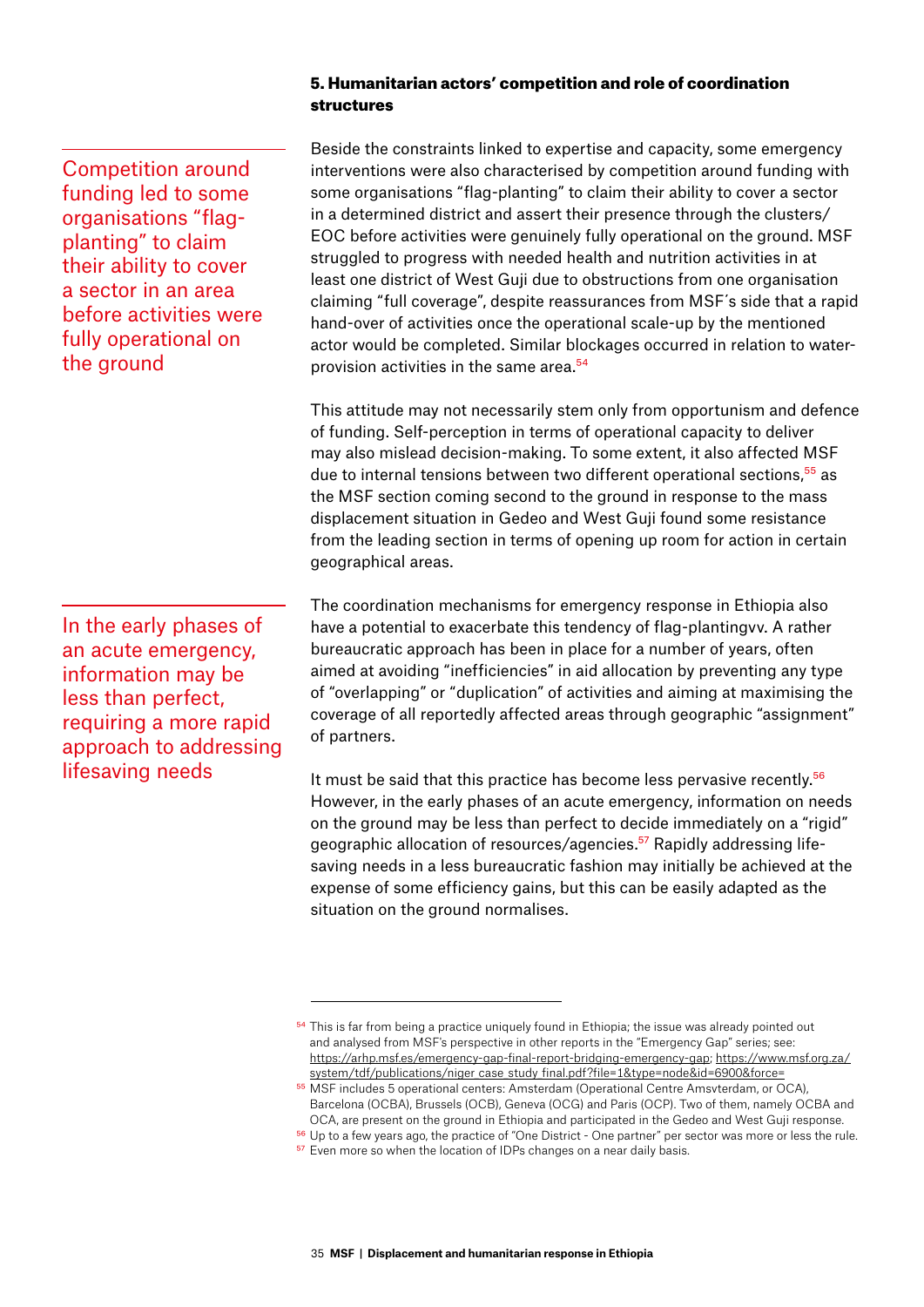### 5. Humanitarian actors' competition and role of coordination structures

Competition around funding led to some organisations "flag-planting" to claim their ability to cover a sector in an area before activities were fully operational on the ground

Beside the constraints linked to expertise and capacity, some emergency interventions were also characterised by competition around funding with some organisations "flag-planting" to claim their ability to cover a sector in a determined district and assert their presence through the clusters/EOC before activities were genuinely fully operational on the ground. MSF struggled to progress with needed health and nutrition activities in at least one district of West Guji due to obstructions from one organisation claiming "full coverage", despite reassurances from MSF´s side that a rapid hand-over of activities once the operational scale-up by the mentioned actor would be completed. Similar blockages occurred in relation to water-provision activities in the same area.[54]

This attitude may not necessarily stem only from opportunism and defence of funding. Self-perception in terms of operational capacity to deliver may also mislead decision-making. To some extent, it also affected MSF due to internal tensions between two different operational sections,[55] as the MSF section coming second to the ground in response to the mass displacement situation in Gedeo and West Guji found some resistance from the leading section in terms of opening up room for action in certain geographical areas.

In the early phases of an acute emergency, information may be less than perfect, requiring a more rapid approach to addressing lifesaving needs

The coordination mechanisms for emergency response in Ethiopia also have a potential to exacerbate this tendency of flag-plantingvv. A rather bureaucratic approach has been in place for a number of years, often aimed at avoiding "inefficiencies" in aid allocation by preventing any type of "overlapping" or "duplication" of activities and aiming at maximising the coverage of all reportedly affected areas through geographic "assignment" of partners.

It must be said that this practice has become less pervasive recently.[56] However, in the early phases of an acute emergency, information on needs on the ground may be less than perfect to decide immediately on a "rigid" geographic allocation of resources/agencies.[57] Rapidly addressing life-saving needs in a less bureaucratic fashion may initially be achieved at the expense of some efficiency gains, but this can be easily adapted as the situation on the ground normalises.

---

[54] This is far from being a practice uniquely found in Ethiopia; the issue was already pointed out and analysed from MSF's perspective in other reports in the "Emergency Gap" series; see: https://arhp.msf.es/emergency-gap-final-report-bridging-emergency-gap; https://www.msf.org.za/system/tdf/publications/niger_case_study_final.pdf?file=1&type=node&id=6900&force=

[55] MSF includes 5 operational centers: Amsterdam (Operational Centre Amsvterdam, or OCA), Barcelona (OCBA), Brussels (OCB), Geneva (OCG) and Paris (OCP). Two of them, namely OCBA and OCA, are present on the ground in Ethiopia and participated in the Gedeo and West Guji response.

[56] Up to a few years ago, the practice of "One District - One partner" per sector was more or less the rule.

[57] Even more so when the location of IDPs changes on a near daily basis.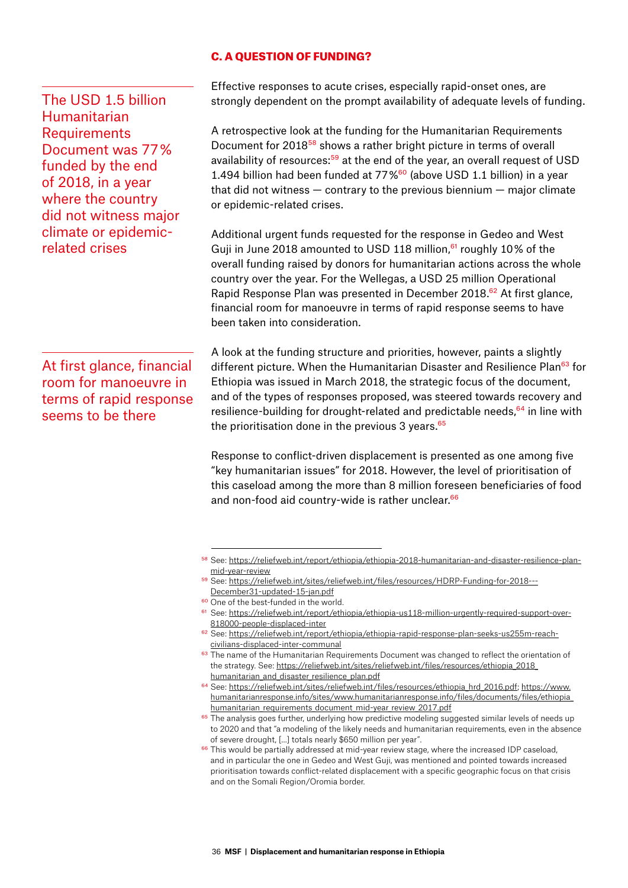### C. A QUESTION OF FUNDING?

> The USD 1.5 billion Humanitarian Requirements Document was 77% funded by the end of 2018, in a year where the country did not witness major climate or epidemic-related crises

Effective responses to acute crises, especially rapid-onset ones, are strongly dependent on the prompt availability of adequate levels of funding.

A retrospective look at the funding for the Humanitarian Requirements Document for 2018[58] shows a rather bright picture in terms of overall availability of resources:[59] at the end of the year, an overall request of USD 1.494 billion had been funded at 77%[60] (above USD 1.1 billion) in a year that did not witness — contrary to the previous biennium — major climate or epidemic-related crises.

Additional urgent funds requested for the response in Gedeo and West Guji in June 2018 amounted to USD 118 million,[61] roughly 10% of the overall funding raised by donors for humanitarian actions across the whole country over the year. For the Wellegas, a USD 25 million Operational Rapid Response Plan was presented in December 2018.[62] At first glance, financial room for manoeuvre in terms of rapid response seems to have been taken into consideration.

> At first glance, financial room for manoeuvre in terms of rapid response seems to be there

A look at the funding structure and priorities, however, paints a slightly different picture. When the Humanitarian Disaster and Resilience Plan[63] for Ethiopia was issued in March 2018, the strategic focus of the document, and of the types of responses proposed, was steered towards recovery and resilience-building for drought-related and predictable needs,[64] in line with the prioritisation done in the previous 3 years.[65]

Response to conflict-driven displacement is presented as one among five "key humanitarian issues" for 2018. However, the level of prioritisation of this caseload among the more than 8 million foreseen beneficiaries of food and non-food aid country-wide is rather unclear.[66]

---

[58] See: https://reliefweb.int/report/ethiopia/ethiopia-2018-humanitarian-and-disaster-resilience-plan-mid-year-review

[59] See: https://reliefweb.int/sites/reliefweb.int/files/resources/HDRP-Funding-for-2018---December31-updated-15-jan.pdf

[60] One of the best-funded in the world.

[61] See: https://reliefweb.int/report/ethiopia/ethiopia-us118-million-urgently-required-support-over-818000-people-displaced-inter

[62] See: https://reliefweb.int/report/ethiopia/ethiopia-rapid-response-plan-seeks-us255m-reach-civilians-displaced-inter-communal

[63] The name of the Humanitarian Requirements Document was changed to reflect the orientation of the strategy. See: https://reliefweb.int/sites/reliefweb.int/files/resources/ethiopia_2018_humanitarian_and_disaster_resilience_plan.pdf

[64] See: https://reliefweb.int/sites/reliefweb.int/files/resources/ethiopia_hrd_2016.pdf; https://www.humanitarianresponse.info/sites/www.humanitarianresponse.info/files/documents/files/ethiopia_humanitarian_requirements_document_mid-year_review_2017.pdf

[65] The analysis goes further, underlying how predictive modeling suggested similar levels of needs up to 2020 and that "a modeling of the likely needs and humanitarian requirements, even in the absence of severe drought, […] totals nearly $650 million per year".

[66] This would be partially addressed at mid-year review stage, where the increased IDP caseload, and in particular the one in Gedeo and West Guji, was mentioned and pointed towards increased prioritisation towards conflict-related displacement with a specific geographic focus on that crisis and on the Somali Region/Oromia border.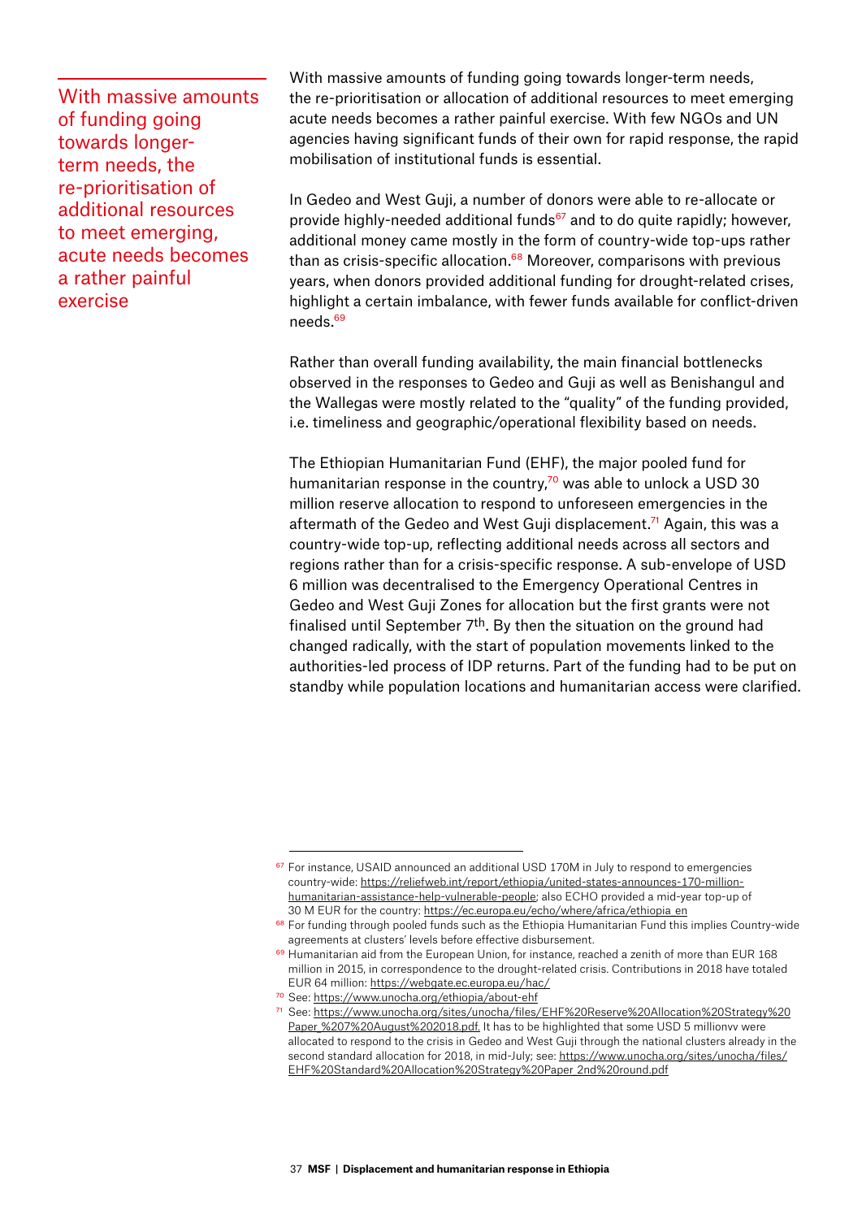> With massive amounts of funding going towards longer-term needs, the re-prioritisation of additional resources to meet emerging, acute needs becomes a rather painful exercise

With massive amounts of funding going towards longer-term needs, the re-prioritisation or allocation of additional resources to meet emerging acute needs becomes a rather painful exercise. With few NGOs and UN agencies having significant funds of their own for rapid response, the rapid mobilisation of institutional funds is essential.

In Gedeo and West Guji, a number of donors were able to re-allocate or provide highly-needed additional funds[67] and to do quite rapidly; however, additional money came mostly in the form of country-wide top-ups rather than as crisis-specific allocation.[68] Moreover, comparisons with previous years, when donors provided additional funding for drought-related crises, highlight a certain imbalance, with fewer funds available for conflict-driven needs.[69]

Rather than overall funding availability, the main financial bottlenecks observed in the responses to Gedeo and Guji as well as Benishangul and the Wallegas were mostly related to the "quality" of the funding provided, i.e. timeliness and geographic/operational flexibility based on needs.

The Ethiopian Humanitarian Fund (EHF), the major pooled fund for humanitarian response in the country,[70] was able to unlock a USD 30 million reserve allocation to respond to unforeseen emergencies in the aftermath of the Gedeo and West Guji displacement.[71] Again, this was a country-wide top-up, reflecting additional needs across all sectors and regions rather than for a crisis-specific response. A sub-envelope of USD 6 million was decentralised to the Emergency Operational Centres in Gedeo and West Guji Zones for allocation but the first grants were not finalised until September 7th. By then the situation on the ground had changed radically, with the start of population movements linked to the authorities-led process of IDP returns. Part of the funding had to be put on standby while population locations and humanitarian access were clarified.

---

[67] For instance, USAID announced an additional USD 170M in July to respond to emergencies country-wide: https://reliefweb.int/report/ethiopia/united-states-announces-170-million-humanitarian-assistance-help-vulnerable-people; also ECHO provided a mid-year top-up of 30 M EUR for the country: https://ec.europa.eu/echo/where/africa/ethiopia_en

[68] For funding through pooled funds such as the Ethiopia Humanitarian Fund this implies Country-wide agreements at clusters' levels before effective disbursement.

[69] Humanitarian aid from the European Union, for instance, reached a zenith of more than EUR 168 million in 2015, in correspondence to the drought-related crisis. Contributions in 2018 have totaled EUR 64 million: https://webgate.ec.europa.eu/hac/

[70] See: https://www.unocha.org/ethiopia/about-ehf

[71] See: https://www.unocha.org/sites/unocha/files/EHF%20Reserve%20Allocation%20Strategy%20Paper_%207%20August%202018.pdf. It has to be highlighted that some USD 5 millionvv were allocated to respond to the crisis in Gedeo and West Guji through the national clusters already in the second standard allocation for 2018, in mid-July; see: https://www.unocha.org/sites/unocha/files/EHF%20Standard%20Allocation%20Strategy%20Paper_2nd%20round.pdf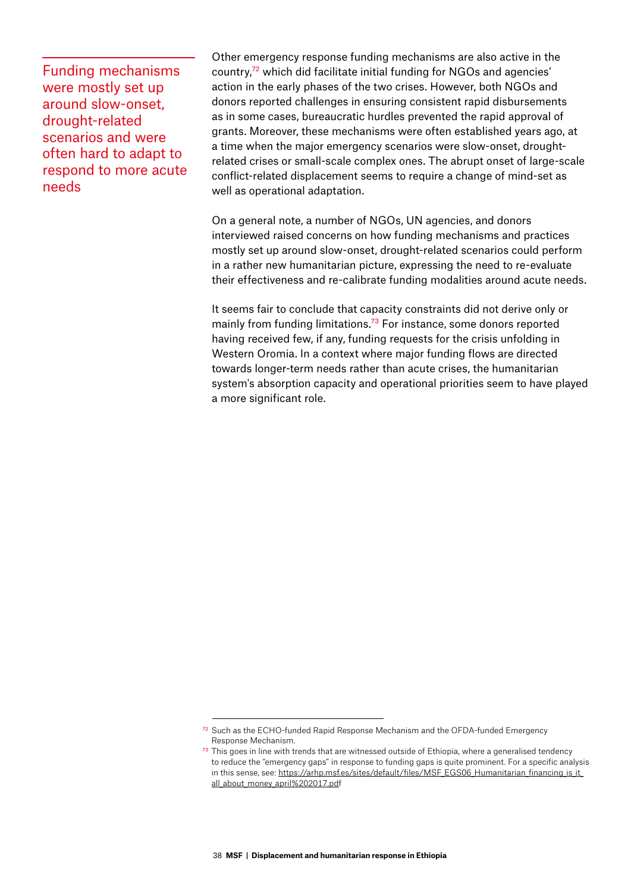> Funding mechanisms were mostly set up around slow-onset, drought-related scenarios and were often hard to adapt to respond to more acute needs

Other emergency response funding mechanisms are also active in the country,[72] which did facilitate initial funding for NGOs and agencies' action in the early phases of the two crises. However, both NGOs and donors reported challenges in ensuring consistent rapid disbursements as in some cases, bureaucratic hurdles prevented the rapid approval of grants. Moreover, these mechanisms were often established years ago, at a time when the major emergency scenarios were slow-onset, drought-related crises or small-scale complex ones. The abrupt onset of large-scale conflict-related displacement seems to require a change of mind-set as well as operational adaptation.

On a general note, a number of NGOs, UN agencies, and donors interviewed raised concerns on how funding mechanisms and practices mostly set up around slow-onset, drought-related scenarios could perform in a rather new humanitarian picture, expressing the need to re-evaluate their effectiveness and re-calibrate funding modalities around acute needs.

It seems fair to conclude that capacity constraints did not derive only or mainly from funding limitations.[73] For instance, some donors reported having received few, if any, funding requests for the crisis unfolding in Western Oromia. In a context where major funding flows are directed towards longer-term needs rather than acute crises, the humanitarian system's absorption capacity and operational priorities seem to have played a more significant role.

---

[72] Such as the ECHO-funded Rapid Response Mechanism and the OFDA-funded Emergency Response Mechanism.

[73] This goes in line with trends that are witnessed outside of Ethiopia, where a generalised tendency to reduce the "emergency gaps" in response to funding gaps is quite prominent. For a specific analysis in this sense, see: https://arhp.msf.es/sites/default/files/MSF_EGS06_Humanitarian_financing_is_it_all_about_money_april%202017.pdf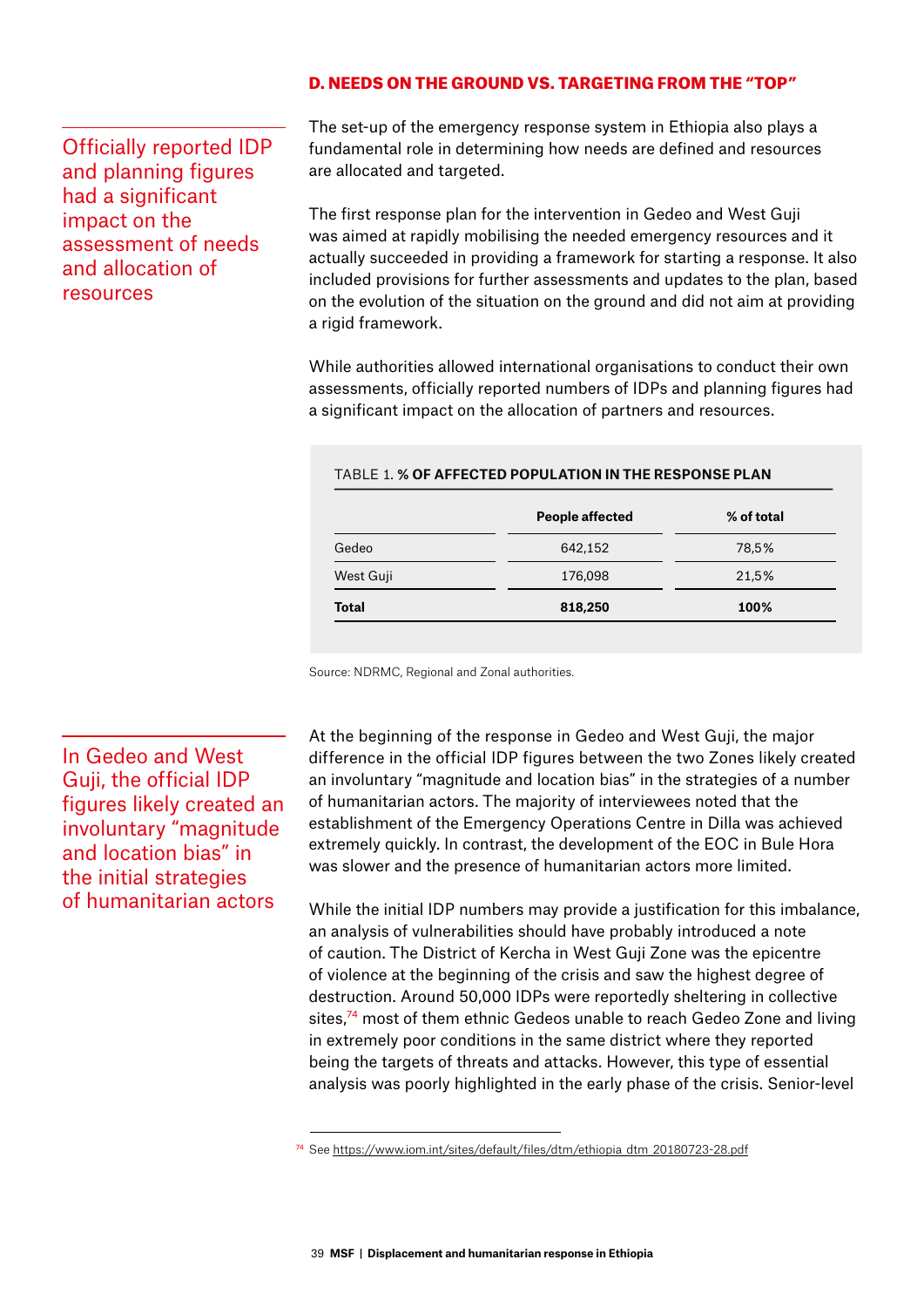## D. NEEDS ON THE GROUND VS. TARGETING FROM THE "TOP"

Officially reported IDP and planning figures had a significant impact on the assessment of needs and allocation of resources

The set-up of the emergency response system in Ethiopia also plays a fundamental role in determining how needs are defined and resources are allocated and targeted.

The first response plan for the intervention in Gedeo and West Guji was aimed at rapidly mobilising the needed emergency resources and it actually succeeded in providing a framework for starting a response. It also included provisions for further assessments and updates to the plan, based on the evolution of the situation on the ground and did not aim at providing a rigid framework.

While authorities allowed international organisations to conduct their own assessments, officially reported numbers of IDPs and planning figures had a significant impact on the allocation of partners and resources.

TABLE 1. **% OF AFFECTED POPULATION IN THE RESPONSE PLAN**

| | People affected | % of total |
|---|---|---|
| Gedeo | 642,152 | 78,5% |
| West Guji | 176,098 | 21,5% |
| **Total** | **818,250** | **100%** |

Source: NDRMC, Regional and Zonal authorities.

In Gedeo and West Guji, the official IDP figures likely created an involuntary "magnitude and location bias" in the initial strategies of humanitarian actors

At the beginning of the response in Gedeo and West Guji, the major difference in the official IDP figures between the two Zones likely created an involuntary "magnitude and location bias" in the strategies of a number of humanitarian actors. The majority of interviewees noted that the establishment of the Emergency Operations Centre in Dilla was achieved extremely quickly. In contrast, the development of the EOC in Bule Hora was slower and the presence of humanitarian actors more limited.

While the initial IDP numbers may provide a justification for this imbalance, an analysis of vulnerabilities should have probably introduced a note of caution. The District of Kercha in West Guji Zone was the epicentre of violence at the beginning of the crisis and saw the highest degree of destruction. Around 50,000 IDPs were reportedly sheltering in collective sites,[74] most of them ethnic Gedeos unable to reach Gedeo Zone and living in extremely poor conditions in the same district where they reported being the targets of threats and attacks. However, this type of essential analysis was poorly highlighted in the early phase of the crisis. Senior-level

[74] See https://www.iom.int/sites/default/files/dtm/ethiopia_dtm_20180723-28.pdf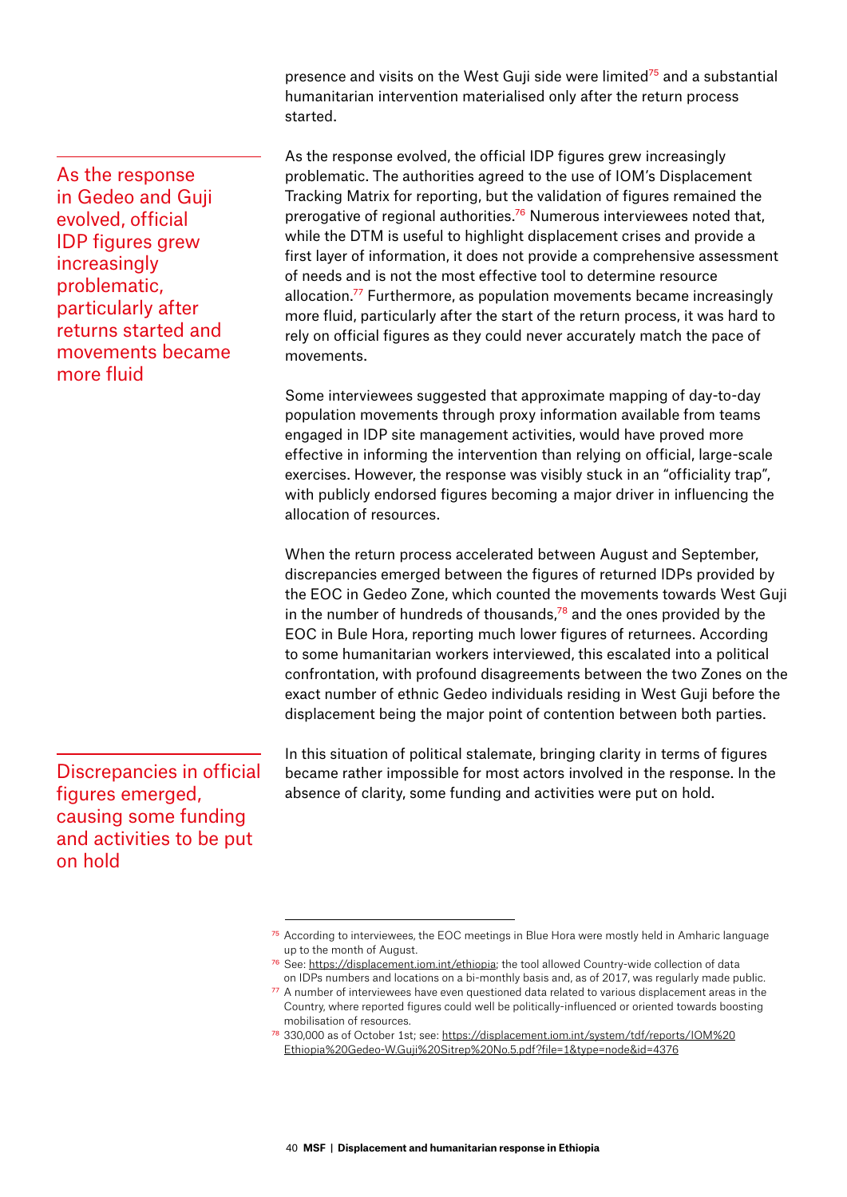presence and visits on the West Guji side were limited[75] and a substantial humanitarian intervention materialised only after the return process started.

As the response in Gedeo and Guji evolved, official IDP figures grew increasingly problematic, particularly after returns started and movements became more fluid

As the response evolved, the official IDP figures grew increasingly problematic. The authorities agreed to the use of IOM's Displacement Tracking Matrix for reporting, but the validation of figures remained the prerogative of regional authorities.[76] Numerous interviewees noted that, while the DTM is useful to highlight displacement crises and provide a first layer of information, it does not provide a comprehensive assessment of needs and is not the most effective tool to determine resource allocation.[77] Furthermore, as population movements became increasingly more fluid, particularly after the start of the return process, it was hard to rely on official figures as they could never accurately match the pace of movements.

Some interviewees suggested that approximate mapping of day-to-day population movements through proxy information available from teams engaged in IDP site management activities, would have proved more effective in informing the intervention than relying on official, large-scale exercises. However, the response was visibly stuck in an "officiality trap", with publicly endorsed figures becoming a major driver in influencing the allocation of resources.

When the return process accelerated between August and September, discrepancies emerged between the figures of returned IDPs provided by the EOC in Gedeo Zone, which counted the movements towards West Guji in the number of hundreds of thousands,[78] and the ones provided by the EOC in Bule Hora, reporting much lower figures of returnees. According to some humanitarian workers interviewed, this escalated into a political confrontation, with profound disagreements between the two Zones on the exact number of ethnic Gedeo individuals residing in West Guji before the displacement being the major point of contention between both parties.

Discrepancies in official figures emerged, causing some funding and activities to be put on hold

In this situation of political stalemate, bringing clarity in terms of figures became rather impossible for most actors involved in the response. In the absence of clarity, some funding and activities were put on hold.

---

[75] According to interviewees, the EOC meetings in Blue Hora were mostly held in Amharic language up to the month of August.

[76] See: https://displacement.iom.int/ethiopia; the tool allowed Country-wide collection of data on IDPs numbers and locations on a bi-monthly basis and, as of 2017, was regularly made public.

[77] A number of interviewees have even questioned data related to various displacement areas in the Country, where reported figures could well be politically-influenced or oriented towards boosting mobilisation of resources.

[78] 330,000 as of October 1st; see: https://displacement.iom.int/system/tdf/reports/IOM%20Ethiopia%20Gedeo-W.Guji%20Sitrep%20No.5.pdf?file=1&type=node&id=4376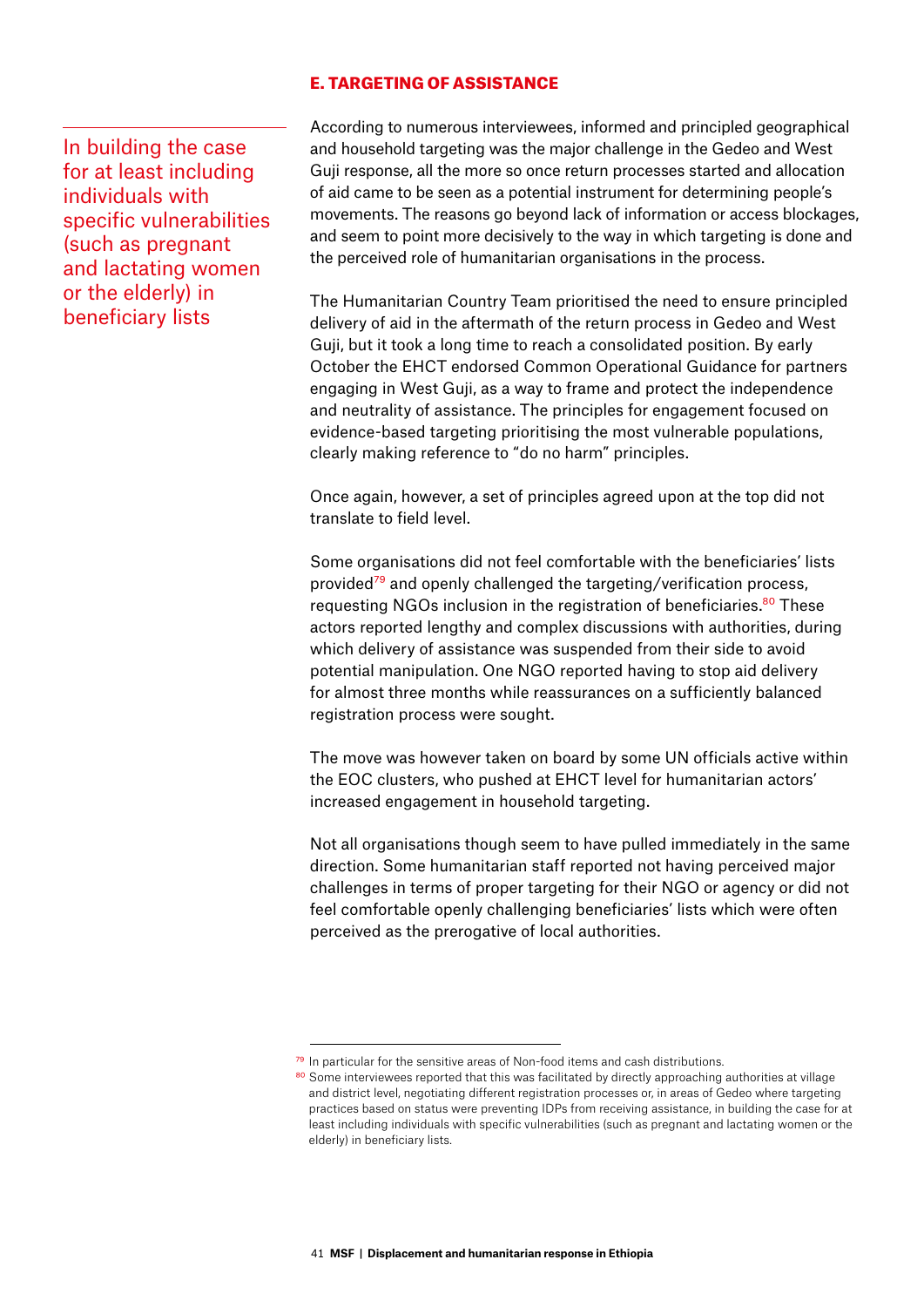### E. TARGETING OF ASSISTANCE

> In building the case for at least including individuals with specific vulnerabilities (such as pregnant and lactating women or the elderly) in beneficiary lists

According to numerous interviewees, informed and principled geographical and household targeting was the major challenge in the Gedeo and West Guji response, all the more so once return processes started and allocation of aid came to be seen as a potential instrument for determining people's movements. The reasons go beyond lack of information or access blockages, and seem to point more decisively to the way in which targeting is done and the perceived role of humanitarian organisations in the process.

The Humanitarian Country Team prioritised the need to ensure principled delivery of aid in the aftermath of the return process in Gedeo and West Guji, but it took a long time to reach a consolidated position. By early October the EHCT endorsed Common Operational Guidance for partners engaging in West Guji, as a way to frame and protect the independence and neutrality of assistance. The principles for engagement focused on evidence-based targeting prioritising the most vulnerable populations, clearly making reference to "do no harm" principles.

Once again, however, a set of principles agreed upon at the top did not translate to field level.

Some organisations did not feel comfortable with the beneficiaries' lists provided[79] and openly challenged the targeting/verification process, requesting NGOs inclusion in the registration of beneficiaries.[80] These actors reported lengthy and complex discussions with authorities, during which delivery of assistance was suspended from their side to avoid potential manipulation. One NGO reported having to stop aid delivery for almost three months while reassurances on a sufficiently balanced registration process were sought.

The move was however taken on board by some UN officials active within the EOC clusters, who pushed at EHCT level for humanitarian actors' increased engagement in household targeting.

Not all organisations though seem to have pulled immediately in the same direction. Some humanitarian staff reported not having perceived major challenges in terms of proper targeting for their NGO or agency or did not feel comfortable openly challenging beneficiaries' lists which were often perceived as the prerogative of local authorities.

---

[79] In particular for the sensitive areas of Non-food items and cash distributions.

[80] Some interviewees reported that this was facilitated by directly approaching authorities at village and district level, negotiating different registration processes or, in areas of Gedeo where targeting practices based on status were preventing IDPs from receiving assistance, in building the case for at least including individuals with specific vulnerabilities (such as pregnant and lactating women or the elderly) in beneficiary lists.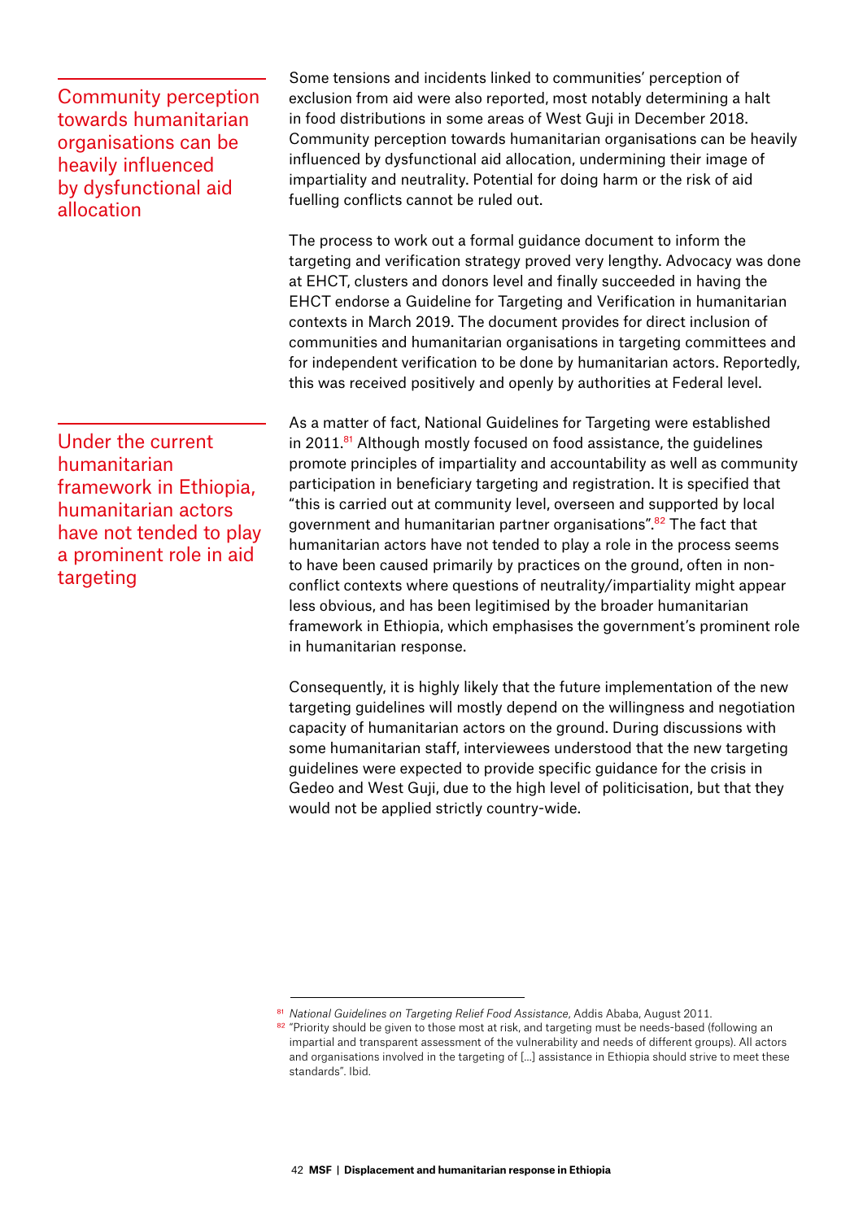> Community perception towards humanitarian organisations can be heavily influenced by dysfunctional aid allocation

Some tensions and incidents linked to communities' perception of exclusion from aid were also reported, most notably determining a halt in food distributions in some areas of West Guji in December 2018. Community perception towards humanitarian organisations can be heavily influenced by dysfunctional aid allocation, undermining their image of impartiality and neutrality. Potential for doing harm or the risk of aid fuelling conflicts cannot be ruled out.

The process to work out a formal guidance document to inform the targeting and verification strategy proved very lengthy. Advocacy was done at EHCT, clusters and donors level and finally succeeded in having the EHCT endorse a Guideline for Targeting and Verification in humanitarian contexts in March 2019. The document provides for direct inclusion of communities and humanitarian organisations in targeting committees and for independent verification to be done by humanitarian actors. Reportedly, this was received positively and openly by authorities at Federal level.

> Under the current humanitarian framework in Ethiopia, humanitarian actors have not tended to play a prominent role in aid targeting

As a matter of fact, National Guidelines for Targeting were established in 2011.[81] Although mostly focused on food assistance, the guidelines promote principles of impartiality and accountability as well as community participation in beneficiary targeting and registration. It is specified that "this is carried out at community level, overseen and supported by local government and humanitarian partner organisations".[82] The fact that humanitarian actors have not tended to play a role in the process seems to have been caused primarily by practices on the ground, often in non-conflict contexts where questions of neutrality/impartiality might appear less obvious, and has been legitimised by the broader humanitarian framework in Ethiopia, which emphasises the government's prominent role in humanitarian response.

Consequently, it is highly likely that the future implementation of the new targeting guidelines will mostly depend on the willingness and negotiation capacity of humanitarian actors on the ground. During discussions with some humanitarian staff, interviewees understood that the new targeting guidelines were expected to provide specific guidance for the crisis in Gedeo and West Guji, due to the high level of politicisation, but that they would not be applied strictly country-wide.

---

[81] *National Guidelines on Targeting Relief Food Assistance*, Addis Ababa, August 2011.

[82] "Priority should be given to those most at risk, and targeting must be needs-based (following an impartial and transparent assessment of the vulnerability and needs of different groups). All actors and organisations involved in the targeting of [...] assistance in Ethiopia should strive to meet these standards". Ibid.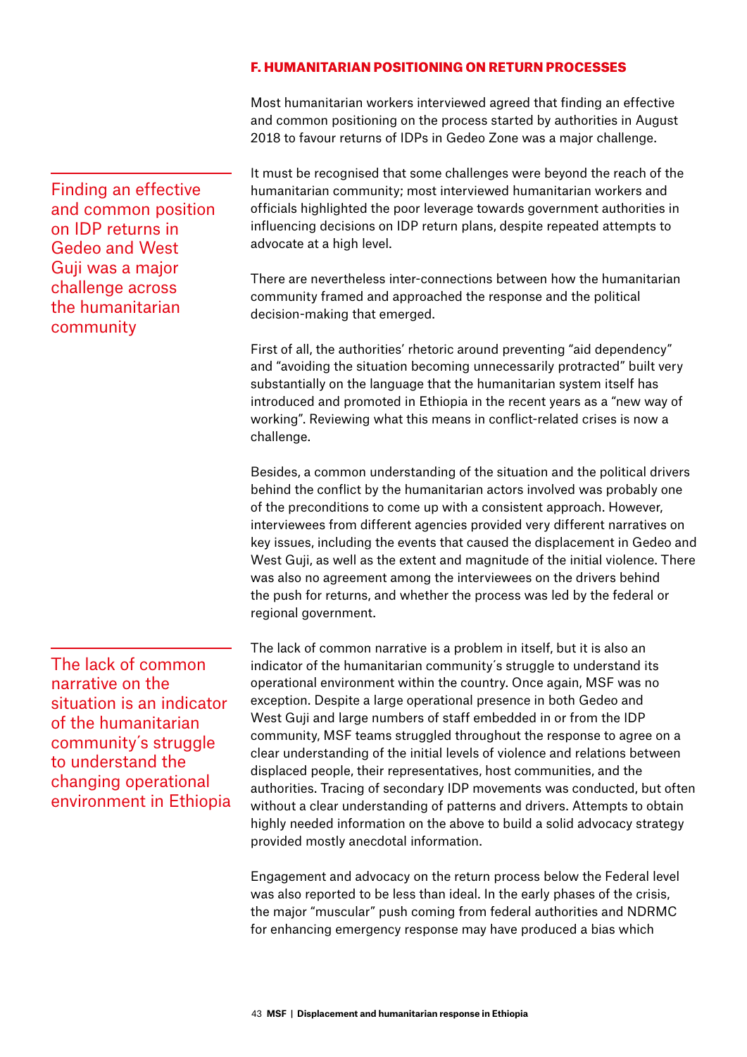### F. HUMANITARIAN POSITIONING ON RETURN PROCESSES

Most humanitarian workers interviewed agreed that finding an effective and common positioning on the process started by authorities in August 2018 to favour returns of IDPs in Gedeo Zone was a major challenge.

> Finding an effective and common position on IDP returns in Gedeo and West Guji was a major challenge across the humanitarian community

It must be recognised that some challenges were beyond the reach of the humanitarian community; most interviewed humanitarian workers and officials highlighted the poor leverage towards government authorities in influencing decisions on IDP return plans, despite repeated attempts to advocate at a high level.

There are nevertheless inter-connections between how the humanitarian community framed and approached the response and the political decision-making that emerged.

First of all, the authorities' rhetoric around preventing "aid dependency" and "avoiding the situation becoming unnecessarily protracted" built very substantially on the language that the humanitarian system itself has introduced and promoted in Ethiopia in the recent years as a "new way of working". Reviewing what this means in conflict-related crises is now a challenge.

Besides, a common understanding of the situation and the political drivers behind the conflict by the humanitarian actors involved was probably one of the preconditions to come up with a consistent approach. However, interviewees from different agencies provided very different narratives on key issues, including the events that caused the displacement in Gedeo and West Guji, as well as the extent and magnitude of the initial violence. There was also no agreement among the interviewees on the drivers behind the push for returns, and whether the process was led by the federal or regional government.

> The lack of common narrative on the situation is an indicator of the humanitarian community´s struggle to understand the changing operational environment in Ethiopia

The lack of common narrative is a problem in itself, but it is also an indicator of the humanitarian community´s struggle to understand its operational environment within the country. Once again, MSF was no exception. Despite a large operational presence in both Gedeo and West Guji and large numbers of staff embedded in or from the IDP community, MSF teams struggled throughout the response to agree on a clear understanding of the initial levels of violence and relations between displaced people, their representatives, host communities, and the authorities. Tracing of secondary IDP movements was conducted, but often without a clear understanding of patterns and drivers. Attempts to obtain highly needed information on the above to build a solid advocacy strategy provided mostly anecdotal information.

Engagement and advocacy on the return process below the Federal level was also reported to be less than ideal. In the early phases of the crisis, the major "muscular" push coming from federal authorities and NDRMC for enhancing emergency response may have produced a bias which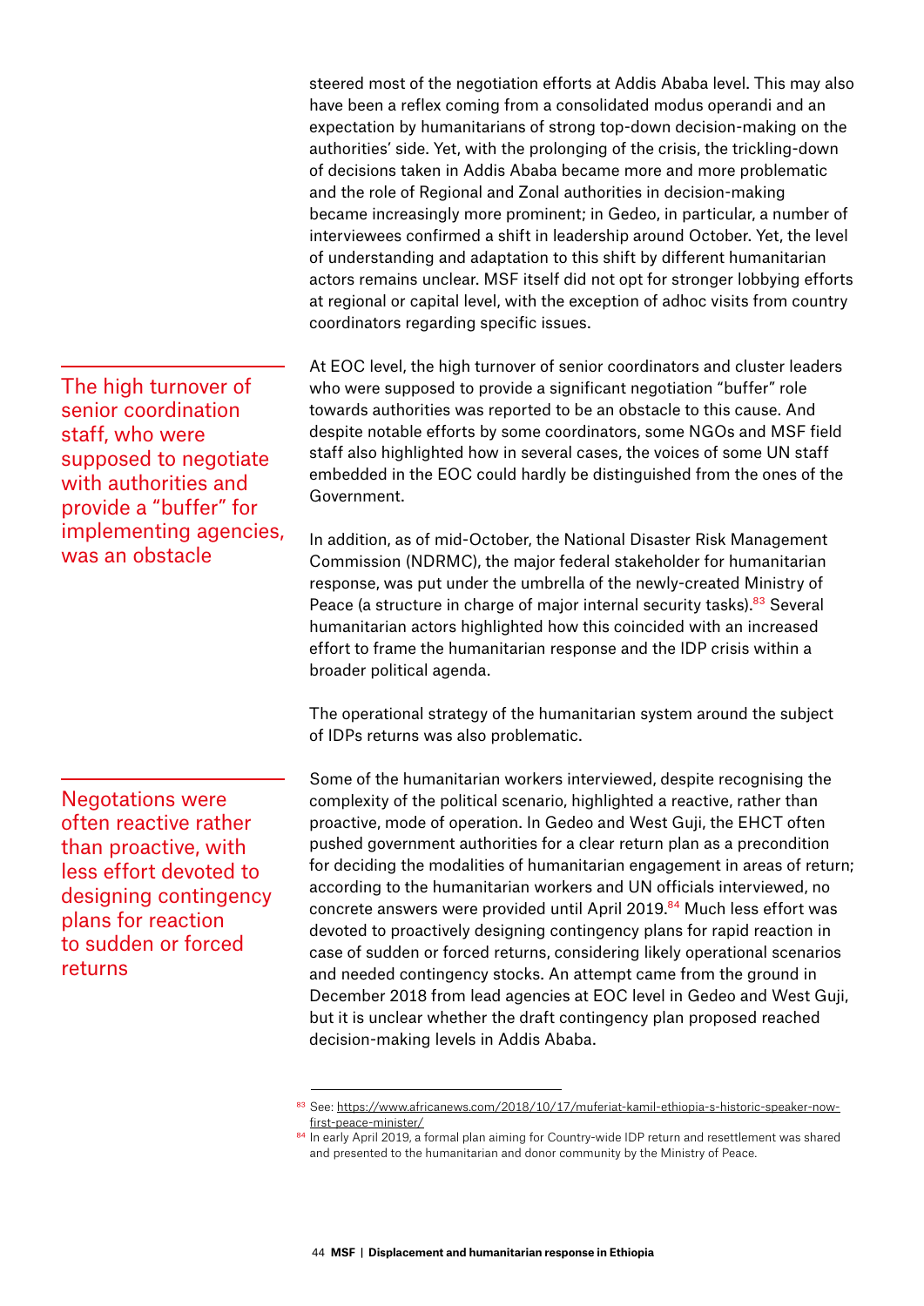steered most of the negotiation efforts at Addis Ababa level. This may also have been a reflex coming from a consolidated modus operandi and an expectation by humanitarians of strong top-down decision-making on the authorities' side. Yet, with the prolonging of the crisis, the trickling-down of decisions taken in Addis Ababa became more and more problematic and the role of Regional and Zonal authorities in decision-making became increasingly more prominent; in Gedeo, in particular, a number of interviewees confirmed a shift in leadership around October. Yet, the level of understanding and adaptation to this shift by different humanitarian actors remains unclear. MSF itself did not opt for stronger lobbying efforts at regional or capital level, with the exception of adhoc visits from country coordinators regarding specific issues.

> The high turnover of senior coordination staff, who were supposed to negotiate with authorities and provide a "buffer" for implementing agencies, was an obstacle

At EOC level, the high turnover of senior coordinators and cluster leaders who were supposed to provide a significant negotiation "buffer" role towards authorities was reported to be an obstacle to this cause. And despite notable efforts by some coordinators, some NGOs and MSF field staff also highlighted how in several cases, the voices of some UN staff embedded in the EOC could hardly be distinguished from the ones of the Government.

In addition, as of mid-October, the National Disaster Risk Management Commission (NDRMC), the major federal stakeholder for humanitarian response, was put under the umbrella of the newly-created Ministry of Peace (a structure in charge of major internal security tasks).[83] Several humanitarian actors highlighted how this coincided with an increased effort to frame the humanitarian response and the IDP crisis within a broader political agenda.

The operational strategy of the humanitarian system around the subject of IDPs returns was also problematic.

> Negotiations were often reactive rather than proactive, with less effort devoted to designing contingency plans for reaction to sudden or forced returns

Some of the humanitarian workers interviewed, despite recognising the complexity of the political scenario, highlighted a reactive, rather than proactive, mode of operation. In Gedeo and West Guji, the EHCT often pushed government authorities for a clear return plan as a precondition for deciding the modalities of humanitarian engagement in areas of return; according to the humanitarian workers and UN officials interviewed, no concrete answers were provided until April 2019.[84] Much less effort was devoted to proactively designing contingency plans for rapid reaction in case of sudden or forced returns, considering likely operational scenarios and needed contingency stocks. An attempt came from the ground in December 2018 from lead agencies at EOC level in Gedeo and West Guji, but it is unclear whether the draft contingency plan proposed reached decision-making levels in Addis Ababa.

---

[83] See: https://www.africanews.com/2018/10/17/muferiat-kamil-ethiopia-s-historic-speaker-now-first-peace-minister/

[84] In early April 2019, a formal plan aiming for Country-wide IDP return and resettlement was shared and presented to the humanitarian and donor community by the Ministry of Peace.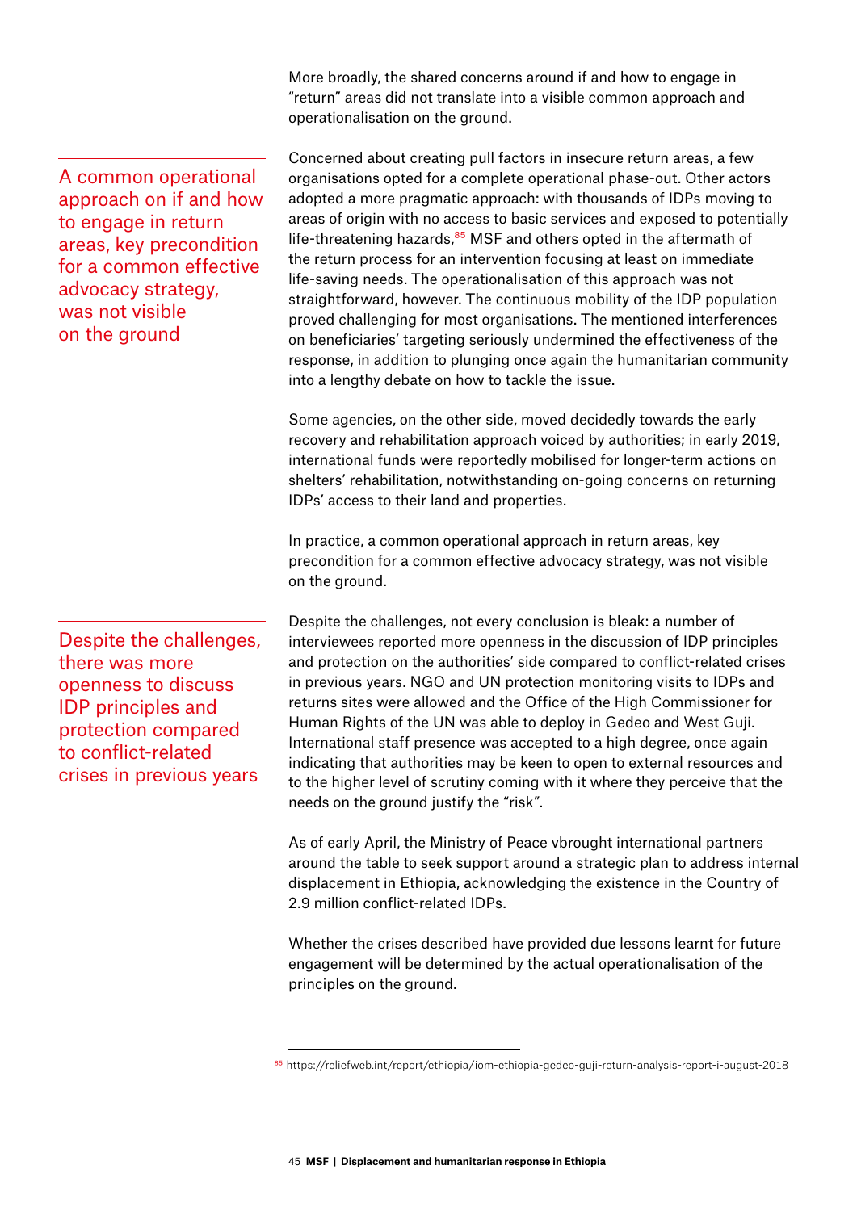More broadly, the shared concerns around if and how to engage in "return" areas did not translate into a visible common approach and operationalisation on the ground.

> A common operational approach on if and how to engage in return areas, key precondition for a common effective advocacy strategy, was not visible on the ground

Concerned about creating pull factors in insecure return areas, a few organisations opted for a complete operational phase-out. Other actors adopted a more pragmatic approach: with thousands of IDPs moving to areas of origin with no access to basic services and exposed to potentially life-threatening hazards,[85] MSF and others opted in the aftermath of the return process for an intervention focusing at least on immediate life-saving needs. The operationalisation of this approach was not straightforward, however. The continuous mobility of the IDP population proved challenging for most organisations. The mentioned interferences on beneficiaries' targeting seriously undermined the effectiveness of the response, in addition to plunging once again the humanitarian community into a lengthy debate on how to tackle the issue.

Some agencies, on the other side, moved decidedly towards the early recovery and rehabilitation approach voiced by authorities; in early 2019, international funds were reportedly mobilised for longer-term actions on shelters' rehabilitation, notwithstanding on-going concerns on returning IDPs' access to their land and properties.

In practice, a common operational approach in return areas, key precondition for a common effective advocacy strategy, was not visible on the ground.

> Despite the challenges, there was more openness to discuss IDP principles and protection compared to conflict-related crises in previous years

Despite the challenges, not every conclusion is bleak: a number of interviewees reported more openness in the discussion of IDP principles and protection on the authorities' side compared to conflict-related crises in previous years. NGO and UN protection monitoring visits to IDPs and returns sites were allowed and the Office of the High Commissioner for Human Rights of the UN was able to deploy in Gedeo and West Guji. International staff presence was accepted to a high degree, once again indicating that authorities may be keen to open to external resources and to the higher level of scrutiny coming with it where they perceive that the needs on the ground justify the "risk".

As of early April, the Ministry of Peace vbrought international partners around the table to seek support around a strategic plan to address internal displacement in Ethiopia, acknowledging the existence in the Country of 2.9 million conflict-related IDPs.

Whether the crises described have provided due lessons learnt for future engagement will be determined by the actual operationalisation of the principles on the ground.

---

[85] https://reliefweb.int/report/ethiopia/iom-ethiopia-gedeo-guji-return-analysis-report-i-august-2018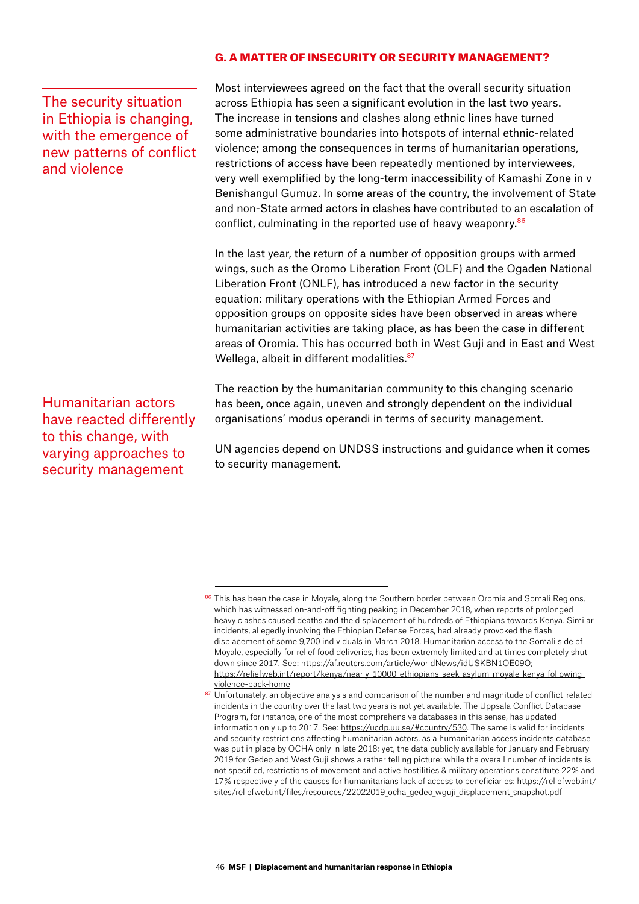## G. A MATTER OF INSECURITY OR SECURITY MANAGEMENT?

The security situation in Ethiopia is changing, with the emergence of new patterns of conflict and violence

Most interviewees agreed on the fact that the overall security situation across Ethiopia has seen a significant evolution in the last two years. The increase in tensions and clashes along ethnic lines have turned some administrative boundaries into hotspots of internal ethnic-related violence; among the consequences in terms of humanitarian operations, restrictions of access have been repeatedly mentioned by interviewees, very well exemplified by the long-term inaccessibility of Kamashi Zone in v Benishangul Gumuz. In some areas of the country, the involvement of State and non-State armed actors in clashes have contributed to an escalation of conflict, culminating in the reported use of heavy weaponry.[86]

In the last year, the return of a number of opposition groups with armed wings, such as the Oromo Liberation Front (OLF) and the Ogaden National Liberation Front (ONLF), has introduced a new factor in the security equation: military operations with the Ethiopian Armed Forces and opposition groups on opposite sides have been observed in areas where humanitarian activities are taking place, as has been the case in different areas of Oromia. This has occurred both in West Guji and in East and West Wellega, albeit in different modalities.[87]

Humanitarian actors have reacted differently to this change, with varying approaches to security management

The reaction by the humanitarian community to this changing scenario has been, once again, uneven and strongly dependent on the individual organisations' modus operandi in terms of security management.

UN agencies depend on UNDSS instructions and guidance when it comes to security management.

---

[86] This has been the case in Moyale, along the Southern border between Oromia and Somali Regions, which has witnessed on-and-off fighting peaking in December 2018, when reports of prolonged heavy clashes caused deaths and the displacement of hundreds of Ethiopians towards Kenya. Similar incidents, allegedly involving the Ethiopian Defense Forces, had already provoked the flash displacement of some 9,700 individuals in March 2018. Humanitarian access to the Somali side of Moyale, especially for relief food deliveries, has been extremely limited and at times completely shut down since 2017. See: https://af.reuters.com/article/worldNews/idUSKBN1OE09O; https://reliefweb.int/report/kenya/nearly-10000-ethiopians-seek-asylum-moyale-kenya-following-violence-back-home

[87] Unfortunately, an objective analysis and comparison of the number and magnitude of conflict-related incidents in the country over the last two years is not yet available. The Uppsala Conflict Database Program, for instance, one of the most comprehensive databases in this sense, has updated information only up to 2017. See: https://ucdp.uu.se/#country/530. The same is valid for incidents and security restrictions affecting humanitarian actors, as a humanitarian access incidents database was put in place by OCHA only in late 2018; yet, the data publicly available for January and February 2019 for Gedeo and West Guji shows a rather telling picture: while the overall number of incidents is not specified, restrictions of movement and active hostilities & military operations constitute 22% and 17% respectively of the causes for humanitarians lack of access to beneficiaries: https://reliefweb.int/sites/reliefweb.int/files/resources/22022019_ocha_gedeo_wguji_displacement_snapshot.pdf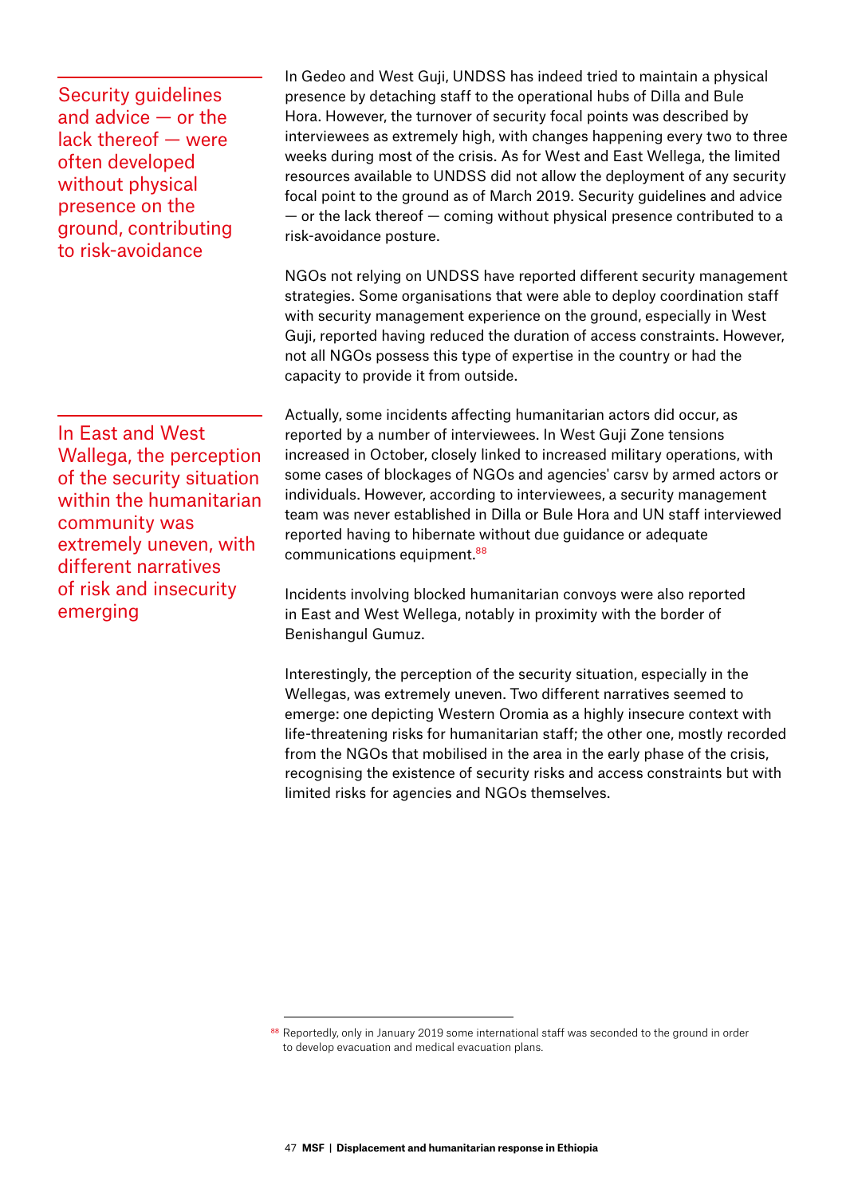> Security guidelines and advice — or the lack thereof — were often developed without physical presence on the ground, contributing to risk-avoidance

In Gedeo and West Guji, UNDSS has indeed tried to maintain a physical presence by detaching staff to the operational hubs of Dilla and Bule Hora. However, the turnover of security focal points was described by interviewees as extremely high, with changes happening every two to three weeks during most of the crisis. As for West and East Wellega, the limited resources available to UNDSS did not allow the deployment of any security focal point to the ground as of March 2019. Security guidelines and advice — or the lack thereof — coming without physical presence contributed to a risk-avoidance posture.

NGOs not relying on UNDSS have reported different security management strategies. Some organisations that were able to deploy coordination staff with security management experience on the ground, especially in West Guji, reported having reduced the duration of access constraints. However, not all NGOs possess this type of expertise in the country or had the capacity to provide it from outside.

> In East and West Wallega, the perception of the security situation within the humanitarian community was extremely uneven, with different narratives of risk and insecurity emerging

Actually, some incidents affecting humanitarian actors did occur, as reported by a number of interviewees. In West Guji Zone tensions increased in October, closely linked to increased military operations, with some cases of blockages of NGOs and agencies' carsv by armed actors or individuals. However, according to interviewees, a security management team was never established in Dilla or Bule Hora and UN staff interviewed reported having to hibernate without due guidance or adequate communications equipment.[88]

Incidents involving blocked humanitarian convoys were also reported in East and West Wellega, notably in proximity with the border of Benishangul Gumuz.

Interestingly, the perception of the security situation, especially in the Wellegas, was extremely uneven. Two different narratives seemed to emerge: one depicting Western Oromia as a highly insecure context with life-threatening risks for humanitarian staff; the other one, mostly recorded from the NGOs that mobilised in the area in the early phase of the crisis, recognising the existence of security risks and access constraints but with limited risks for agencies and NGOs themselves.

---

[88] Reportedly, only in January 2019 some international staff was seconded to the ground in order to develop evacuation and medical evacuation plans.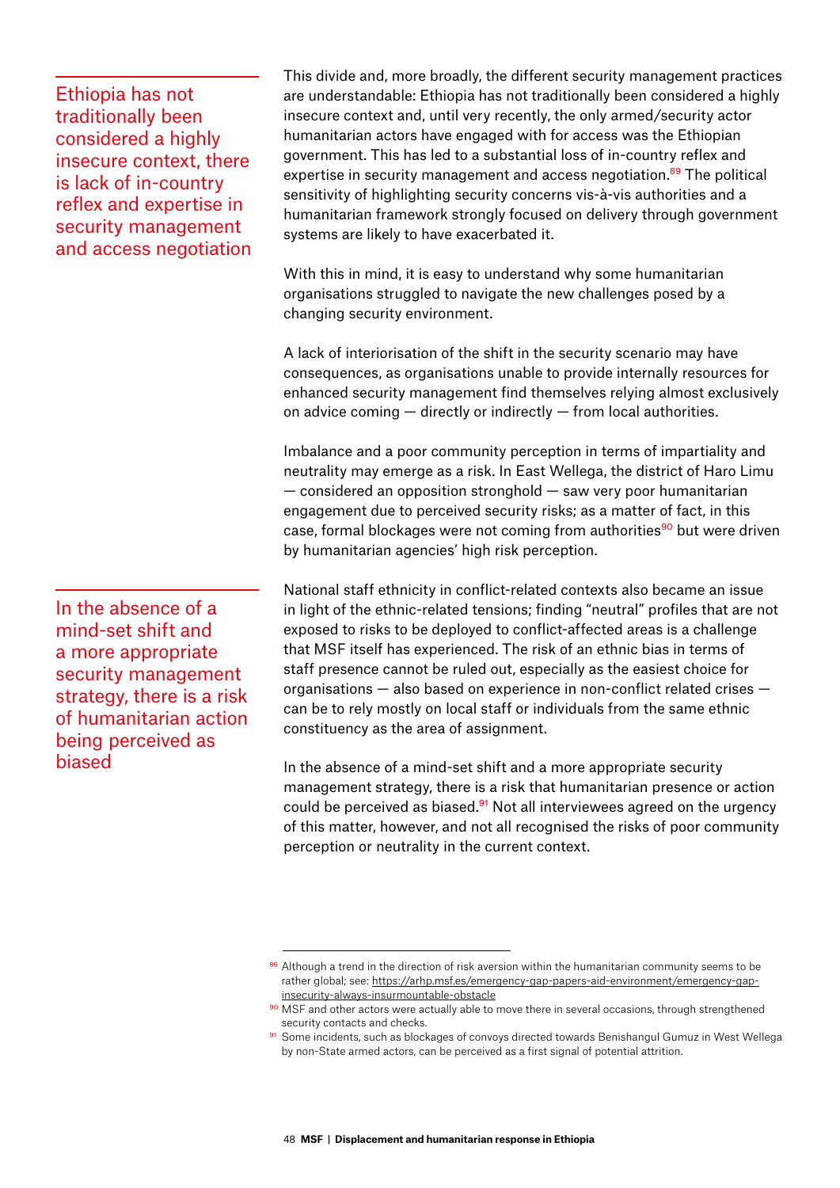> Ethiopia has not traditionally been considered a highly insecure context, there is lack of in-country reflex and expertise in security management and access negotiation

This divide and, more broadly, the different security management practices are understandable: Ethiopia has not traditionally been considered a highly insecure context and, until very recently, the only armed/security actor humanitarian actors have engaged with for access was the Ethiopian government. This has led to a substantial loss of in-country reflex and expertise in security management and access negotiation.[89] The political sensitivity of highlighting security concerns vis-à-vis authorities and a humanitarian framework strongly focused on delivery through government systems are likely to have exacerbated it.

With this in mind, it is easy to understand why some humanitarian organisations struggled to navigate the new challenges posed by a changing security environment.

A lack of interiorisation of the shift in the security scenario may have consequences, as organisations unable to provide internally resources for enhanced security management find themselves relying almost exclusively on advice coming — directly or indirectly — from local authorities.

Imbalance and a poor community perception in terms of impartiality and neutrality may emerge as a risk. In East Wellega, the district of Haro Limu — considered an opposition stronghold — saw very poor humanitarian engagement due to perceived security risks; as a matter of fact, in this case, formal blockages were not coming from authorities[90] but were driven by humanitarian agencies' high risk perception.

> In the absence of a mind-set shift and a more appropriate security management strategy, there is a risk of humanitarian action being perceived as biased

National staff ethnicity in conflict-related contexts also became an issue in light of the ethnic-related tensions; finding "neutral" profiles that are not exposed to risks to be deployed to conflict-affected areas is a challenge that MSF itself has experienced. The risk of an ethnic bias in terms of staff presence cannot be ruled out, especially as the easiest choice for organisations — also based on experience in non-conflict related crises — can be to rely mostly on local staff or individuals from the same ethnic constituency as the area of assignment.

In the absence of a mind-set shift and a more appropriate security management strategy, there is a risk that humanitarian presence or action could be perceived as biased.[91] Not all interviewees agreed on the urgency of this matter, however, and not all recognised the risks of poor community perception or neutrality in the current context.

---

[89] Although a trend in the direction of risk aversion within the humanitarian community seems to be rather global; see: https://arhp.msf.es/emergency-gap-papers-aid-environment/emergency-gap-insecurity-always-insurmountable-obstacle

[90] MSF and other actors were actually able to move there in several occasions, through strengthened security contacts and checks.

[91] Some incidents, such as blockages of convoys directed towards Benishangul Gumuz in West Wellega by non-State armed actors, can be perceived as a first signal of potential attrition.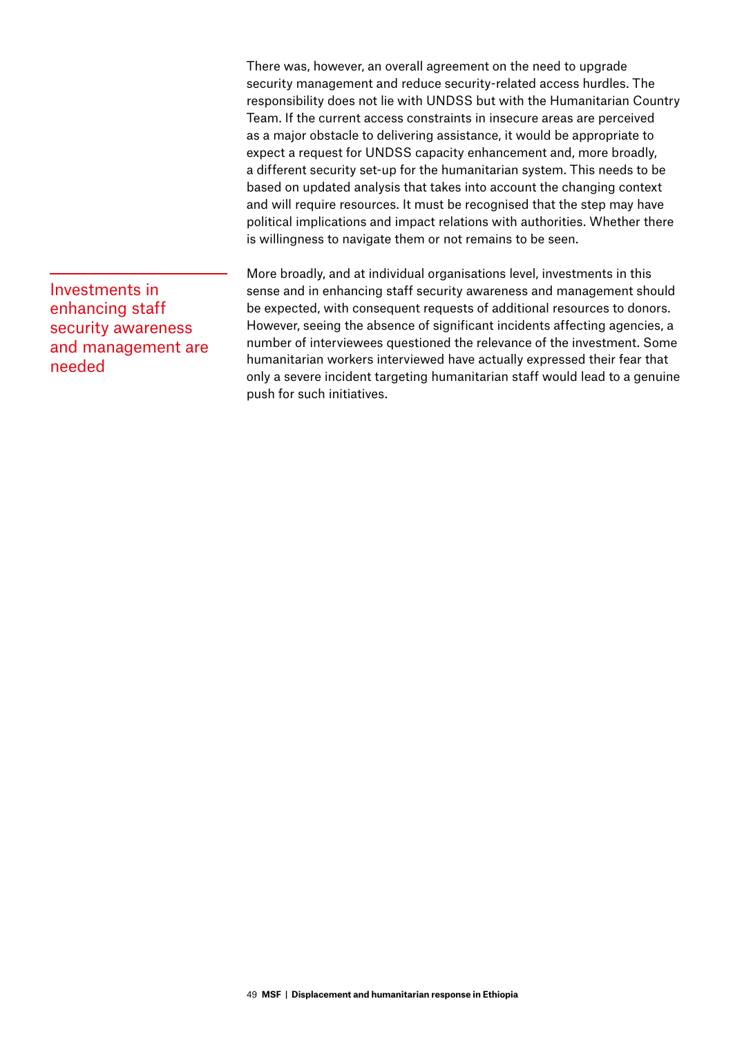There was, however, an overall agreement on the need to upgrade security management and reduce security-related access hurdles. The responsibility does not lie with UNDSS but with the Humanitarian Country Team. If the current access constraints in insecure areas are perceived as a major obstacle to delivering assistance, it would be appropriate to expect a request for UNDSS capacity enhancement and, more broadly, a different security set-up for the humanitarian system. This needs to be based on updated analysis that takes into account the changing context and will require resources. It must be recognised that the step may have political implications and impact relations with authorities. Whether there is willingness to navigate them or not remains to be seen.

> Investments in enhancing staff security awareness and management are needed

More broadly, and at individual organisations level, investments in this sense and in enhancing staff security awareness and management should be expected, with consequent requests of additional resources to donors. However, seeing the absence of significant incidents affecting agencies, a number of interviewees questioned the relevance of the investment. Some humanitarian workers interviewed have actually expressed their fear that only a severe incident targeting humanitarian staff would lead to a genuine push for such initiatives.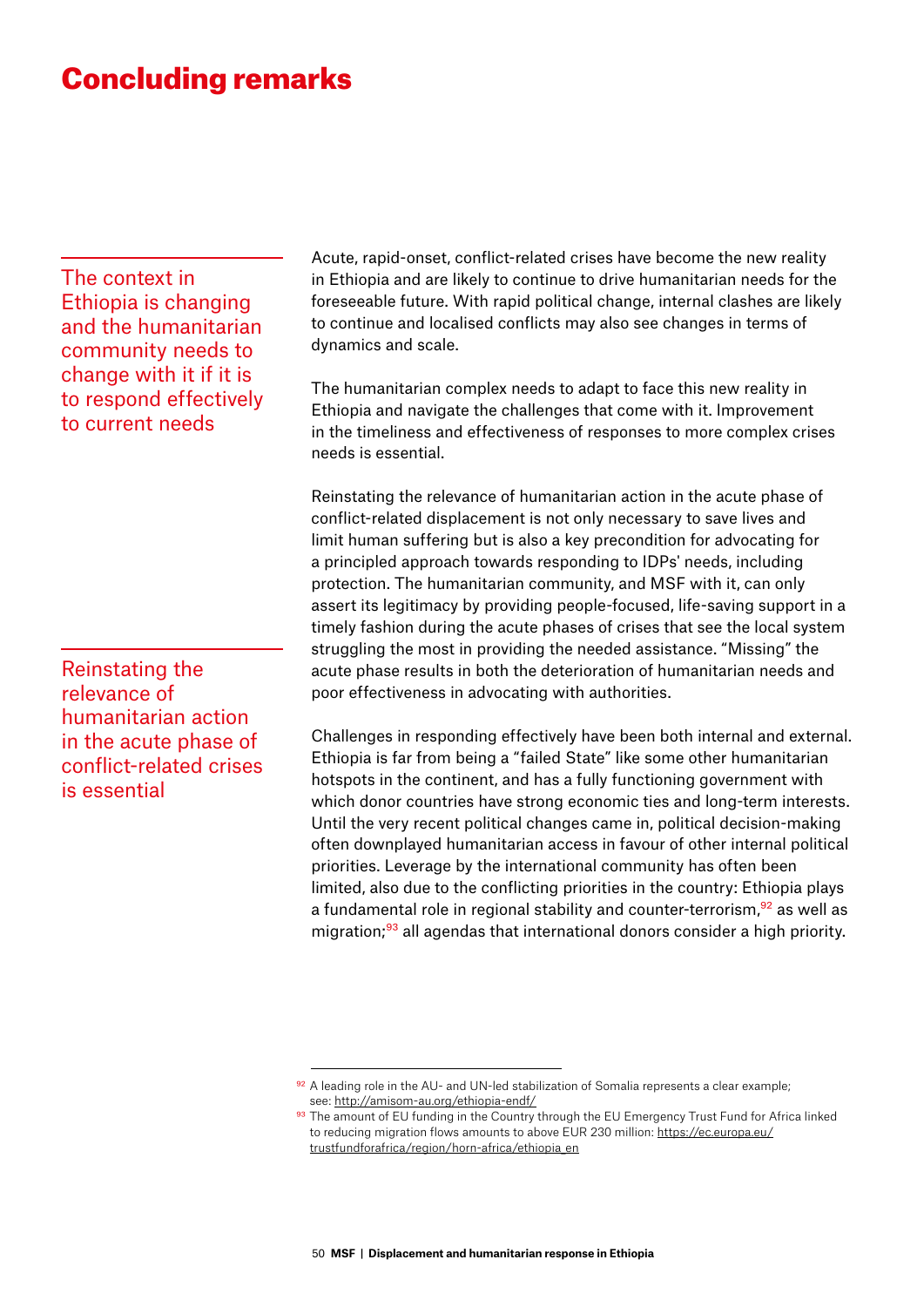# Concluding remarks

**The context in Ethiopia is changing and the humanitarian community needs to change with it if it is to respond effectively to current needs**

Acute, rapid-onset, conflict-related crises have become the new reality in Ethiopia and are likely to continue to drive humanitarian needs for the foreseeable future. With rapid political change, internal clashes are likely to continue and localised conflicts may also see changes in terms of dynamics and scale.

The humanitarian complex needs to adapt to face this new reality in Ethiopia and navigate the challenges that come with it. Improvement in the timeliness and effectiveness of responses to more complex crises needs is essential.

**Reinstating the relevance of humanitarian action in the acute phase of conflict-related crises is essential**

Reinstating the relevance of humanitarian action in the acute phase of conflict-related displacement is not only necessary to save lives and limit human suffering but is also a key precondition for advocating for a principled approach towards responding to IDPs' needs, including protection. The humanitarian community, and MSF with it, can only assert its legitimacy by providing people-focused, life-saving support in a timely fashion during the acute phases of crises that see the local system struggling the most in providing the needed assistance. "Missing" the acute phase results in both the deterioration of humanitarian needs and poor effectiveness in advocating with authorities.

Challenges in responding effectively have been both internal and external. Ethiopia is far from being a "failed State" like some other humanitarian hotspots in the continent, and has a fully functioning government with which donor countries have strong economic ties and long-term interests. Until the very recent political changes came in, political decision-making often downplayed humanitarian access in favour of other internal political priorities. Leverage by the international community has often been limited, also due to the conflicting priorities in the country: Ethiopia plays a fundamental role in regional stability and counter-terrorism,[92] as well as migration;[93] all agendas that international donors consider a high priority.

---

[92] A leading role in the AU- and UN-led stabilization of Somalia represents a clear example; see: http://amisom-au.org/ethiopia-endf/

[93] The amount of EU funding in the Country through the EU Emergency Trust Fund for Africa linked to reducing migration flows amounts to above EUR 230 million: https://ec.europa.eu/trustfundforafrica/region/horn-africa/ethiopia_en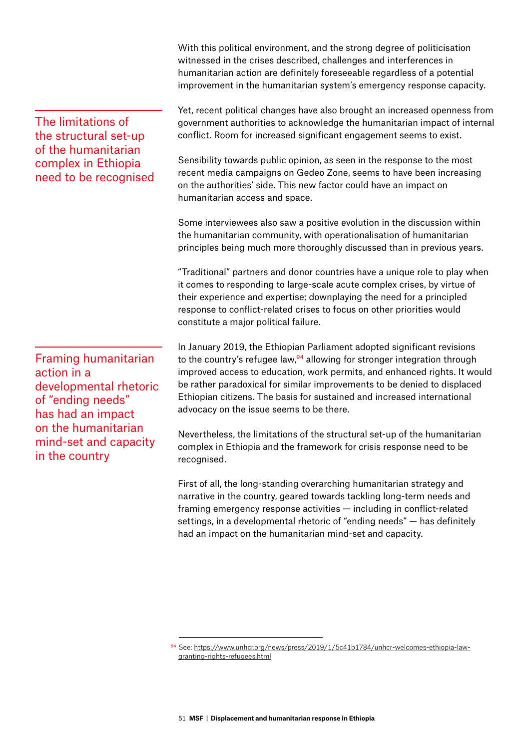With this political environment, and the strong degree of politicisation witnessed in the crises described, challenges and interferences in humanitarian action are definitely foreseeable regardless of a potential improvement in the humanitarian system's emergency response capacity.

> **The limitations of the structural set-up of the humanitarian complex in Ethiopia need to be recognised**

Yet, recent political changes have also brought an increased openness from government authorities to acknowledge the humanitarian impact of internal conflict. Room for increased significant engagement seems to exist.

Sensibility towards public opinion, as seen in the response to the most recent media campaigns on Gedeo Zone, seems to have been increasing on the authorities' side. This new factor could have an impact on humanitarian access and space.

Some interviewees also saw a positive evolution in the discussion within the humanitarian community, with operationalisation of humanitarian principles being much more thoroughly discussed than in previous years.

"Traditional" partners and donor countries have a unique role to play when it comes to responding to large-scale acute complex crises, by virtue of their experience and expertise; downplaying the need for a principled response to conflict-related crises to focus on other priorities would constitute a major political failure.

> **Framing humanitarian action in a developmental rhetoric of "ending needs" has had an impact on the humanitarian mind-set and capacity in the country**

In January 2019, the Ethiopian Parliament adopted significant revisions to the country's refugee law,[94] allowing for stronger integration through improved access to education, work permits, and enhanced rights. It would be rather paradoxical for similar improvements to be denied to displaced Ethiopian citizens. The basis for sustained and increased international advocacy on the issue seems to be there.

Nevertheless, the limitations of the structural set-up of the humanitarian complex in Ethiopia and the framework for crisis response need to be recognised.

First of all, the long-standing overarching humanitarian strategy and narrative in the country, geared towards tackling long-term needs and framing emergency response activities — including in conflict-related settings, in a developmental rhetoric of "ending needs" — has definitely had an impact on the humanitarian mind-set and capacity.

---

[94] See: https://www.unhcr.org/news/press/2019/1/5c41b1784/unhcr-welcomes-ethiopia-law-granting-rights-refugees.html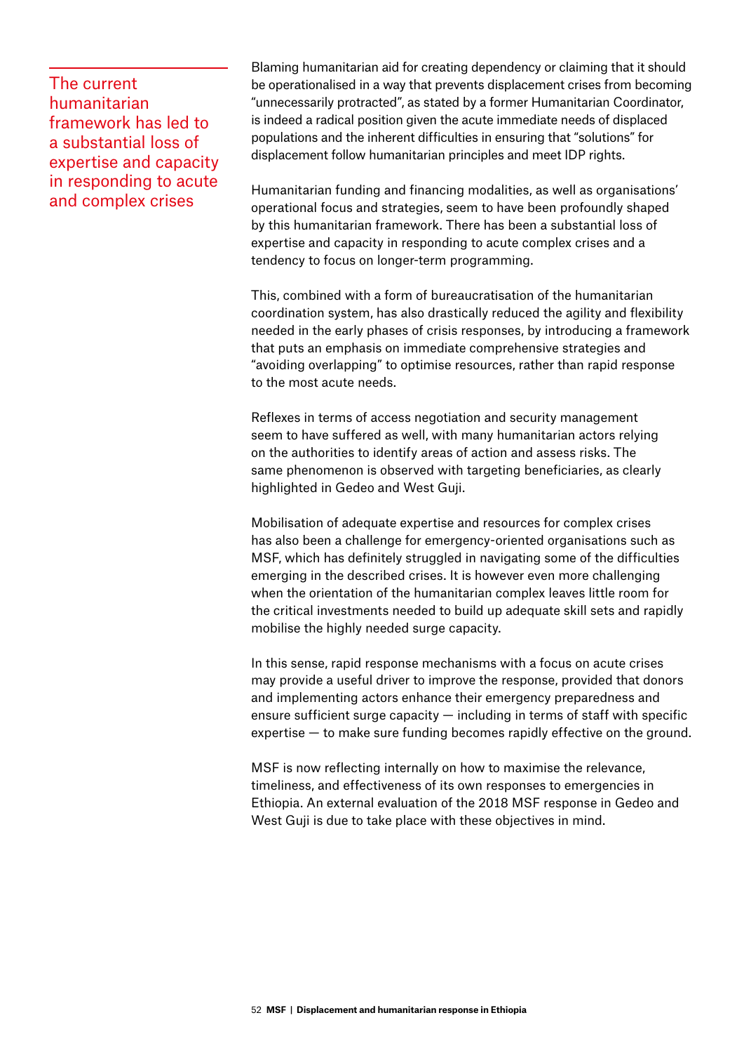> The current humanitarian framework has led to a substantial loss of expertise and capacity in responding to acute and complex crises

Blaming humanitarian aid for creating dependency or claiming that it should be operationalised in a way that prevents displacement crises from becoming "unnecessarily protracted", as stated by a former Humanitarian Coordinator, is indeed a radical position given the acute immediate needs of displaced populations and the inherent difficulties in ensuring that "solutions" for displacement follow humanitarian principles and meet IDP rights.

Humanitarian funding and financing modalities, as well as organisations' operational focus and strategies, seem to have been profoundly shaped by this humanitarian framework. There has been a substantial loss of expertise and capacity in responding to acute complex crises and a tendency to focus on longer-term programming.

This, combined with a form of bureaucratisation of the humanitarian coordination system, has also drastically reduced the agility and flexibility needed in the early phases of crisis responses, by introducing a framework that puts an emphasis on immediate comprehensive strategies and "avoiding overlapping" to optimise resources, rather than rapid response to the most acute needs.

Reflexes in terms of access negotiation and security management seem to have suffered as well, with many humanitarian actors relying on the authorities to identify areas of action and assess risks. The same phenomenon is observed with targeting beneficiaries, as clearly highlighted in Gedeo and West Guji.

Mobilisation of adequate expertise and resources for complex crises has also been a challenge for emergency-oriented organisations such as MSF, which has definitely struggled in navigating some of the difficulties emerging in the described crises. It is however even more challenging when the orientation of the humanitarian complex leaves little room for the critical investments needed to build up adequate skill sets and rapidly mobilise the highly needed surge capacity.

In this sense, rapid response mechanisms with a focus on acute crises may provide a useful driver to improve the response, provided that donors and implementing actors enhance their emergency preparedness and ensure sufficient surge capacity — including in terms of staff with specific expertise — to make sure funding becomes rapidly effective on the ground.

MSF is now reflecting internally on how to maximise the relevance, timeliness, and effectiveness of its own responses to emergencies in Ethiopia. An external evaluation of the 2018 MSF response in Gedeo and West Guji is due to take place with these objectives in mind.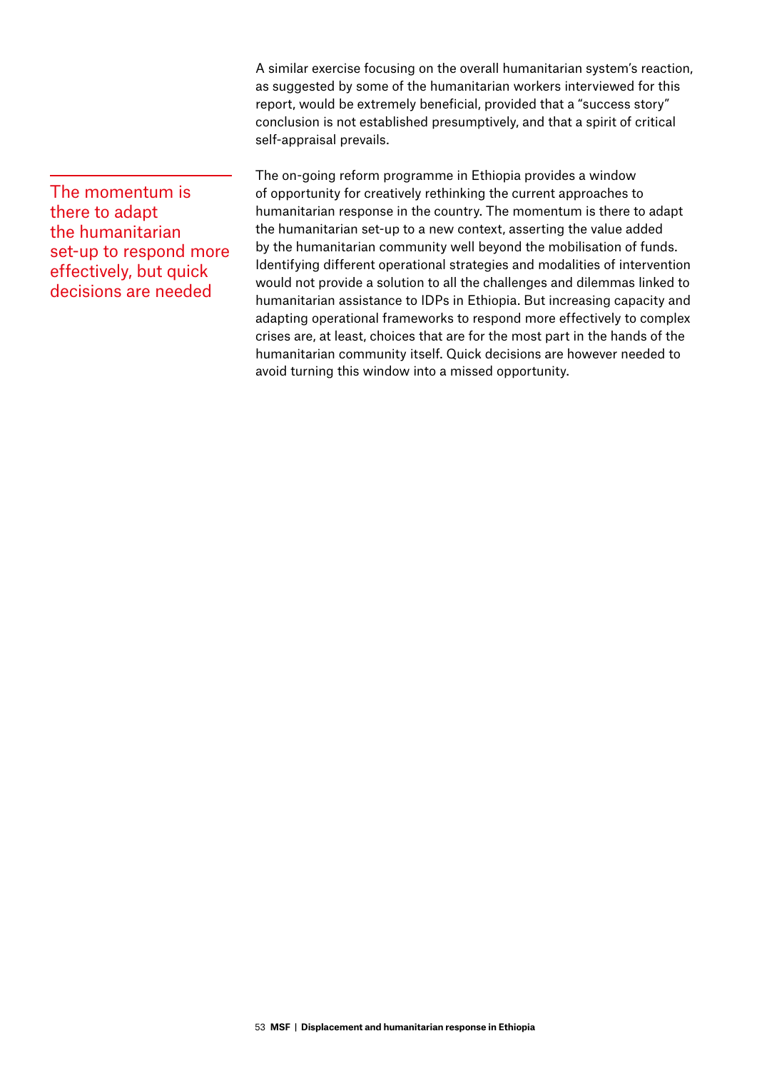A similar exercise focusing on the overall humanitarian system's reaction, as suggested by some of the humanitarian workers interviewed for this report, would be extremely beneficial, provided that a "success story" conclusion is not established presumptively, and that a spirit of critical self-appraisal prevails.

> The momentum is there to adapt the humanitarian set-up to respond more effectively, but quick decisions are needed

The on-going reform programme in Ethiopia provides a window of opportunity for creatively rethinking the current approaches to humanitarian response in the country. The momentum is there to adapt the humanitarian set-up to a new context, asserting the value added by the humanitarian community well beyond the mobilisation of funds. Identifying different operational strategies and modalities of intervention would not provide a solution to all the challenges and dilemmas linked to humanitarian assistance to IDPs in Ethiopia. But increasing capacity and adapting operational frameworks to respond more effectively to complex crises are, at least, choices that are for the most part in the hands of the humanitarian community itself. Quick decisions are however needed to avoid turning this window into a missed opportunity.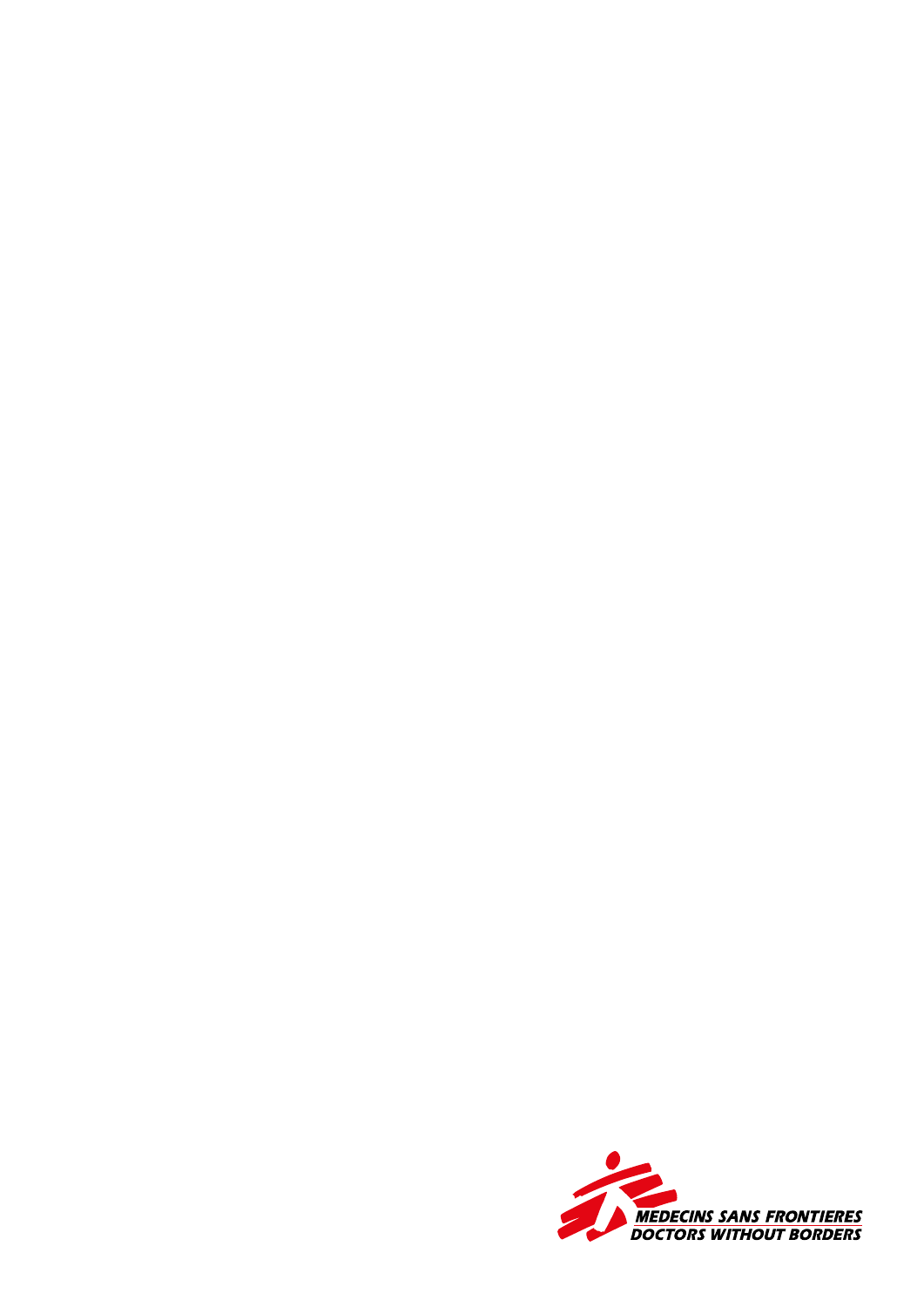MEDECINS SANS FRONTIERES
DOCTORS WITHOUT BORDERS